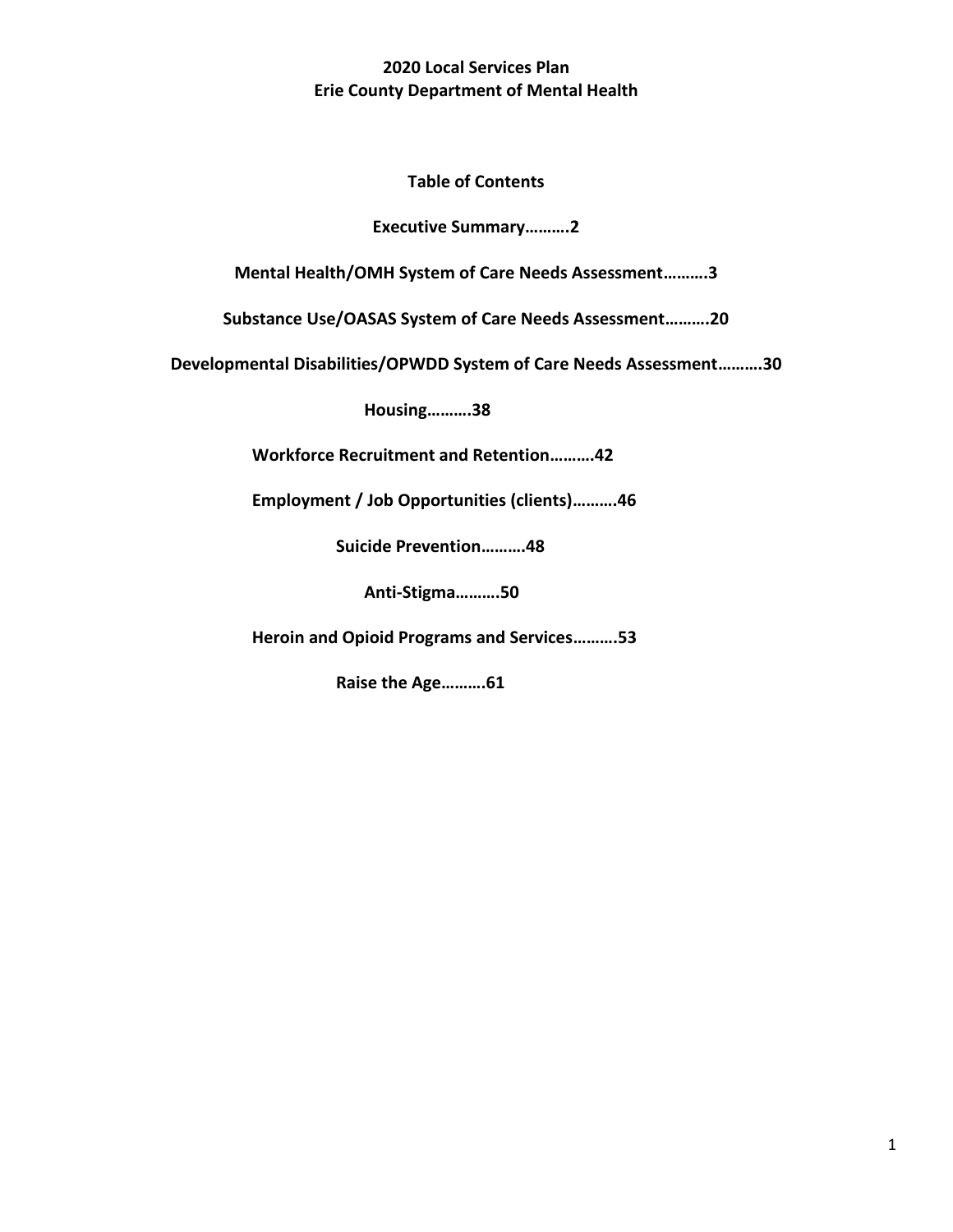# 2020 Local Services Plan
# Erie County Department of Mental Health

## Table of Contents

**Executive Summary……….2**

**Mental Health/OMH System of Care Needs Assessment……….3**

**Substance Use/OASAS System of Care Needs Assessment……….20**

**Developmental Disabilities/OPWDD System of Care Needs Assessment……….30**

**Housing……….38**

**Workforce Recruitment and Retention……….42**

**Employment / Job Opportunities (clients)……….46**

**Suicide Prevention……….48**

**Anti-Stigma……….50**

**Heroin and Opioid Programs and Services……….53**

**Raise the Age……….61**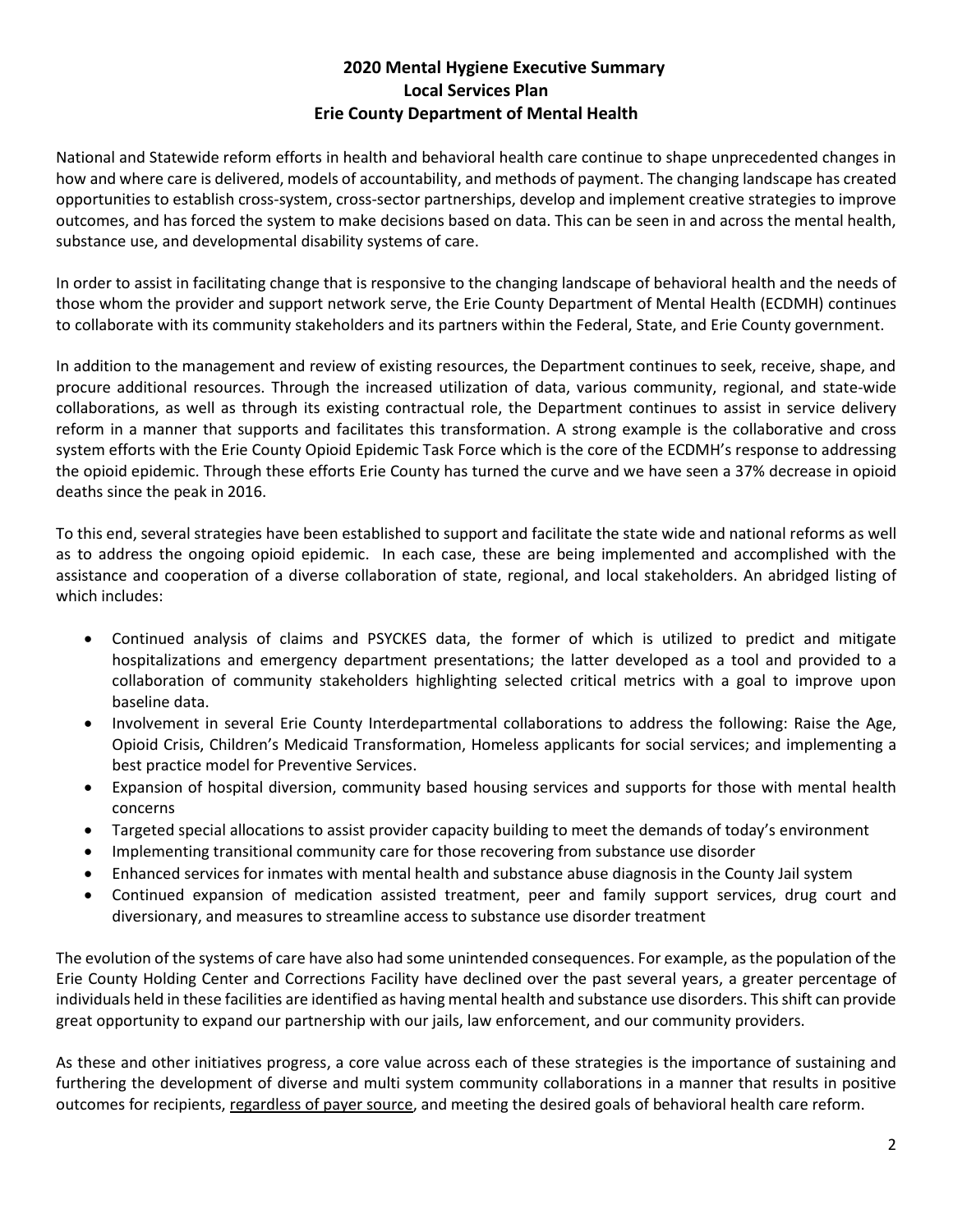# 2020 Mental Hygiene Executive Summary
## Local Services Plan
## Erie County Department of Mental Health

National and Statewide reform efforts in health and behavioral health care continue to shape unprecedented changes in how and where care is delivered, models of accountability, and methods of payment. The changing landscape has created opportunities to establish cross-system, cross-sector partnerships, develop and implement creative strategies to improve outcomes, and has forced the system to make decisions based on data. This can be seen in and across the mental health, substance use, and developmental disability systems of care.

In order to assist in facilitating change that is responsive to the changing landscape of behavioral health and the needs of those whom the provider and support network serve, the Erie County Department of Mental Health (ECDMH) continues to collaborate with its community stakeholders and its partners within the Federal, State, and Erie County government.

In addition to the management and review of existing resources, the Department continues to seek, receive, shape, and procure additional resources. Through the increased utilization of data, various community, regional, and state-wide collaborations, as well as through its existing contractual role, the Department continues to assist in service delivery reform in a manner that supports and facilitates this transformation. A strong example is the collaborative and cross system efforts with the Erie County Opioid Epidemic Task Force which is the core of the ECDMH's response to addressing the opioid epidemic. Through these efforts Erie County has turned the curve and we have seen a 37% decrease in opioid deaths since the peak in 2016.

To this end, several strategies have been established to support and facilitate the state wide and national reforms as well as to address the ongoing opioid epidemic. In each case, these are being implemented and accomplished with the assistance and cooperation of a diverse collaboration of state, regional, and local stakeholders. An abridged listing of which includes:

- Continued analysis of claims and PSYCKES data, the former of which is utilized to predict and mitigate hospitalizations and emergency department presentations; the latter developed as a tool and provided to a collaboration of community stakeholders highlighting selected critical metrics with a goal to improve upon baseline data.
- Involvement in several Erie County Interdepartmental collaborations to address the following: Raise the Age, Opioid Crisis, Children's Medicaid Transformation, Homeless applicants for social services; and implementing a best practice model for Preventive Services.
- Expansion of hospital diversion, community based housing services and supports for those with mental health concerns
- Targeted special allocations to assist provider capacity building to meet the demands of today's environment
- Implementing transitional community care for those recovering from substance use disorder
- Enhanced services for inmates with mental health and substance abuse diagnosis in the County Jail system
- Continued expansion of medication assisted treatment, peer and family support services, drug court and diversionary, and measures to streamline access to substance use disorder treatment

The evolution of the systems of care have also had some unintended consequences. For example, as the population of the Erie County Holding Center and Corrections Facility have declined over the past several years, a greater percentage of individuals held in these facilities are identified as having mental health and substance use disorders. This shift can provide great opportunity to expand our partnership with our jails, law enforcement, and our community providers.

As these and other initiatives progress, a core value across each of these strategies is the importance of sustaining and furthering the development of diverse and multi system community collaborations in a manner that results in positive outcomes for recipients, <u>regardless of payer source</u>, and meeting the desired goals of behavioral health care reform.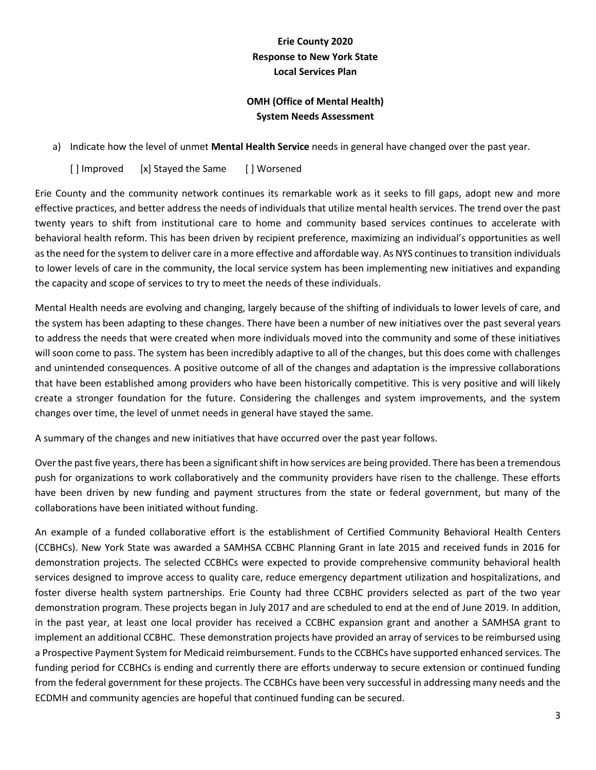# Erie County 2020
# Response to New York State
# Local Services Plan

## OMH (Office of Mental Health)
## System Needs Assessment

a) Indicate how the level of unmet **Mental Health Service** needs in general have changed over the past year.

[ ] Improved [x] Stayed the Same [ ] Worsened

Erie County and the community network continues its remarkable work as it seeks to fill gaps, adopt new and more effective practices, and better address the needs of individuals that utilize mental health services. The trend over the past twenty years to shift from institutional care to home and community based services continues to accelerate with behavioral health reform. This has been driven by recipient preference, maximizing an individual's opportunities as well as the need for the system to deliver care in a more effective and affordable way. As NYS continues to transition individuals to lower levels of care in the community, the local service system has been implementing new initiatives and expanding the capacity and scope of services to try to meet the needs of these individuals.

Mental Health needs are evolving and changing, largely because of the shifting of individuals to lower levels of care, and the system has been adapting to these changes. There have been a number of new initiatives over the past several years to address the needs that were created when more individuals moved into the community and some of these initiatives will soon come to pass. The system has been incredibly adaptive to all of the changes, but this does come with challenges and unintended consequences. A positive outcome of all of the changes and adaptation is the impressive collaborations that have been established among providers who have been historically competitive. This is very positive and will likely create a stronger foundation for the future. Considering the challenges and system improvements, and the system changes over time, the level of unmet needs in general have stayed the same.

A summary of the changes and new initiatives that have occurred over the past year follows.

Over the past five years, there has been a significant shift in how services are being provided. There has been a tremendous push for organizations to work collaboratively and the community providers have risen to the challenge. These efforts have been driven by new funding and payment structures from the state or federal government, but many of the collaborations have been initiated without funding.

An example of a funded collaborative effort is the establishment of Certified Community Behavioral Health Centers (CCBHCs). New York State was awarded a SAMHSA CCBHC Planning Grant in late 2015 and received funds in 2016 for demonstration projects. The selected CCBHCs were expected to provide comprehensive community behavioral health services designed to improve access to quality care, reduce emergency department utilization and hospitalizations, and foster diverse health system partnerships. Erie County had three CCBHC providers selected as part of the two year demonstration program. These projects began in July 2017 and are scheduled to end at the end of June 2019. In addition, in the past year, at least one local provider has received a CCBHC expansion grant and another a SAMHSA grant to implement an additional CCBHC. These demonstration projects have provided an array of services to be reimbursed using a Prospective Payment System for Medicaid reimbursement. Funds to the CCBHCs have supported enhanced services. The funding period for CCBHCs is ending and currently there are efforts underway to secure extension or continued funding from the federal government for these projects. The CCBHCs have been very successful in addressing many needs and the ECDMH and community agencies are hopeful that continued funding can be secured.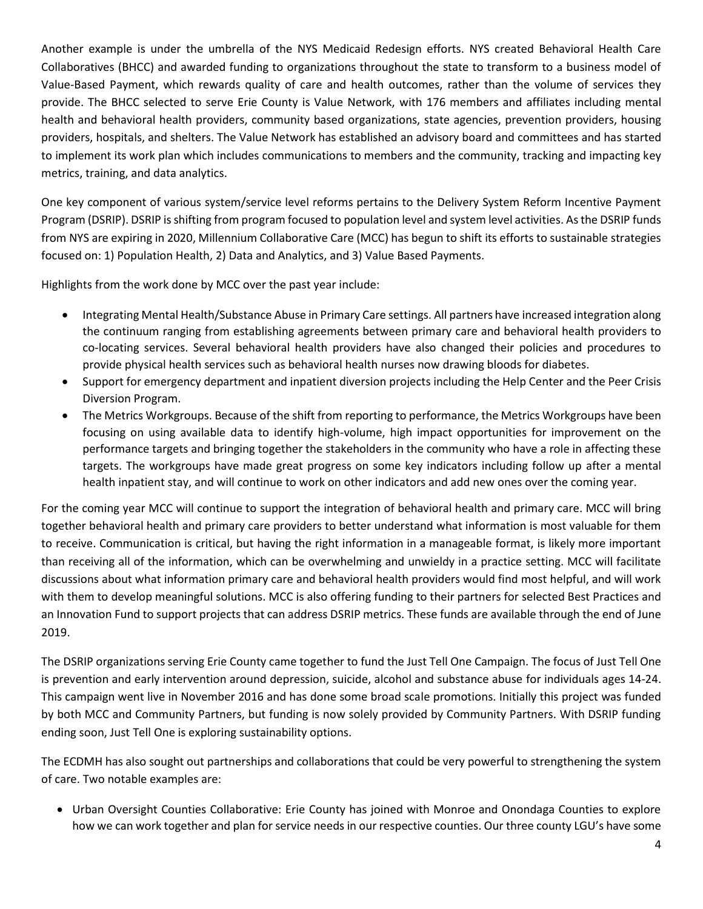Another example is under the umbrella of the NYS Medicaid Redesign efforts. NYS created Behavioral Health Care Collaboratives (BHCC) and awarded funding to organizations throughout the state to transform to a business model of Value-Based Payment, which rewards quality of care and health outcomes, rather than the volume of services they provide. The BHCC selected to serve Erie County is Value Network, with 176 members and affiliates including mental health and behavioral health providers, community based organizations, state agencies, prevention providers, housing providers, hospitals, and shelters. The Value Network has established an advisory board and committees and has started to implement its work plan which includes communications to members and the community, tracking and impacting key metrics, training, and data analytics.

One key component of various system/service level reforms pertains to the Delivery System Reform Incentive Payment Program (DSRIP). DSRIP is shifting from program focused to population level and system level activities. As the DSRIP funds from NYS are expiring in 2020, Millennium Collaborative Care (MCC) has begun to shift its efforts to sustainable strategies focused on: 1) Population Health, 2) Data and Analytics, and 3) Value Based Payments.

Highlights from the work done by MCC over the past year include:

- Integrating Mental Health/Substance Abuse in Primary Care settings. All partners have increased integration along the continuum ranging from establishing agreements between primary care and behavioral health providers to co-locating services. Several behavioral health providers have also changed their policies and procedures to provide physical health services such as behavioral health nurses now drawing bloods for diabetes.
- Support for emergency department and inpatient diversion projects including the Help Center and the Peer Crisis Diversion Program.
- The Metrics Workgroups. Because of the shift from reporting to performance, the Metrics Workgroups have been focusing on using available data to identify high-volume, high impact opportunities for improvement on the performance targets and bringing together the stakeholders in the community who have a role in affecting these targets. The workgroups have made great progress on some key indicators including follow up after a mental health inpatient stay, and will continue to work on other indicators and add new ones over the coming year.

For the coming year MCC will continue to support the integration of behavioral health and primary care. MCC will bring together behavioral health and primary care providers to better understand what information is most valuable for them to receive. Communication is critical, but having the right information in a manageable format, is likely more important than receiving all of the information, which can be overwhelming and unwieldy in a practice setting. MCC will facilitate discussions about what information primary care and behavioral health providers would find most helpful, and will work with them to develop meaningful solutions. MCC is also offering funding to their partners for selected Best Practices and an Innovation Fund to support projects that can address DSRIP metrics. These funds are available through the end of June 2019.

The DSRIP organizations serving Erie County came together to fund the Just Tell One Campaign. The focus of Just Tell One is prevention and early intervention around depression, suicide, alcohol and substance abuse for individuals ages 14-24. This campaign went live in November 2016 and has done some broad scale promotions. Initially this project was funded by both MCC and Community Partners, but funding is now solely provided by Community Partners. With DSRIP funding ending soon, Just Tell One is exploring sustainability options.

The ECDMH has also sought out partnerships and collaborations that could be very powerful to strengthening the system of care. Two notable examples are:

- Urban Oversight Counties Collaborative: Erie County has joined with Monroe and Onondaga Counties to explore how we can work together and plan for service needs in our respective counties. Our three county LGU's have some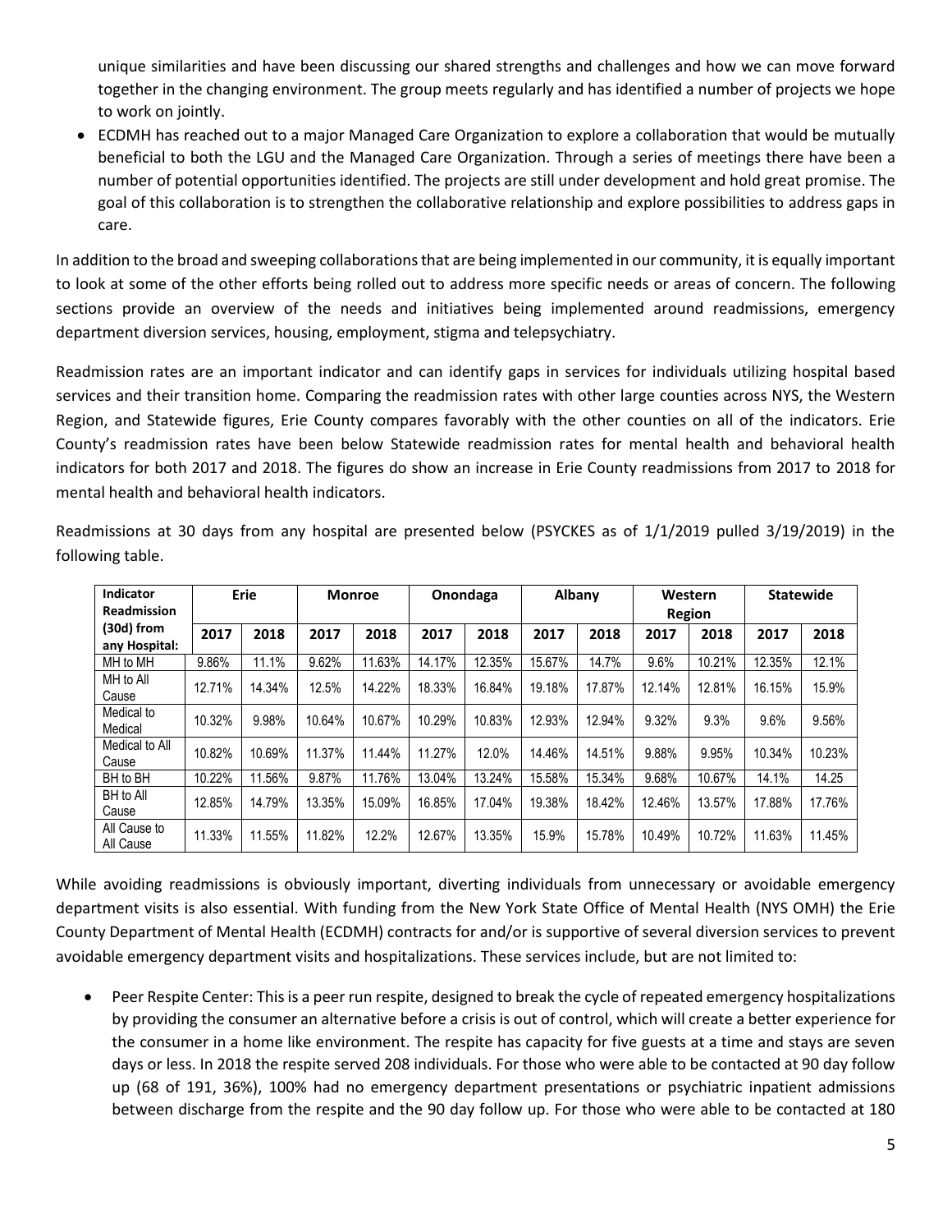unique similarities and have been discussing our shared strengths and challenges and how we can move forward together in the changing environment. The group meets regularly and has identified a number of projects we hope to work on jointly.

- ECDMH has reached out to a major Managed Care Organization to explore a collaboration that would be mutually beneficial to both the LGU and the Managed Care Organization. Through a series of meetings there have been a number of potential opportunities identified. The projects are still under development and hold great promise. The goal of this collaboration is to strengthen the collaborative relationship and explore possibilities to address gaps in care.

In addition to the broad and sweeping collaborations that are being implemented in our community, it is equally important to look at some of the other efforts being rolled out to address more specific needs or areas of concern. The following sections provide an overview of the needs and initiatives being implemented around readmissions, emergency department diversion services, housing, employment, stigma and telepsychiatry.

Readmission rates are an important indicator and can identify gaps in services for individuals utilizing hospital based services and their transition home. Comparing the readmission rates with other large counties across NYS, the Western Region, and Statewide figures, Erie County compares favorably with the other counties on all of the indicators. Erie County's readmission rates have been below Statewide readmission rates for mental health and behavioral health indicators for both 2017 and 2018. The figures do show an increase in Erie County readmissions from 2017 to 2018 for mental health and behavioral health indicators.

Readmissions at 30 days from any hospital are presented below (PSYCKES as of 1/1/2019 pulled 3/19/2019) in the following table.

| Indicator Readmission (30d) from any Hospital: | Erie | | Monroe | | Onondaga | | Albany | | Western Region | | Statewide | |
|---|---|---|---|---|---|---|---|---|---|---|---|---|
| | 2017 | 2018 | 2017 | 2018 | 2017 | 2018 | 2017 | 2018 | 2017 | 2018 | 2017 | 2018 |
| MH to MH | 9.86% | 11.1% | 9.62% | 11.63% | 14.17% | 12.35% | 15.67% | 14.7% | 9.6% | 10.21% | 12.35% | 12.1% |
| MH to All Cause | 12.71% | 14.34% | 12.5% | 14.22% | 18.33% | 16.84% | 19.18% | 17.87% | 12.14% | 12.81% | 16.15% | 15.9% |
| Medical to Medical | 10.32% | 9.98% | 10.64% | 10.67% | 10.29% | 10.83% | 12.93% | 12.94% | 9.32% | 9.3% | 9.6% | 9.56% |
| Medical to All Cause | 10.82% | 10.69% | 11.37% | 11.44% | 11.27% | 12.0% | 14.46% | 14.51% | 9.88% | 9.95% | 10.34% | 10.23% |
| BH to BH | 10.22% | 11.56% | 9.87% | 11.76% | 13.04% | 13.24% | 15.58% | 15.34% | 9.68% | 10.67% | 14.1% | 14.25 |
| BH to All Cause | 12.85% | 14.79% | 13.35% | 15.09% | 16.85% | 17.04% | 19.38% | 18.42% | 12.46% | 13.57% | 17.88% | 17.76% |
| All Cause to All Cause | 11.33% | 11.55% | 11.82% | 12.2% | 12.67% | 13.35% | 15.9% | 15.78% | 10.49% | 10.72% | 11.63% | 11.45% |

While avoiding readmissions is obviously important, diverting individuals from unnecessary or avoidable emergency department visits is also essential. With funding from the New York State Office of Mental Health (NYS OMH) the Erie County Department of Mental Health (ECDMH) contracts for and/or is supportive of several diversion services to prevent avoidable emergency department visits and hospitalizations. These services include, but are not limited to:

- Peer Respite Center: This is a peer run respite, designed to break the cycle of repeated emergency hospitalizations by providing the consumer an alternative before a crisis is out of control, which will create a better experience for the consumer in a home like environment. The respite has capacity for five guests at a time and stays are seven days or less. In 2018 the respite served 208 individuals. For those who were able to be contacted at 90 day follow up (68 of 191, 36%), 100% had no emergency department presentations or psychiatric inpatient admissions between discharge from the respite and the 90 day follow up. For those who were able to be contacted at 180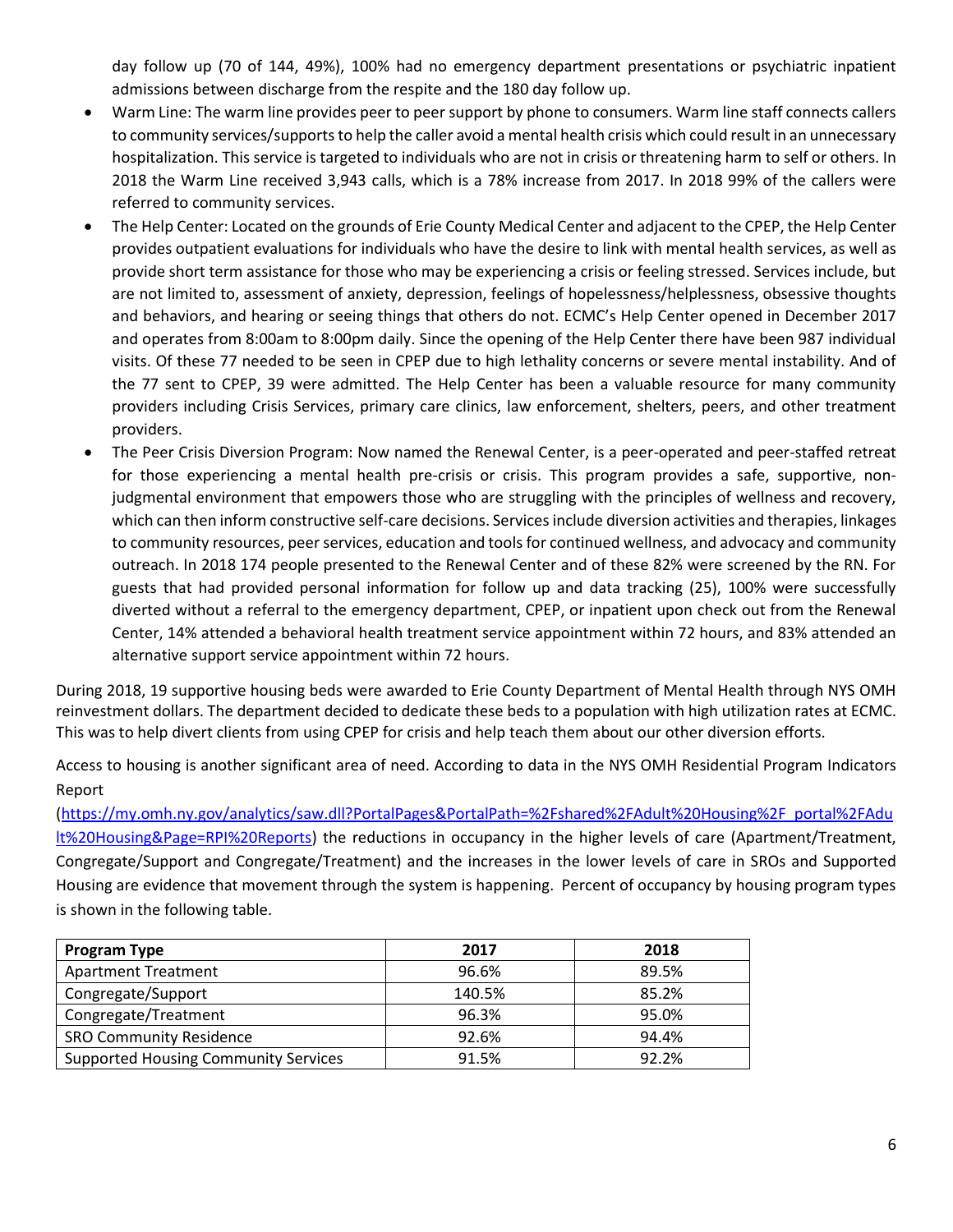day follow up (70 of 144, 49%), 100% had no emergency department presentations or psychiatric inpatient admissions between discharge from the respite and the 180 day follow up.

- Warm Line: The warm line provides peer to peer support by phone to consumers. Warm line staff connects callers to community services/supports to help the caller avoid a mental health crisis which could result in an unnecessary hospitalization. This service is targeted to individuals who are not in crisis or threatening harm to self or others. In 2018 the Warm Line received 3,943 calls, which is a 78% increase from 2017. In 2018 99% of the callers were referred to community services.
- The Help Center: Located on the grounds of Erie County Medical Center and adjacent to the CPEP, the Help Center provides outpatient evaluations for individuals who have the desire to link with mental health services, as well as provide short term assistance for those who may be experiencing a crisis or feeling stressed. Services include, but are not limited to, assessment of anxiety, depression, feelings of hopelessness/helplessness, obsessive thoughts and behaviors, and hearing or seeing things that others do not. ECMC's Help Center opened in December 2017 and operates from 8:00am to 8:00pm daily. Since the opening of the Help Center there have been 987 individual visits. Of these 77 needed to be seen in CPEP due to high lethality concerns or severe mental instability. And of the 77 sent to CPEP, 39 were admitted. The Help Center has been a valuable resource for many community providers including Crisis Services, primary care clinics, law enforcement, shelters, peers, and other treatment providers.
- The Peer Crisis Diversion Program: Now named the Renewal Center, is a peer-operated and peer-staffed retreat for those experiencing a mental health pre-crisis or crisis. This program provides a safe, supportive, non-judgmental environment that empowers those who are struggling with the principles of wellness and recovery, which can then inform constructive self-care decisions. Services include diversion activities and therapies, linkages to community resources, peer services, education and tools for continued wellness, and advocacy and community outreach. In 2018 174 people presented to the Renewal Center and of these 82% were screened by the RN. For guests that had provided personal information for follow up and data tracking (25), 100% were successfully diverted without a referral to the emergency department, CPEP, or inpatient upon check out from the Renewal Center, 14% attended a behavioral health treatment service appointment within 72 hours, and 83% attended an alternative support service appointment within 72 hours.

During 2018, 19 supportive housing beds were awarded to Erie County Department of Mental Health through NYS OMH reinvestment dollars. The department decided to dedicate these beds to a population with high utilization rates at ECMC. This was to help divert clients from using CPEP for crisis and help teach them about our other diversion efforts.

Access to housing is another significant area of need. According to data in the NYS OMH Residential Program Indicators Report (https://my.omh.ny.gov/analytics/saw.dll?PortalPages&PortalPath=%2Fshared%2FAdult%20Housing%2F_portal%2FAdult%20Housing&Page=RPI%20Reports) the reductions in occupancy in the higher levels of care (Apartment/Treatment, Congregate/Support and Congregate/Treatment) and the increases in the lower levels of care in SROs and Supported Housing are evidence that movement through the system is happening. Percent of occupancy by housing program types is shown in the following table.

| Program Type | 2017 | 2018 |
|---|---|---|
| Apartment Treatment | 96.6% | 89.5% |
| Congregate/Support | 140.5% | 85.2% |
| Congregate/Treatment | 96.3% | 95.0% |
| SRO Community Residence | 92.6% | 94.4% |
| Supported Housing Community Services | 91.5% | 92.2% |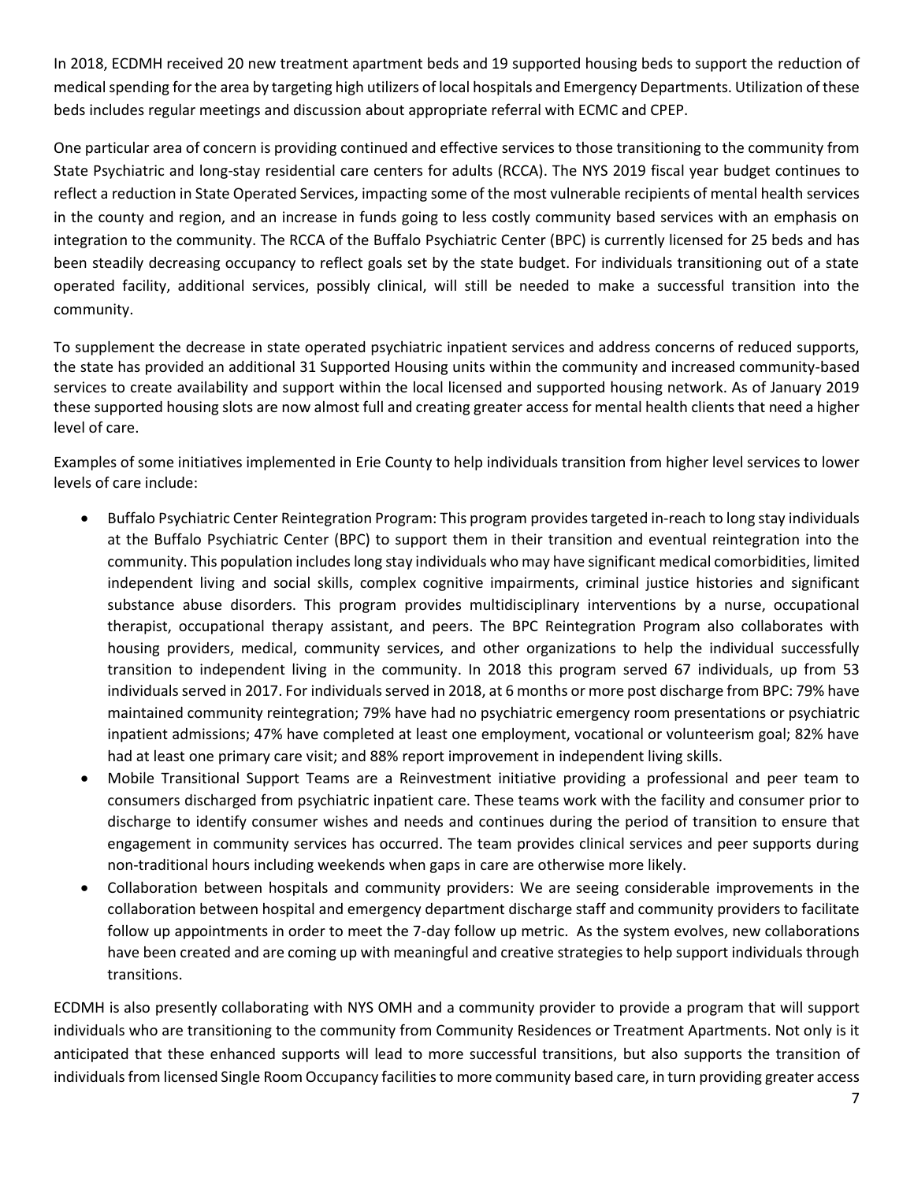In 2018, ECDMH received 20 new treatment apartment beds and 19 supported housing beds to support the reduction of medical spending for the area by targeting high utilizers of local hospitals and Emergency Departments. Utilization of these beds includes regular meetings and discussion about appropriate referral with ECMC and CPEP.

One particular area of concern is providing continued and effective services to those transitioning to the community from State Psychiatric and long-stay residential care centers for adults (RCCA). The NYS 2019 fiscal year budget continues to reflect a reduction in State Operated Services, impacting some of the most vulnerable recipients of mental health services in the county and region, and an increase in funds going to less costly community based services with an emphasis on integration to the community. The RCCA of the Buffalo Psychiatric Center (BPC) is currently licensed for 25 beds and has been steadily decreasing occupancy to reflect goals set by the state budget. For individuals transitioning out of a state operated facility, additional services, possibly clinical, will still be needed to make a successful transition into the community.

To supplement the decrease in state operated psychiatric inpatient services and address concerns of reduced supports, the state has provided an additional 31 Supported Housing units within the community and increased community-based services to create availability and support within the local licensed and supported housing network. As of January 2019 these supported housing slots are now almost full and creating greater access for mental health clients that need a higher level of care.

Examples of some initiatives implemented in Erie County to help individuals transition from higher level services to lower levels of care include:

- Buffalo Psychiatric Center Reintegration Program: This program provides targeted in-reach to long stay individuals at the Buffalo Psychiatric Center (BPC) to support them in their transition and eventual reintegration into the community. This population includes long stay individuals who may have significant medical comorbidities, limited independent living and social skills, complex cognitive impairments, criminal justice histories and significant substance abuse disorders. This program provides multidisciplinary interventions by a nurse, occupational therapist, occupational therapy assistant, and peers. The BPC Reintegration Program also collaborates with housing providers, medical, community services, and other organizations to help the individual successfully transition to independent living in the community. In 2018 this program served 67 individuals, up from 53 individuals served in 2017. For individuals served in 2018, at 6 months or more post discharge from BPC: 79% have maintained community reintegration; 79% have had no psychiatric emergency room presentations or psychiatric inpatient admissions; 47% have completed at least one employment, vocational or volunteerism goal; 82% have had at least one primary care visit; and 88% report improvement in independent living skills.
- Mobile Transitional Support Teams are a Reinvestment initiative providing a professional and peer team to consumers discharged from psychiatric inpatient care. These teams work with the facility and consumer prior to discharge to identify consumer wishes and needs and continues during the period of transition to ensure that engagement in community services has occurred. The team provides clinical services and peer supports during non-traditional hours including weekends when gaps in care are otherwise more likely.
- Collaboration between hospitals and community providers: We are seeing considerable improvements in the collaboration between hospital and emergency department discharge staff and community providers to facilitate follow up appointments in order to meet the 7-day follow up metric. As the system evolves, new collaborations have been created and are coming up with meaningful and creative strategies to help support individuals through transitions.

ECDMH is also presently collaborating with NYS OMH and a community provider to provide a program that will support individuals who are transitioning to the community from Community Residences or Treatment Apartments. Not only is it anticipated that these enhanced supports will lead to more successful transitions, but also supports the transition of individuals from licensed Single Room Occupancy facilities to more community based care, in turn providing greater access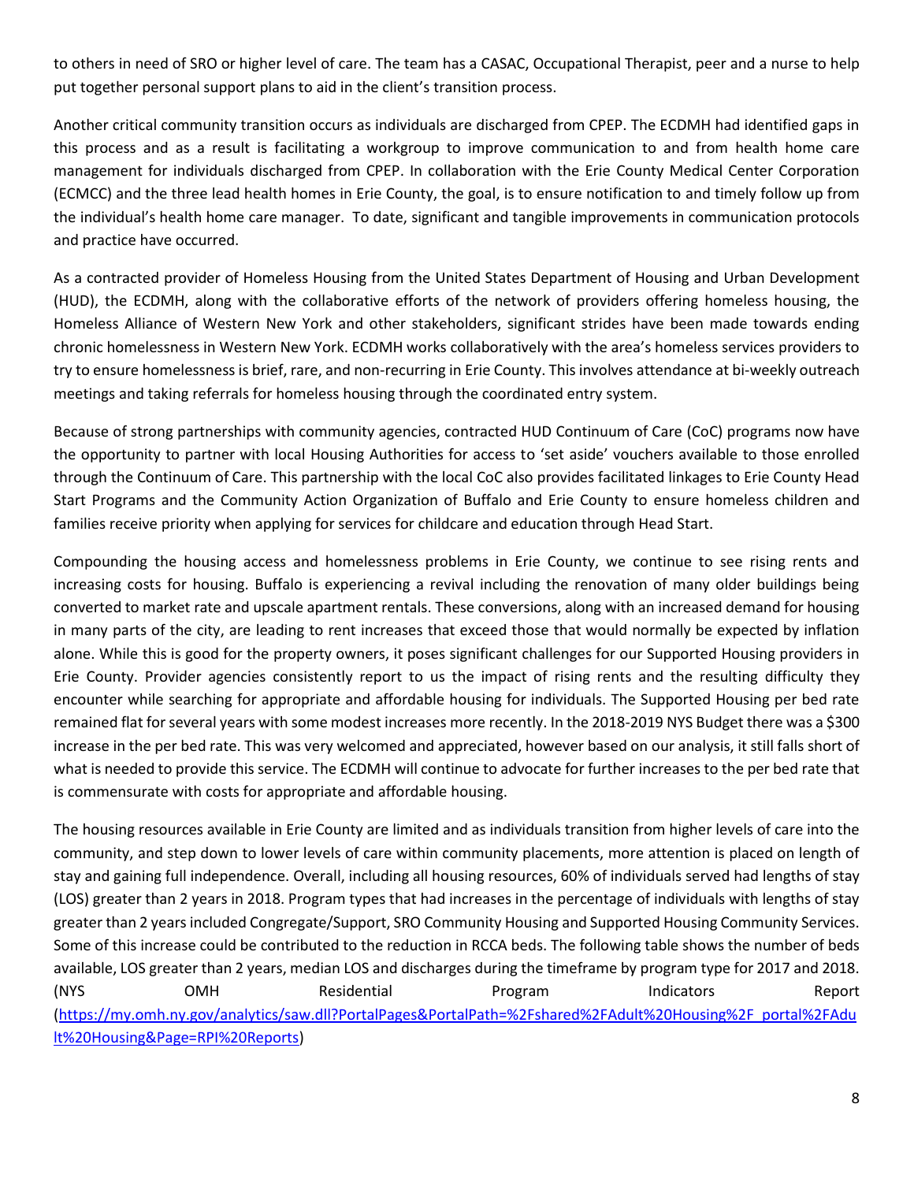to others in need of SRO or higher level of care. The team has a CASAC, Occupational Therapist, peer and a nurse to help put together personal support plans to aid in the client's transition process.

Another critical community transition occurs as individuals are discharged from CPEP. The ECDMH had identified gaps in this process and as a result is facilitating a workgroup to improve communication to and from health home care management for individuals discharged from CPEP. In collaboration with the Erie County Medical Center Corporation (ECMCC) and the three lead health homes in Erie County, the goal, is to ensure notification to and timely follow up from the individual's health home care manager. To date, significant and tangible improvements in communication protocols and practice have occurred.

As a contracted provider of Homeless Housing from the United States Department of Housing and Urban Development (HUD), the ECDMH, along with the collaborative efforts of the network of providers offering homeless housing, the Homeless Alliance of Western New York and other stakeholders, significant strides have been made towards ending chronic homelessness in Western New York. ECDMH works collaboratively with the area's homeless services providers to try to ensure homelessness is brief, rare, and non-recurring in Erie County. This involves attendance at bi-weekly outreach meetings and taking referrals for homeless housing through the coordinated entry system.

Because of strong partnerships with community agencies, contracted HUD Continuum of Care (CoC) programs now have the opportunity to partner with local Housing Authorities for access to 'set aside' vouchers available to those enrolled through the Continuum of Care. This partnership with the local CoC also provides facilitated linkages to Erie County Head Start Programs and the Community Action Organization of Buffalo and Erie County to ensure homeless children and families receive priority when applying for services for childcare and education through Head Start.

Compounding the housing access and homelessness problems in Erie County, we continue to see rising rents and increasing costs for housing. Buffalo is experiencing a revival including the renovation of many older buildings being converted to market rate and upscale apartment rentals. These conversions, along with an increased demand for housing in many parts of the city, are leading to rent increases that exceed those that would normally be expected by inflation alone. While this is good for the property owners, it poses significant challenges for our Supported Housing providers in Erie County. Provider agencies consistently report to us the impact of rising rents and the resulting difficulty they encounter while searching for appropriate and affordable housing for individuals. The Supported Housing per bed rate remained flat for several years with some modest increases more recently. In the 2018-2019 NYS Budget there was a $300 increase in the per bed rate. This was very welcomed and appreciated, however based on our analysis, it still falls short of what is needed to provide this service. The ECDMH will continue to advocate for further increases to the per bed rate that is commensurate with costs for appropriate and affordable housing.

The housing resources available in Erie County are limited and as individuals transition from higher levels of care into the community, and step down to lower levels of care within community placements, more attention is placed on length of stay and gaining full independence. Overall, including all housing resources, 60% of individuals served had lengths of stay (LOS) greater than 2 years in 2018. Program types that had increases in the percentage of individuals with lengths of stay greater than 2 years included Congregate/Support, SRO Community Housing and Supported Housing Community Services. Some of this increase could be contributed to the reduction in RCCA beds. The following table shows the number of beds available, LOS greater than 2 years, median LOS and discharges during the timeframe by program type for 2017 and 2018. (NYS OMH Residential Program Indicators Report (https://my.omh.ny.gov/analytics/saw.dll?PortalPages&PortalPath=%2Fshared%2FAdult%20Housing%2F_portal%2FAdult%20Housing&Page=RPI%20Reports)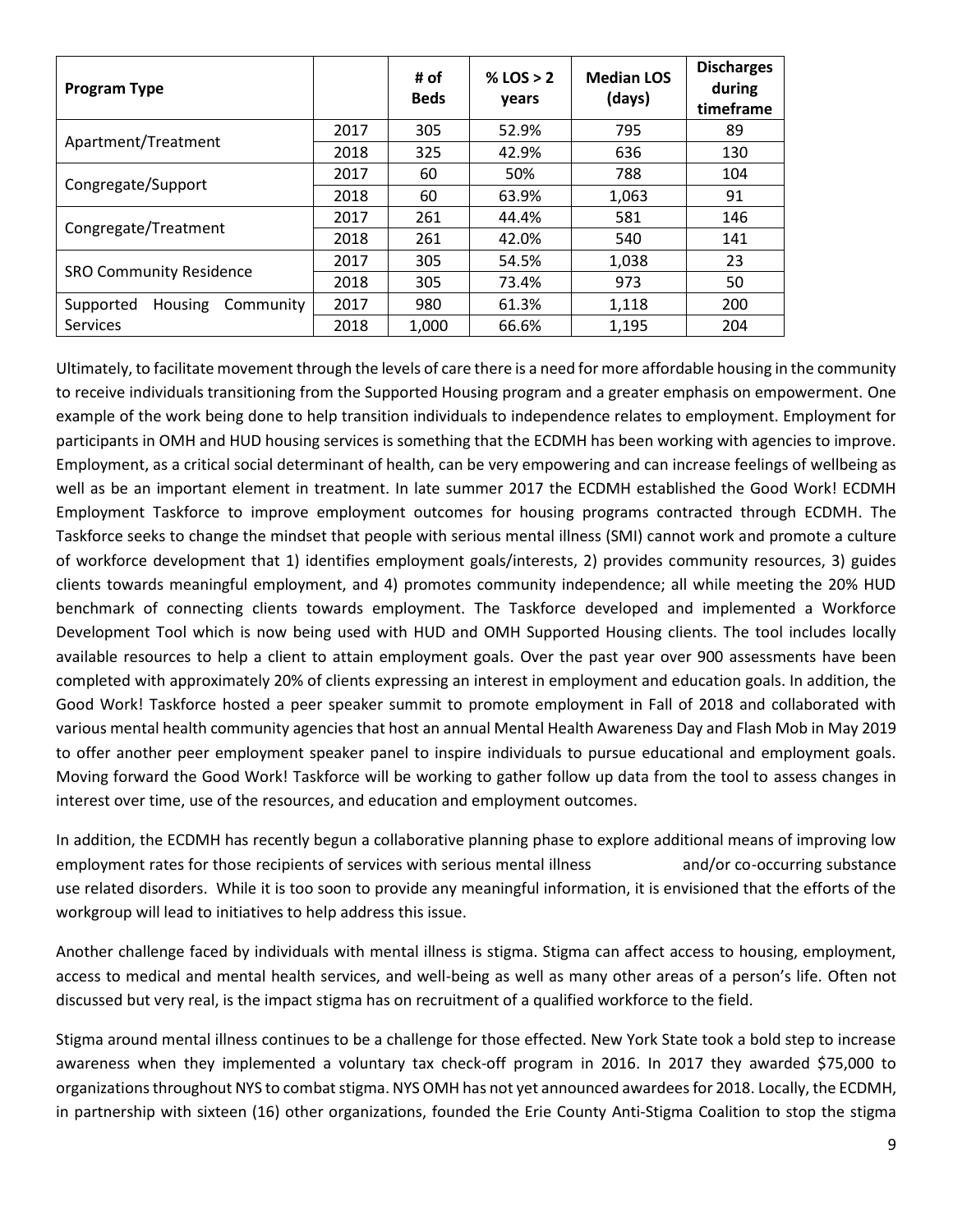| Program Type | | # of Beds | % LOS > 2 years | Median LOS (days) | Discharges during timeframe |
|---|---|---|---|---|---|
| Apartment/Treatment | 2017 | 305 | 52.9% | 795 | 89 |
| | 2018 | 325 | 42.9% | 636 | 130 |
| Congregate/Support | 2017 | 60 | 50% | 788 | 104 |
| | 2018 | 60 | 63.9% | 1,063 | 91 |
| Congregate/Treatment | 2017 | 261 | 44.4% | 581 | 146 |
| | 2018 | 261 | 42.0% | 540 | 141 |
| SRO Community Residence | 2017 | 305 | 54.5% | 1,038 | 23 |
| | 2018 | 305 | 73.4% | 973 | 50 |
| Supported Housing Community Services | 2017 | 980 | 61.3% | 1,118 | 200 |
| | 2018 | 1,000 | 66.6% | 1,195 | 204 |

Ultimately, to facilitate movement through the levels of care there is a need for more affordable housing in the community to receive individuals transitioning from the Supported Housing program and a greater emphasis on empowerment. One example of the work being done to help transition individuals to independence relates to employment. Employment for participants in OMH and HUD housing services is something that the ECDMH has been working with agencies to improve. Employment, as a critical social determinant of health, can be very empowering and can increase feelings of wellbeing as well as be an important element in treatment. In late summer 2017 the ECDMH established the Good Work! ECDMH Employment Taskforce to improve employment outcomes for housing programs contracted through ECDMH. The Taskforce seeks to change the mindset that people with serious mental illness (SMI) cannot work and promote a culture of workforce development that 1) identifies employment goals/interests, 2) provides community resources, 3) guides clients towards meaningful employment, and 4) promotes community independence; all while meeting the 20% HUD benchmark of connecting clients towards employment. The Taskforce developed and implemented a Workforce Development Tool which is now being used with HUD and OMH Supported Housing clients. The tool includes locally available resources to help a client to attain employment goals. Over the past year over 900 assessments have been completed with approximately 20% of clients expressing an interest in employment and education goals. In addition, the Good Work! Taskforce hosted a peer speaker summit to promote employment in Fall of 2018 and collaborated with various mental health community agencies that host an annual Mental Health Awareness Day and Flash Mob in May 2019 to offer another peer employment speaker panel to inspire individuals to pursue educational and employment goals. Moving forward the Good Work! Taskforce will be working to gather follow up data from the tool to assess changes in interest over time, use of the resources, and education and employment outcomes.

In addition, the ECDMH has recently begun a collaborative planning phase to explore additional means of improving low employment rates for those recipients of services with serious mental illness and/or co-occurring substance use related disorders. While it is too soon to provide any meaningful information, it is envisioned that the efforts of the workgroup will lead to initiatives to help address this issue.

Another challenge faced by individuals with mental illness is stigma. Stigma can affect access to housing, employment, access to medical and mental health services, and well-being as well as many other areas of a person's life. Often not discussed but very real, is the impact stigma has on recruitment of a qualified workforce to the field.

Stigma around mental illness continues to be a challenge for those effected. New York State took a bold step to increase awareness when they implemented a voluntary tax check-off program in 2016. In 2017 they awarded $75,000 to organizations throughout NYS to combat stigma. NYS OMH has not yet announced awardees for 2018. Locally, the ECDMH, in partnership with sixteen (16) other organizations, founded the Erie County Anti-Stigma Coalition to stop the stigma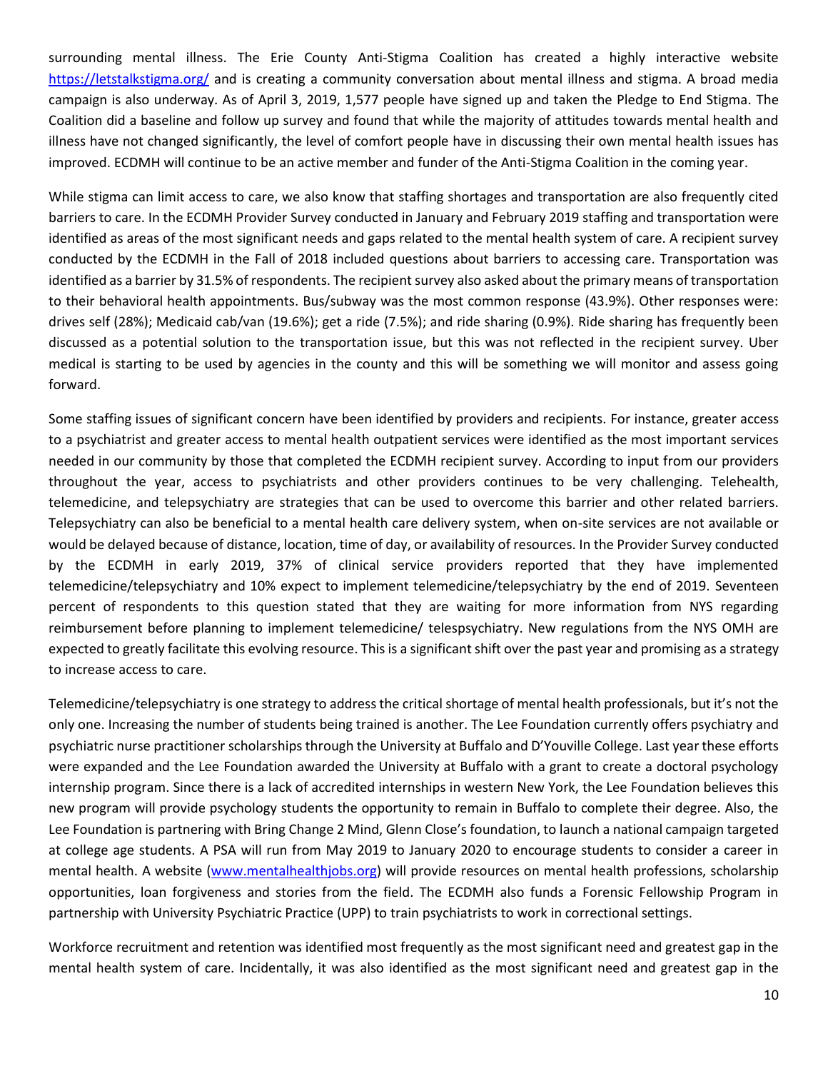surrounding mental illness. The Erie County Anti-Stigma Coalition has created a highly interactive website https://letstalkstigma.org/ and is creating a community conversation about mental illness and stigma. A broad media campaign is also underway. As of April 3, 2019, 1,577 people have signed up and taken the Pledge to End Stigma. The Coalition did a baseline and follow up survey and found that while the majority of attitudes towards mental health and illness have not changed significantly, the level of comfort people have in discussing their own mental health issues has improved. ECDMH will continue to be an active member and funder of the Anti-Stigma Coalition in the coming year.

While stigma can limit access to care, we also know that staffing shortages and transportation are also frequently cited barriers to care. In the ECDMH Provider Survey conducted in January and February 2019 staffing and transportation were identified as areas of the most significant needs and gaps related to the mental health system of care. A recipient survey conducted by the ECDMH in the Fall of 2018 included questions about barriers to accessing care. Transportation was identified as a barrier by 31.5% of respondents. The recipient survey also asked about the primary means of transportation to their behavioral health appointments. Bus/subway was the most common response (43.9%). Other responses were: drives self (28%); Medicaid cab/van (19.6%); get a ride (7.5%); and ride sharing (0.9%). Ride sharing has frequently been discussed as a potential solution to the transportation issue, but this was not reflected in the recipient survey. Uber medical is starting to be used by agencies in the county and this will be something we will monitor and assess going forward.

Some staffing issues of significant concern have been identified by providers and recipients. For instance, greater access to a psychiatrist and greater access to mental health outpatient services were identified as the most important services needed in our community by those that completed the ECDMH recipient survey. According to input from our providers throughout the year, access to psychiatrists and other providers continues to be very challenging. Telehealth, telemedicine, and telepsychiatry are strategies that can be used to overcome this barrier and other related barriers. Telepsychiatry can also be beneficial to a mental health care delivery system, when on-site services are not available or would be delayed because of distance, location, time of day, or availability of resources. In the Provider Survey conducted by the ECDMH in early 2019, 37% of clinical service providers reported that they have implemented telemedicine/telepsychiatry and 10% expect to implement telemedicine/telepsychiatry by the end of 2019. Seventeen percent of respondents to this question stated that they are waiting for more information from NYS regarding reimbursement before planning to implement telemedicine/ telespsychiatry. New regulations from the NYS OMH are expected to greatly facilitate this evolving resource. This is a significant shift over the past year and promising as a strategy to increase access to care.

Telemedicine/telepsychiatry is one strategy to address the critical shortage of mental health professionals, but it's not the only one. Increasing the number of students being trained is another. The Lee Foundation currently offers psychiatry and psychiatric nurse practitioner scholarships through the University at Buffalo and D'Youville College. Last year these efforts were expanded and the Lee Foundation awarded the University at Buffalo with a grant to create a doctoral psychology internship program. Since there is a lack of accredited internships in western New York, the Lee Foundation believes this new program will provide psychology students the opportunity to remain in Buffalo to complete their degree. Also, the Lee Foundation is partnering with Bring Change 2 Mind, Glenn Close's foundation, to launch a national campaign targeted at college age students. A PSA will run from May 2019 to January 2020 to encourage students to consider a career in mental health. A website (www.mentalhealthjobs.org) will provide resources on mental health professions, scholarship opportunities, loan forgiveness and stories from the field. The ECDMH also funds a Forensic Fellowship Program in partnership with University Psychiatric Practice (UPP) to train psychiatrists to work in correctional settings.

Workforce recruitment and retention was identified most frequently as the most significant need and greatest gap in the mental health system of care. Incidentally, it was also identified as the most significant need and greatest gap in the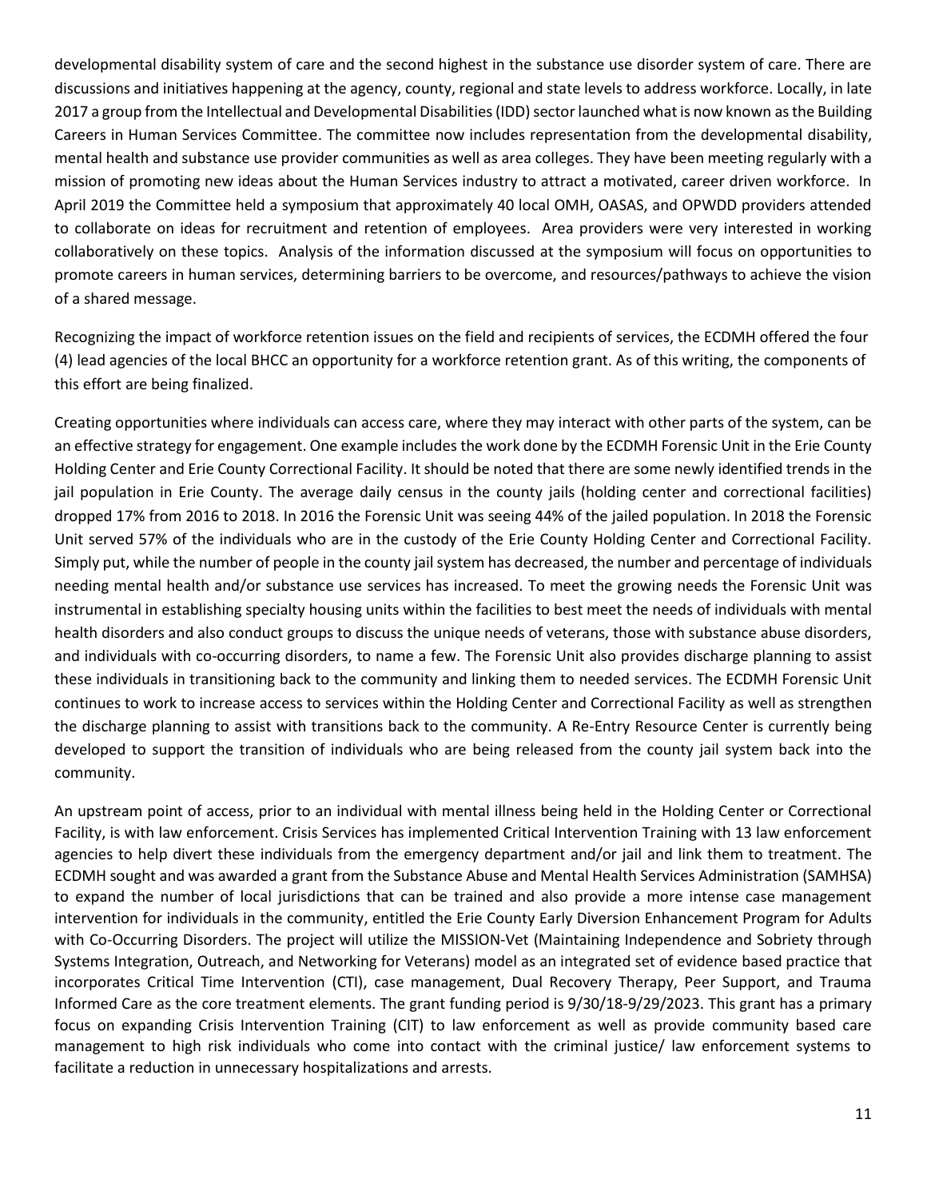developmental disability system of care and the second highest in the substance use disorder system of care. There are discussions and initiatives happening at the agency, county, regional and state levels to address workforce. Locally, in late 2017 a group from the Intellectual and Developmental Disabilities (IDD) sector launched what is now known as the Building Careers in Human Services Committee. The committee now includes representation from the developmental disability, mental health and substance use provider communities as well as area colleges. They have been meeting regularly with a mission of promoting new ideas about the Human Services industry to attract a motivated, career driven workforce. In April 2019 the Committee held a symposium that approximately 40 local OMH, OASAS, and OPWDD providers attended to collaborate on ideas for recruitment and retention of employees. Area providers were very interested in working collaboratively on these topics. Analysis of the information discussed at the symposium will focus on opportunities to promote careers in human services, determining barriers to be overcome, and resources/pathways to achieve the vision of a shared message.

Recognizing the impact of workforce retention issues on the field and recipients of services, the ECDMH offered the four (4) lead agencies of the local BHCC an opportunity for a workforce retention grant. As of this writing, the components of this effort are being finalized.

Creating opportunities where individuals can access care, where they may interact with other parts of the system, can be an effective strategy for engagement. One example includes the work done by the ECDMH Forensic Unit in the Erie County Holding Center and Erie County Correctional Facility. It should be noted that there are some newly identified trends in the jail population in Erie County. The average daily census in the county jails (holding center and correctional facilities) dropped 17% from 2016 to 2018. In 2016 the Forensic Unit was seeing 44% of the jailed population. In 2018 the Forensic Unit served 57% of the individuals who are in the custody of the Erie County Holding Center and Correctional Facility. Simply put, while the number of people in the county jail system has decreased, the number and percentage of individuals needing mental health and/or substance use services has increased. To meet the growing needs the Forensic Unit was instrumental in establishing specialty housing units within the facilities to best meet the needs of individuals with mental health disorders and also conduct groups to discuss the unique needs of veterans, those with substance abuse disorders, and individuals with co-occurring disorders, to name a few. The Forensic Unit also provides discharge planning to assist these individuals in transitioning back to the community and linking them to needed services. The ECDMH Forensic Unit continues to work to increase access to services within the Holding Center and Correctional Facility as well as strengthen the discharge planning to assist with transitions back to the community. A Re-Entry Resource Center is currently being developed to support the transition of individuals who are being released from the county jail system back into the community.

An upstream point of access, prior to an individual with mental illness being held in the Holding Center or Correctional Facility, is with law enforcement. Crisis Services has implemented Critical Intervention Training with 13 law enforcement agencies to help divert these individuals from the emergency department and/or jail and link them to treatment. The ECDMH sought and was awarded a grant from the Substance Abuse and Mental Health Services Administration (SAMHSA) to expand the number of local jurisdictions that can be trained and also provide a more intense case management intervention for individuals in the community, entitled the Erie County Early Diversion Enhancement Program for Adults with Co-Occurring Disorders. The project will utilize the MISSION-Vet (Maintaining Independence and Sobriety through Systems Integration, Outreach, and Networking for Veterans) model as an integrated set of evidence based practice that incorporates Critical Time Intervention (CTI), case management, Dual Recovery Therapy, Peer Support, and Trauma Informed Care as the core treatment elements. The grant funding period is 9/30/18-9/29/2023. This grant has a primary focus on expanding Crisis Intervention Training (CIT) to law enforcement as well as provide community based care management to high risk individuals who come into contact with the criminal justice/ law enforcement systems to facilitate a reduction in unnecessary hospitalizations and arrests.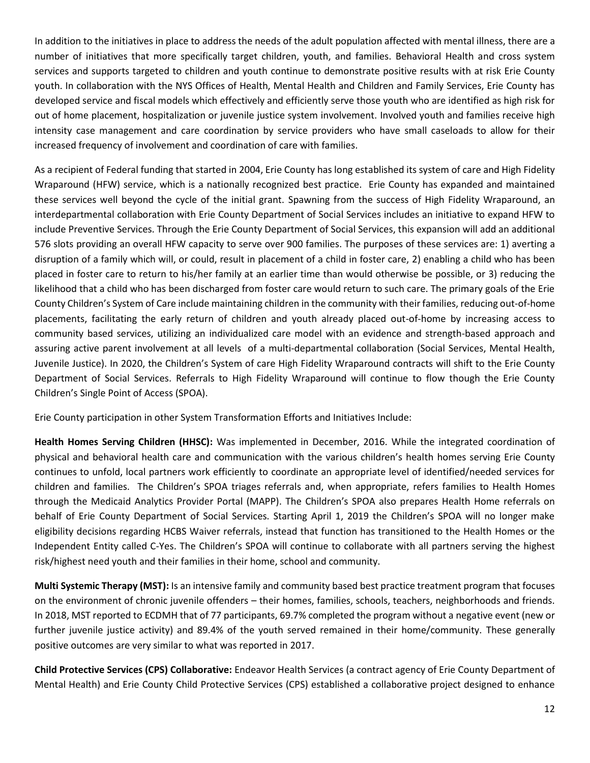In addition to the initiatives in place to address the needs of the adult population affected with mental illness, there are a number of initiatives that more specifically target children, youth, and families. Behavioral Health and cross system services and supports targeted to children and youth continue to demonstrate positive results with at risk Erie County youth. In collaboration with the NYS Offices of Health, Mental Health and Children and Family Services, Erie County has developed service and fiscal models which effectively and efficiently serve those youth who are identified as high risk for out of home placement, hospitalization or juvenile justice system involvement. Involved youth and families receive high intensity case management and care coordination by service providers who have small caseloads to allow for their increased frequency of involvement and coordination of care with families.

As a recipient of Federal funding that started in 2004, Erie County has long established its system of care and High Fidelity Wraparound (HFW) service, which is a nationally recognized best practice. Erie County has expanded and maintained these services well beyond the cycle of the initial grant. Spawning from the success of High Fidelity Wraparound, an interdepartmental collaboration with Erie County Department of Social Services includes an initiative to expand HFW to include Preventive Services. Through the Erie County Department of Social Services, this expansion will add an additional 576 slots providing an overall HFW capacity to serve over 900 families. The purposes of these services are: 1) averting a disruption of a family which will, or could, result in placement of a child in foster care, 2) enabling a child who has been placed in foster care to return to his/her family at an earlier time than would otherwise be possible, or 3) reducing the likelihood that a child who has been discharged from foster care would return to such care. The primary goals of the Erie County Children's System of Care include maintaining children in the community with their families, reducing out-of-home placements, facilitating the early return of children and youth already placed out-of-home by increasing access to community based services, utilizing an individualized care model with an evidence and strength-based approach and assuring active parent involvement at all levels of a multi-departmental collaboration (Social Services, Mental Health, Juvenile Justice). In 2020, the Children's System of care High Fidelity Wraparound contracts will shift to the Erie County Department of Social Services. Referrals to High Fidelity Wraparound will continue to flow though the Erie County Children's Single Point of Access (SPOA).

Erie County participation in other System Transformation Efforts and Initiatives Include:

**Health Homes Serving Children (HHSC):** Was implemented in December, 2016. While the integrated coordination of physical and behavioral health care and communication with the various children's health homes serving Erie County continues to unfold, local partners work efficiently to coordinate an appropriate level of identified/needed services for children and families. The Children's SPOA triages referrals and, when appropriate, refers families to Health Homes through the Medicaid Analytics Provider Portal (MAPP). The Children's SPOA also prepares Health Home referrals on behalf of Erie County Department of Social Services. Starting April 1, 2019 the Children's SPOA will no longer make eligibility decisions regarding HCBS Waiver referrals, instead that function has transitioned to the Health Homes or the Independent Entity called C-Yes. The Children's SPOA will continue to collaborate with all partners serving the highest risk/highest need youth and their families in their home, school and community.

**Multi Systemic Therapy (MST):** Is an intensive family and community based best practice treatment program that focuses on the environment of chronic juvenile offenders – their homes, families, schools, teachers, neighborhoods and friends. In 2018, MST reported to ECDMH that of 77 participants, 69.7% completed the program without a negative event (new or further juvenile justice activity) and 89.4% of the youth served remained in their home/community. These generally positive outcomes are very similar to what was reported in 2017.

**Child Protective Services (CPS) Collaborative:** Endeavor Health Services (a contract agency of Erie County Department of Mental Health) and Erie County Child Protective Services (CPS) established a collaborative project designed to enhance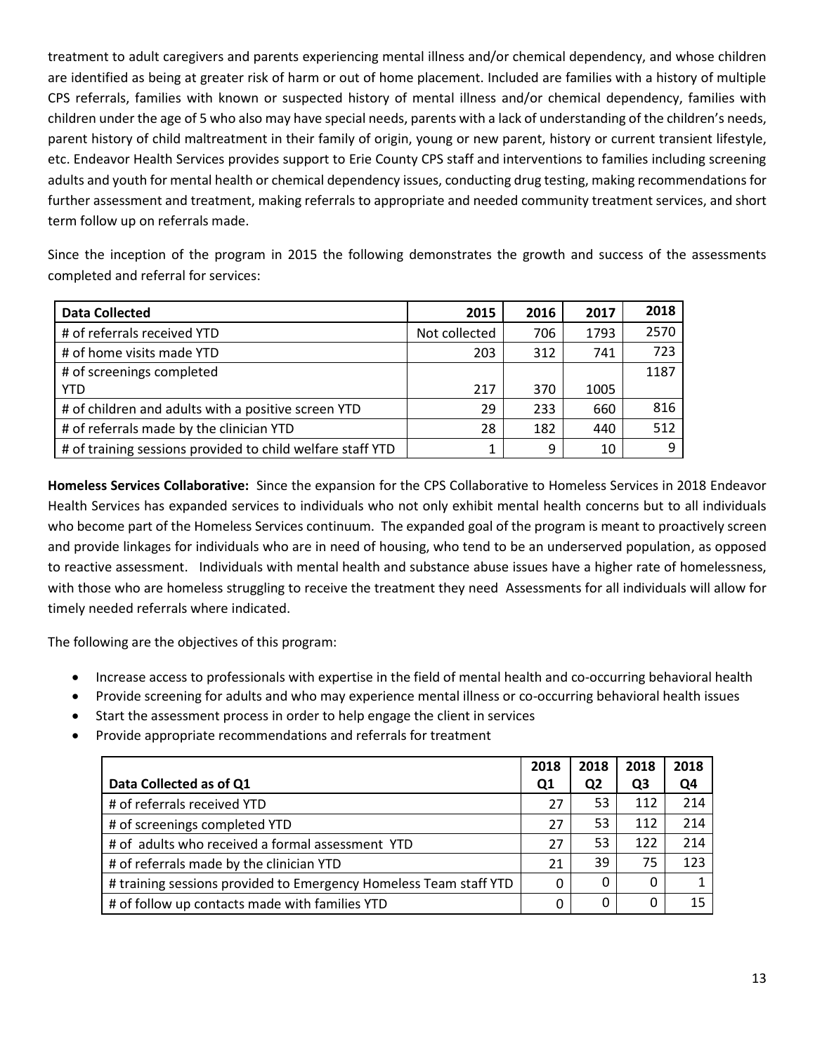treatment to adult caregivers and parents experiencing mental illness and/or chemical dependency, and whose children are identified as being at greater risk of harm or out of home placement. Included are families with a history of multiple CPS referrals, families with known or suspected history of mental illness and/or chemical dependency, families with children under the age of 5 who also may have special needs, parents with a lack of understanding of the children's needs, parent history of child maltreatment in their family of origin, young or new parent, history or current transient lifestyle, etc. Endeavor Health Services provides support to Erie County CPS staff and interventions to families including screening adults and youth for mental health or chemical dependency issues, conducting drug testing, making recommendations for further assessment and treatment, making referrals to appropriate and needed community treatment services, and short term follow up on referrals made.

Since the inception of the program in 2015 the following demonstrates the growth and success of the assessments completed and referral for services:

| Data Collected | 2015 | 2016 | 2017 | 2018 |
|---|---|---|---|---|
| # of referrals received YTD | Not collected | 706 | 1793 | 2570 |
| # of home visits made YTD | 203 | 312 | 741 | 723 |
| # of screenings completed YTD | 217 | 370 | 1005 | 1187 |
| # of children and adults with a positive screen YTD | 29 | 233 | 660 | 816 |
| # of referrals made by the clinician YTD | 28 | 182 | 440 | 512 |
| # of training sessions provided to child welfare staff YTD | 1 | 9 | 10 | 9 |

**Homeless Services Collaborative:** Since the expansion for the CPS Collaborative to Homeless Services in 2018 Endeavor Health Services has expanded services to individuals who not only exhibit mental health concerns but to all individuals who become part of the Homeless Services continuum. The expanded goal of the program is meant to proactively screen and provide linkages for individuals who are in need of housing, who tend to be an underserved population, as opposed to reactive assessment. Individuals with mental health and substance abuse issues have a higher rate of homelessness, with those who are homeless struggling to receive the treatment they need Assessments for all individuals will allow for timely needed referrals where indicated.

The following are the objectives of this program:

- Increase access to professionals with expertise in the field of mental health and co-occurring behavioral health
- Provide screening for adults and who may experience mental illness or co-occurring behavioral health issues
- Start the assessment process in order to help engage the client in services
- Provide appropriate recommendations and referrals for treatment

| Data Collected as of Q1 | 2018 Q1 | 2018 Q2 | 2018 Q3 | 2018 Q4 |
|---|---|---|---|---|
| # of referrals received YTD | 27 | 53 | 112 | 214 |
| # of screenings completed YTD | 27 | 53 | 112 | 214 |
| # of adults who received a formal assessment YTD | 27 | 53 | 122 | 214 |
| # of referrals made by the clinician YTD | 21 | 39 | 75 | 123 |
| # training sessions provided to Emergency Homeless Team staff YTD | 0 | 0 | 0 | 1 |
| # of follow up contacts made with families YTD | 0 | 0 | 0 | 15 |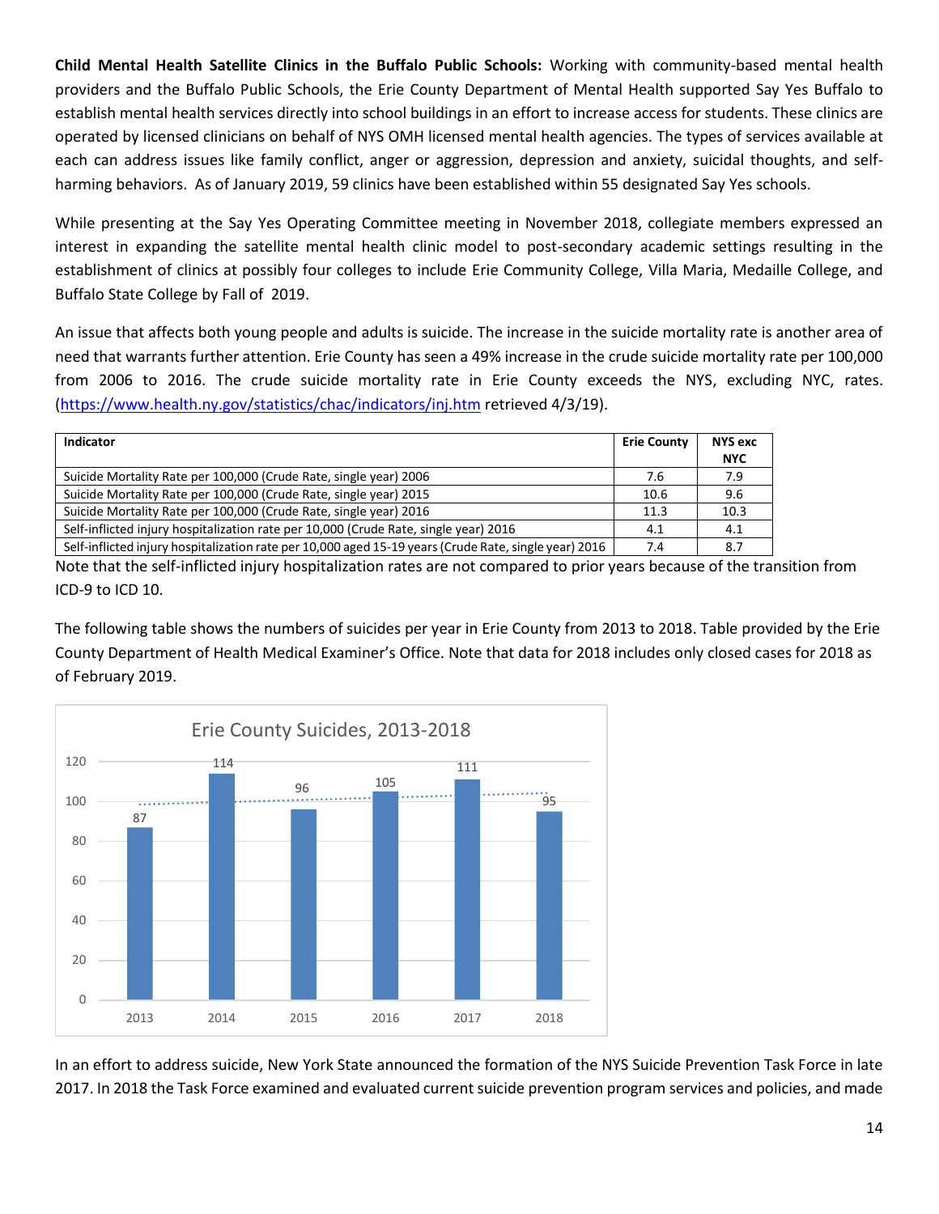**Child Mental Health Satellite Clinics in the Buffalo Public Schools:** Working with community-based mental health providers and the Buffalo Public Schools, the Erie County Department of Mental Health supported Say Yes Buffalo to establish mental health services directly into school buildings in an effort to increase access for students. These clinics are operated by licensed clinicians on behalf of NYS OMH licensed mental health agencies. The types of services available at each can address issues like family conflict, anger or aggression, depression and anxiety, suicidal thoughts, and self-harming behaviors. As of January 2019, 59 clinics have been established within 55 designated Say Yes schools.

While presenting at the Say Yes Operating Committee meeting in November 2018, collegiate members expressed an interest in expanding the satellite mental health clinic model to post-secondary academic settings resulting in the establishment of clinics at possibly four colleges to include Erie Community College, Villa Maria, Medaille College, and Buffalo State College by Fall of 2019.

An issue that affects both young people and adults is suicide. The increase in the suicide mortality rate is another area of need that warrants further attention. Erie County has seen a 49% increase in the crude suicide mortality rate per 100,000 from 2006 to 2016. The crude suicide mortality rate in Erie County exceeds the NYS, excluding NYC, rates. (https://www.health.ny.gov/statistics/chac/indicators/inj.htm retrieved 4/3/19).

| Indicator | Erie County | NYS exc NYC |
|---|---|---|
| Suicide Mortality Rate per 100,000 (Crude Rate, single year) 2006 | 7.6 | 7.9 |
| Suicide Mortality Rate per 100,000 (Crude Rate, single year) 2015 | 10.6 | 9.6 |
| Suicide Mortality Rate per 100,000 (Crude Rate, single year) 2016 | 11.3 | 10.3 |
| Self-inflicted injury hospitalization rate per 10,000 (Crude Rate, single year) 2016 | 4.1 | 4.1 |
| Self-inflicted injury hospitalization rate per 10,000 aged 15-19 years (Crude Rate, single year) 2016 | 7.4 | 8.7 |

Note that the self-inflicted injury hospitalization rates are not compared to prior years because of the transition from ICD-9 to ICD 10.

The following table shows the numbers of suicides per year in Erie County from 2013 to 2018. Table provided by the Erie County Department of Health Medical Examiner's Office. Note that data for 2018 includes only closed cases for 2018 as of February 2019.

**Erie County Suicides, 2013-2018**

| Year | Suicides |
|---|---|
| 2013 | 87 |
| 2014 | 114 |
| 2015 | 96 |
| 2016 | 105 |
| 2017 | 111 |
| 2018 | 95 |

In an effort to address suicide, New York State announced the formation of the NYS Suicide Prevention Task Force in late 2017. In 2018 the Task Force examined and evaluated current suicide prevention program services and policies, and made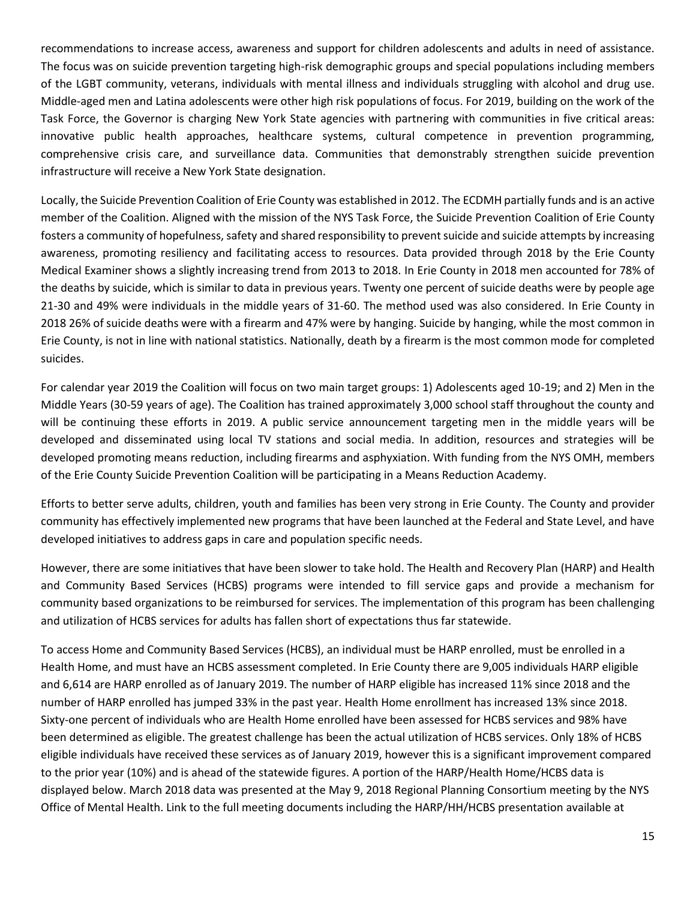recommendations to increase access, awareness and support for children adolescents and adults in need of assistance. The focus was on suicide prevention targeting high-risk demographic groups and special populations including members of the LGBT community, veterans, individuals with mental illness and individuals struggling with alcohol and drug use. Middle-aged men and Latina adolescents were other high risk populations of focus. For 2019, building on the work of the Task Force, the Governor is charging New York State agencies with partnering with communities in five critical areas: innovative public health approaches, healthcare systems, cultural competence in prevention programming, comprehensive crisis care, and surveillance data. Communities that demonstrably strengthen suicide prevention infrastructure will receive a New York State designation.

Locally, the Suicide Prevention Coalition of Erie County was established in 2012. The ECDMH partially funds and is an active member of the Coalition. Aligned with the mission of the NYS Task Force, the Suicide Prevention Coalition of Erie County fosters a community of hopefulness, safety and shared responsibility to prevent suicide and suicide attempts by increasing awareness, promoting resiliency and facilitating access to resources. Data provided through 2018 by the Erie County Medical Examiner shows a slightly increasing trend from 2013 to 2018. In Erie County in 2018 men accounted for 78% of the deaths by suicide, which is similar to data in previous years. Twenty one percent of suicide deaths were by people age 21-30 and 49% were individuals in the middle years of 31-60. The method used was also considered. In Erie County in 2018 26% of suicide deaths were with a firearm and 47% were by hanging. Suicide by hanging, while the most common in Erie County, is not in line with national statistics. Nationally, death by a firearm is the most common mode for completed suicides.

For calendar year 2019 the Coalition will focus on two main target groups: 1) Adolescents aged 10-19; and 2) Men in the Middle Years (30-59 years of age). The Coalition has trained approximately 3,000 school staff throughout the county and will be continuing these efforts in 2019. A public service announcement targeting men in the middle years will be developed and disseminated using local TV stations and social media. In addition, resources and strategies will be developed promoting means reduction, including firearms and asphyxiation. With funding from the NYS OMH, members of the Erie County Suicide Prevention Coalition will be participating in a Means Reduction Academy.

Efforts to better serve adults, children, youth and families has been very strong in Erie County. The County and provider community has effectively implemented new programs that have been launched at the Federal and State Level, and have developed initiatives to address gaps in care and population specific needs.

However, there are some initiatives that have been slower to take hold. The Health and Recovery Plan (HARP) and Health and Community Based Services (HCBS) programs were intended to fill service gaps and provide a mechanism for community based organizations to be reimbursed for services. The implementation of this program has been challenging and utilization of HCBS services for adults has fallen short of expectations thus far statewide.

To access Home and Community Based Services (HCBS), an individual must be HARP enrolled, must be enrolled in a Health Home, and must have an HCBS assessment completed. In Erie County there are 9,005 individuals HARP eligible and 6,614 are HARP enrolled as of January 2019. The number of HARP eligible has increased 11% since 2018 and the number of HARP enrolled has jumped 33% in the past year. Health Home enrollment has increased 13% since 2018. Sixty-one percent of individuals who are Health Home enrolled have been assessed for HCBS services and 98% have been determined as eligible. The greatest challenge has been the actual utilization of HCBS services. Only 18% of HCBS eligible individuals have received these services as of January 2019, however this is a significant improvement compared to the prior year (10%) and is ahead of the statewide figures. A portion of the HARP/Health Home/HCBS data is displayed below. March 2018 data was presented at the May 9, 2018 Regional Planning Consortium meeting by the NYS Office of Mental Health. Link to the full meeting documents including the HARP/HH/HCBS presentation available at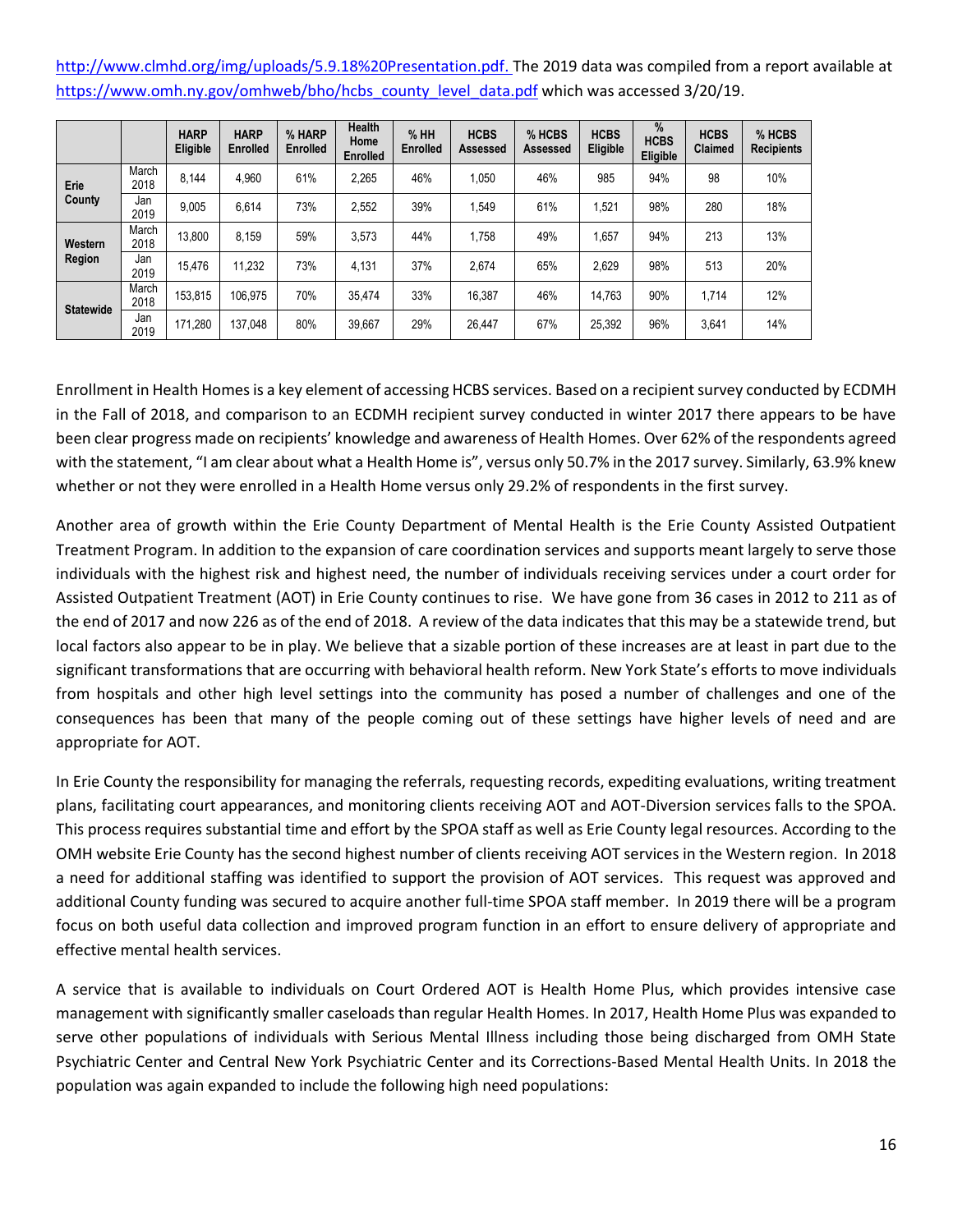http://www.clmhd.org/img/uploads/5.9.18%20Presentation.pdf. The 2019 data was compiled from a report available at https://www.omh.ny.gov/omhweb/bho/hcbs_county_level_data.pdf which was accessed 3/20/19.

| | | HARP Eligible | HARP Enrolled | % HARP Enrolled | Health Home Enrolled | % HH Enrolled | HCBS Assessed | % HCBS Assessed | HCBS Eligible | % HCBS Eligible | HCBS Claimed | % HCBS Recipients |
|---|---|---|---|---|---|---|---|---|---|---|---|---|
| Erie County | March 2018 | 8,144 | 4,960 | 61% | 2,265 | 46% | 1,050 | 46% | 985 | 94% | 98 | 10% |
| | Jan 2019 | 9,005 | 6,614 | 73% | 2,552 | 39% | 1,549 | 61% | 1,521 | 98% | 280 | 18% |
| Western Region | March 2018 | 13,800 | 8,159 | 59% | 3,573 | 44% | 1,758 | 49% | 1,657 | 94% | 213 | 13% |
| | Jan 2019 | 15,476 | 11,232 | 73% | 4,131 | 37% | 2,674 | 65% | 2,629 | 98% | 513 | 20% |
| Statewide | March 2018 | 153,815 | 106,975 | 70% | 35,474 | 33% | 16,387 | 46% | 14,763 | 90% | 1,714 | 12% |
| | Jan 2019 | 171,280 | 137,048 | 80% | 39,667 | 29% | 26,447 | 67% | 25,392 | 96% | 3,641 | 14% |

Enrollment in Health Homes is a key element of accessing HCBS services. Based on a recipient survey conducted by ECDMH in the Fall of 2018, and comparison to an ECDMH recipient survey conducted in winter 2017 there appears to be have been clear progress made on recipients' knowledge and awareness of Health Homes. Over 62% of the respondents agreed with the statement, "I am clear about what a Health Home is", versus only 50.7% in the 2017 survey. Similarly, 63.9% knew whether or not they were enrolled in a Health Home versus only 29.2% of respondents in the first survey.

Another area of growth within the Erie County Department of Mental Health is the Erie County Assisted Outpatient Treatment Program. In addition to the expansion of care coordination services and supports meant largely to serve those individuals with the highest risk and highest need, the number of individuals receiving services under a court order for Assisted Outpatient Treatment (AOT) in Erie County continues to rise. We have gone from 36 cases in 2012 to 211 as of the end of 2017 and now 226 as of the end of 2018. A review of the data indicates that this may be a statewide trend, but local factors also appear to be in play. We believe that a sizable portion of these increases are at least in part due to the significant transformations that are occurring with behavioral health reform. New York State's efforts to move individuals from hospitals and other high level settings into the community has posed a number of challenges and one of the consequences has been that many of the people coming out of these settings have higher levels of need and are appropriate for AOT.

In Erie County the responsibility for managing the referrals, requesting records, expediting evaluations, writing treatment plans, facilitating court appearances, and monitoring clients receiving AOT and AOT-Diversion services falls to the SPOA. This process requires substantial time and effort by the SPOA staff as well as Erie County legal resources. According to the OMH website Erie County has the second highest number of clients receiving AOT services in the Western region. In 2018 a need for additional staffing was identified to support the provision of AOT services. This request was approved and additional County funding was secured to acquire another full-time SPOA staff member. In 2019 there will be a program focus on both useful data collection and improved program function in an effort to ensure delivery of appropriate and effective mental health services.

A service that is available to individuals on Court Ordered AOT is Health Home Plus, which provides intensive case management with significantly smaller caseloads than regular Health Homes. In 2017, Health Home Plus was expanded to serve other populations of individuals with Serious Mental Illness including those being discharged from OMH State Psychiatric Center and Central New York Psychiatric Center and its Corrections-Based Mental Health Units. In 2018 the population was again expanded to include the following high need populations: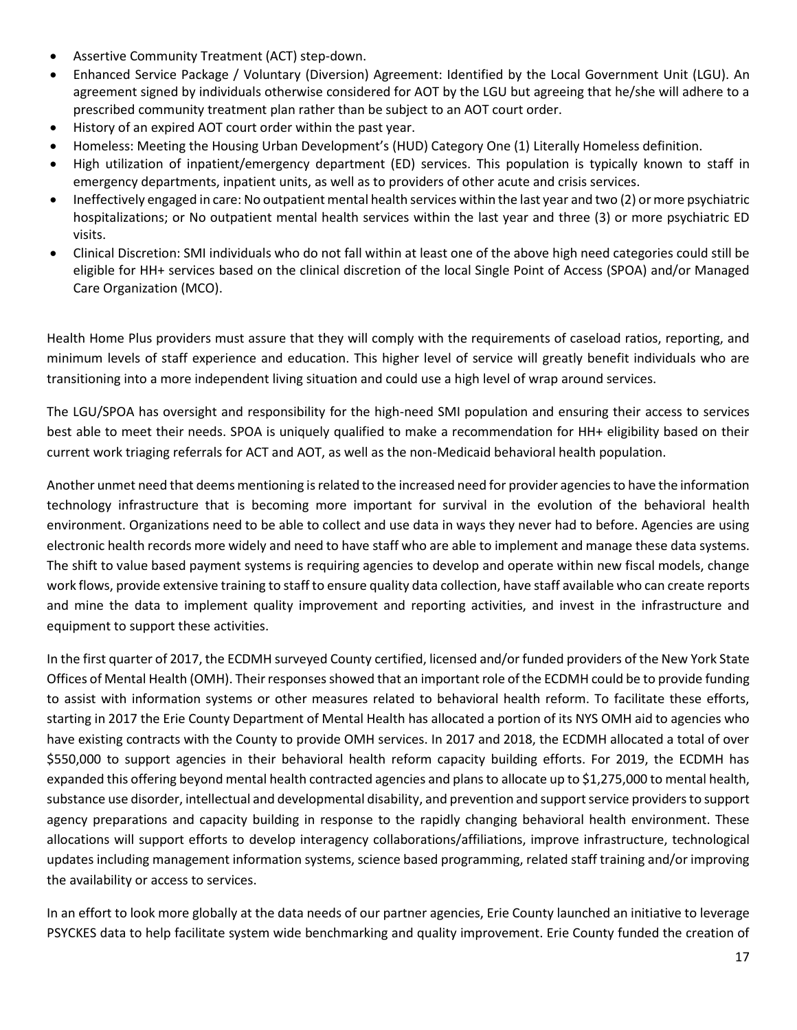- Assertive Community Treatment (ACT) step-down.
- Enhanced Service Package / Voluntary (Diversion) Agreement: Identified by the Local Government Unit (LGU). An agreement signed by individuals otherwise considered for AOT by the LGU but agreeing that he/she will adhere to a prescribed community treatment plan rather than be subject to an AOT court order.
- History of an expired AOT court order within the past year.
- Homeless: Meeting the Housing Urban Development's (HUD) Category One (1) Literally Homeless definition.
- High utilization of inpatient/emergency department (ED) services. This population is typically known to staff in emergency departments, inpatient units, as well as to providers of other acute and crisis services.
- Ineffectively engaged in care: No outpatient mental health services within the last year and two (2) or more psychiatric hospitalizations; or No outpatient mental health services within the last year and three (3) or more psychiatric ED visits.
- Clinical Discretion: SMI individuals who do not fall within at least one of the above high need categories could still be eligible for HH+ services based on the clinical discretion of the local Single Point of Access (SPOA) and/or Managed Care Organization (MCO).

Health Home Plus providers must assure that they will comply with the requirements of caseload ratios, reporting, and minimum levels of staff experience and education. This higher level of service will greatly benefit individuals who are transitioning into a more independent living situation and could use a high level of wrap around services.

The LGU/SPOA has oversight and responsibility for the high-need SMI population and ensuring their access to services best able to meet their needs. SPOA is uniquely qualified to make a recommendation for HH+ eligibility based on their current work triaging referrals for ACT and AOT, as well as the non-Medicaid behavioral health population.

Another unmet need that deems mentioning is related to the increased need for provider agencies to have the information technology infrastructure that is becoming more important for survival in the evolution of the behavioral health environment. Organizations need to be able to collect and use data in ways they never had to before. Agencies are using electronic health records more widely and need to have staff who are able to implement and manage these data systems. The shift to value based payment systems is requiring agencies to develop and operate within new fiscal models, change work flows, provide extensive training to staff to ensure quality data collection, have staff available who can create reports and mine the data to implement quality improvement and reporting activities, and invest in the infrastructure and equipment to support these activities.

In the first quarter of 2017, the ECDMH surveyed County certified, licensed and/or funded providers of the New York State Offices of Mental Health (OMH). Their responses showed that an important role of the ECDMH could be to provide funding to assist with information systems or other measures related to behavioral health reform. To facilitate these efforts, starting in 2017 the Erie County Department of Mental Health has allocated a portion of its NYS OMH aid to agencies who have existing contracts with the County to provide OMH services. In 2017 and 2018, the ECDMH allocated a total of over $550,000 to support agencies in their behavioral health reform capacity building efforts. For 2019, the ECDMH has expanded this offering beyond mental health contracted agencies and plans to allocate up to $1,275,000 to mental health, substance use disorder, intellectual and developmental disability, and prevention and support service providers to support agency preparations and capacity building in response to the rapidly changing behavioral health environment. These allocations will support efforts to develop interagency collaborations/affiliations, improve infrastructure, technological updates including management information systems, science based programming, related staff training and/or improving the availability or access to services.

In an effort to look more globally at the data needs of our partner agencies, Erie County launched an initiative to leverage PSYCKES data to help facilitate system wide benchmarking and quality improvement. Erie County funded the creation of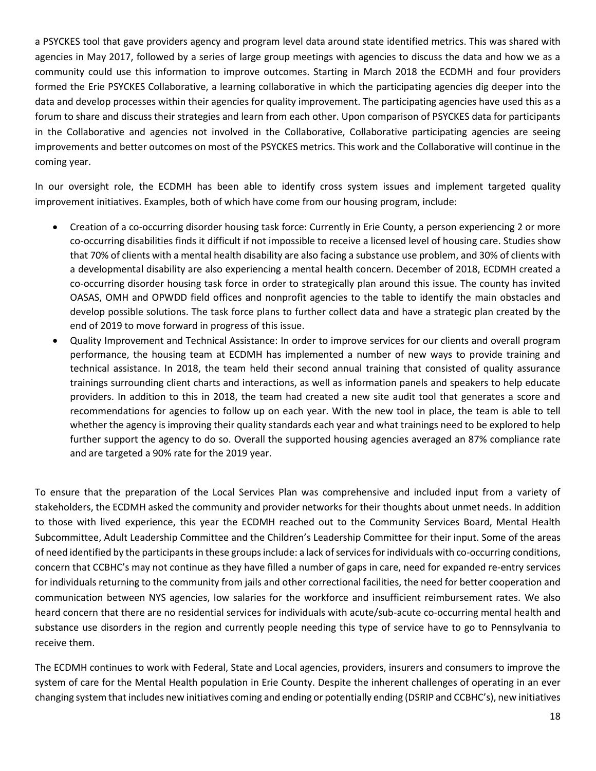a PSYCKES tool that gave providers agency and program level data around state identified metrics. This was shared with agencies in May 2017, followed by a series of large group meetings with agencies to discuss the data and how we as a community could use this information to improve outcomes. Starting in March 2018 the ECDMH and four providers formed the Erie PSYCKES Collaborative, a learning collaborative in which the participating agencies dig deeper into the data and develop processes within their agencies for quality improvement. The participating agencies have used this as a forum to share and discuss their strategies and learn from each other. Upon comparison of PSYCKES data for participants in the Collaborative and agencies not involved in the Collaborative, Collaborative participating agencies are seeing improvements and better outcomes on most of the PSYCKES metrics. This work and the Collaborative will continue in the coming year.

In our oversight role, the ECDMH has been able to identify cross system issues and implement targeted quality improvement initiatives. Examples, both of which have come from our housing program, include:

- Creation of a co-occurring disorder housing task force: Currently in Erie County, a person experiencing 2 or more co-occurring disabilities finds it difficult if not impossible to receive a licensed level of housing care. Studies show that 70% of clients with a mental health disability are also facing a substance use problem, and 30% of clients with a developmental disability are also experiencing a mental health concern. December of 2018, ECDMH created a co-occurring disorder housing task force in order to strategically plan around this issue. The county has invited OASAS, OMH and OPWDD field offices and nonprofit agencies to the table to identify the main obstacles and develop possible solutions. The task force plans to further collect data and have a strategic plan created by the end of 2019 to move forward in progress of this issue.
- Quality Improvement and Technical Assistance: In order to improve services for our clients and overall program performance, the housing team at ECDMH has implemented a number of new ways to provide training and technical assistance. In 2018, the team held their second annual training that consisted of quality assurance trainings surrounding client charts and interactions, as well as information panels and speakers to help educate providers. In addition to this in 2018, the team had created a new site audit tool that generates a score and recommendations for agencies to follow up on each year. With the new tool in place, the team is able to tell whether the agency is improving their quality standards each year and what trainings need to be explored to help further support the agency to do so. Overall the supported housing agencies averaged an 87% compliance rate and are targeted a 90% rate for the 2019 year.

To ensure that the preparation of the Local Services Plan was comprehensive and included input from a variety of stakeholders, the ECDMH asked the community and provider networks for their thoughts about unmet needs. In addition to those with lived experience, this year the ECDMH reached out to the Community Services Board, Mental Health Subcommittee, Adult Leadership Committee and the Children's Leadership Committee for their input. Some of the areas of need identified by the participants in these groups include: a lack of services for individuals with co-occurring conditions, concern that CCBHC's may not continue as they have filled a number of gaps in care, need for expanded re-entry services for individuals returning to the community from jails and other correctional facilities, the need for better cooperation and communication between NYS agencies, low salaries for the workforce and insufficient reimbursement rates. We also heard concern that there are no residential services for individuals with acute/sub-acute co-occurring mental health and substance use disorders in the region and currently people needing this type of service have to go to Pennsylvania to receive them.

The ECDMH continues to work with Federal, State and Local agencies, providers, insurers and consumers to improve the system of care for the Mental Health population in Erie County. Despite the inherent challenges of operating in an ever changing system that includes new initiatives coming and ending or potentially ending (DSRIP and CCBHC's), new initiatives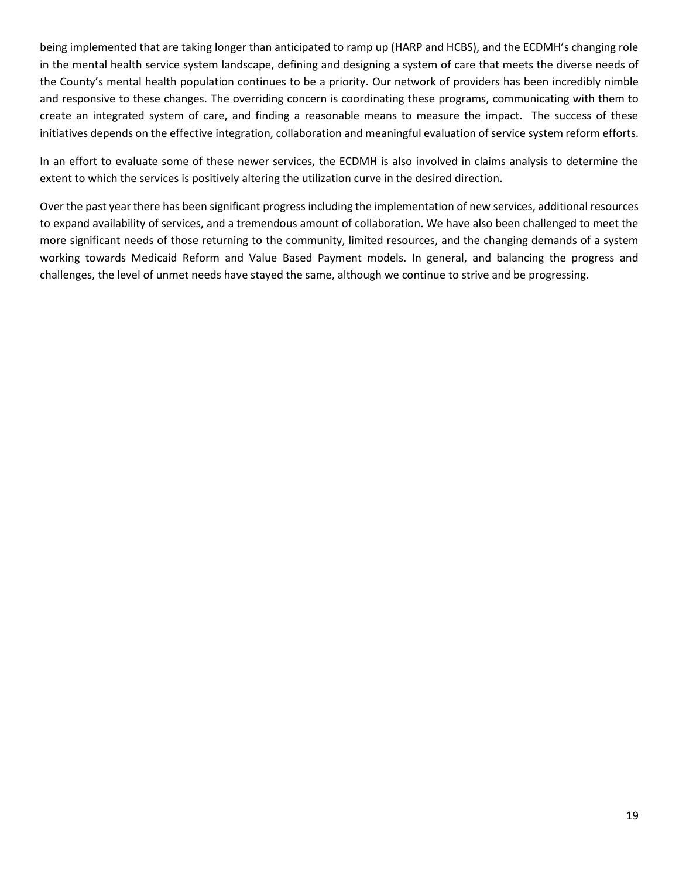being implemented that are taking longer than anticipated to ramp up (HARP and HCBS), and the ECDMH's changing role in the mental health service system landscape, defining and designing a system of care that meets the diverse needs of the County's mental health population continues to be a priority. Our network of providers has been incredibly nimble and responsive to these changes. The overriding concern is coordinating these programs, communicating with them to create an integrated system of care, and finding a reasonable means to measure the impact. The success of these initiatives depends on the effective integration, collaboration and meaningful evaluation of service system reform efforts.

In an effort to evaluate some of these newer services, the ECDMH is also involved in claims analysis to determine the extent to which the services is positively altering the utilization curve in the desired direction.

Over the past year there has been significant progress including the implementation of new services, additional resources to expand availability of services, and a tremendous amount of collaboration. We have also been challenged to meet the more significant needs of those returning to the community, limited resources, and the changing demands of a system working towards Medicaid Reform and Value Based Payment models. In general, and balancing the progress and challenges, the level of unmet needs have stayed the same, although we continue to strive and be progressing.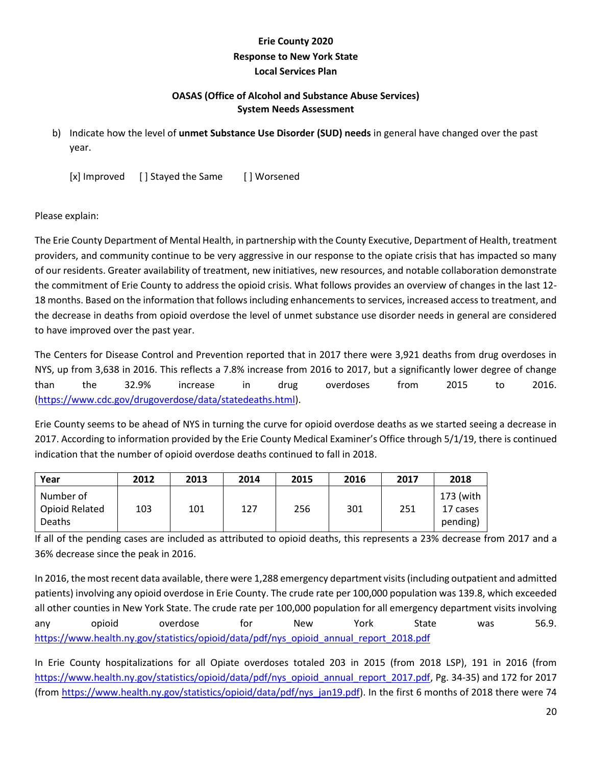**Erie County 2020**
**Response to New York State**
**Local Services Plan**

**OASAS (Office of Alcohol and Substance Abuse Services)**
**System Needs Assessment**

b) Indicate how the level of **unmet Substance Use Disorder (SUD) needs** in general have changed over the past year.

[x] Improved [ ] Stayed the Same [ ] Worsened

Please explain:

The Erie County Department of Mental Health, in partnership with the County Executive, Department of Health, treatment providers, and community continue to be very aggressive in our response to the opiate crisis that has impacted so many of our residents. Greater availability of treatment, new initiatives, new resources, and notable collaboration demonstrate the commitment of Erie County to address the opioid crisis. What follows provides an overview of changes in the last 12-18 months. Based on the information that follows including enhancements to services, increased access to treatment, and the decrease in deaths from opioid overdose the level of unmet substance use disorder needs in general are considered to have improved over the past year.

The Centers for Disease Control and Prevention reported that in 2017 there were 3,921 deaths from drug overdoses in NYS, up from 3,638 in 2016. This reflects a 7.8% increase from 2016 to 2017, but a significantly lower degree of change than the 32.9% increase in drug overdoses from 2015 to 2016. (https://www.cdc.gov/drugoverdose/data/statedeaths.html).

Erie County seems to be ahead of NYS in turning the curve for opioid overdose deaths as we started seeing a decrease in 2017. According to information provided by the Erie County Medical Examiner's Office through 5/1/19, there is continued indication that the number of opioid overdose deaths continued to fall in 2018.

| Year | 2012 | 2013 | 2014 | 2015 | 2016 | 2017 | 2018 |
|---|---|---|---|---|---|---|---|
| Number of Opioid Related Deaths | 103 | 101 | 127 | 256 | 301 | 251 | 173 (with 17 cases pending) |

If all of the pending cases are included as attributed to opioid deaths, this represents a 23% decrease from 2017 and a 36% decrease since the peak in 2016.

In 2016, the most recent data available, there were 1,288 emergency department visits (including outpatient and admitted patients) involving any opioid overdose in Erie County. The crude rate per 100,000 population was 139.8, which exceeded all other counties in New York State. The crude rate per 100,000 population for all emergency department visits involving any opioid overdose for New York State was 56.9. https://www.health.ny.gov/statistics/opioid/data/pdf/nys_opioid_annual_report_2018.pdf

In Erie County hospitalizations for all Opiate overdoses totaled 203 in 2015 (from 2018 LSP), 191 in 2016 (from https://www.health.ny.gov/statistics/opioid/data/pdf/nys_opioid_annual_report_2017.pdf, Pg. 34-35) and 172 for 2017 (from https://www.health.ny.gov/statistics/opioid/data/pdf/nys_jan19.pdf). In the first 6 months of 2018 there were 74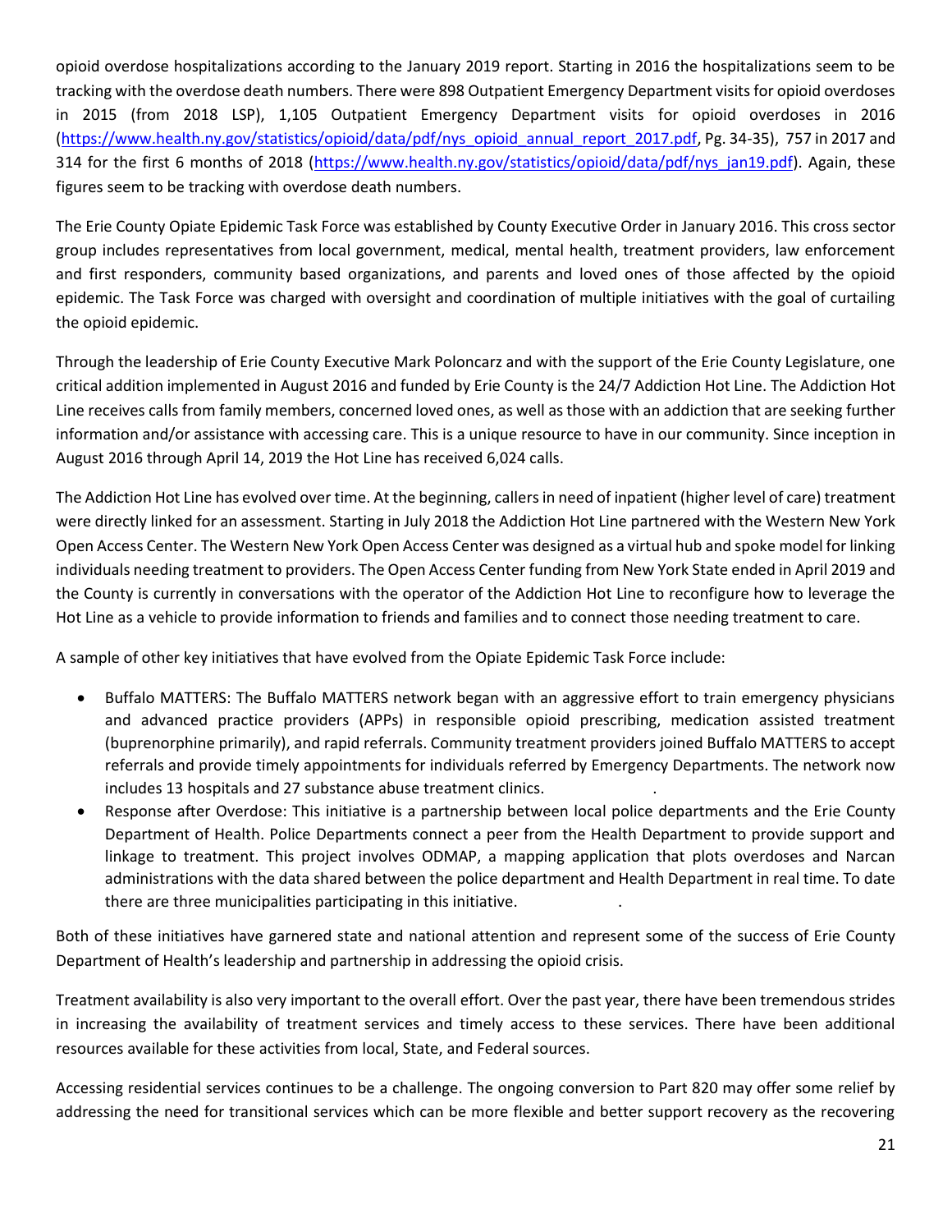opioid overdose hospitalizations according to the January 2019 report. Starting in 2016 the hospitalizations seem to be tracking with the overdose death numbers. There were 898 Outpatient Emergency Department visits for opioid overdoses in 2015 (from 2018 LSP), 1,105 Outpatient Emergency Department visits for opioid overdoses in 2016 (https://www.health.ny.gov/statistics/opioid/data/pdf/nys_opioid_annual_report_2017.pdf, Pg. 34-35), 757 in 2017 and 314 for the first 6 months of 2018 (https://www.health.ny.gov/statistics/opioid/data/pdf/nys_jan19.pdf). Again, these figures seem to be tracking with overdose death numbers.

The Erie County Opiate Epidemic Task Force was established by County Executive Order in January 2016. This cross sector group includes representatives from local government, medical, mental health, treatment providers, law enforcement and first responders, community based organizations, and parents and loved ones of those affected by the opioid epidemic. The Task Force was charged with oversight and coordination of multiple initiatives with the goal of curtailing the opioid epidemic.

Through the leadership of Erie County Executive Mark Poloncarz and with the support of the Erie County Legislature, one critical addition implemented in August 2016 and funded by Erie County is the 24/7 Addiction Hot Line. The Addiction Hot Line receives calls from family members, concerned loved ones, as well as those with an addiction that are seeking further information and/or assistance with accessing care. This is a unique resource to have in our community. Since inception in August 2016 through April 14, 2019 the Hot Line has received 6,024 calls.

The Addiction Hot Line has evolved over time. At the beginning, callers in need of inpatient (higher level of care) treatment were directly linked for an assessment. Starting in July 2018 the Addiction Hot Line partnered with the Western New York Open Access Center. The Western New York Open Access Center was designed as a virtual hub and spoke model for linking individuals needing treatment to providers. The Open Access Center funding from New York State ended in April 2019 and the County is currently in conversations with the operator of the Addiction Hot Line to reconfigure how to leverage the Hot Line as a vehicle to provide information to friends and families and to connect those needing treatment to care.

A sample of other key initiatives that have evolved from the Opiate Epidemic Task Force include:

- Buffalo MATTERS: The Buffalo MATTERS network began with an aggressive effort to train emergency physicians and advanced practice providers (APPs) in responsible opioid prescribing, medication assisted treatment (buprenorphine primarily), and rapid referrals. Community treatment providers joined Buffalo MATTERS to accept referrals and provide timely appointments for individuals referred by Emergency Departments. The network now includes 13 hospitals and 27 substance abuse treatment clinics.
- Response after Overdose: This initiative is a partnership between local police departments and the Erie County Department of Health. Police Departments connect a peer from the Health Department to provide support and linkage to treatment. This project involves ODMAP, a mapping application that plots overdoses and Narcan administrations with the data shared between the police department and Health Department in real time. To date there are three municipalities participating in this initiative.

Both of these initiatives have garnered state and national attention and represent some of the success of Erie County Department of Health's leadership and partnership in addressing the opioid crisis.

Treatment availability is also very important to the overall effort. Over the past year, there have been tremendous strides in increasing the availability of treatment services and timely access to these services. There have been additional resources available for these activities from local, State, and Federal sources.

Accessing residential services continues to be a challenge. The ongoing conversion to Part 820 may offer some relief by addressing the need for transitional services which can be more flexible and better support recovery as the recovering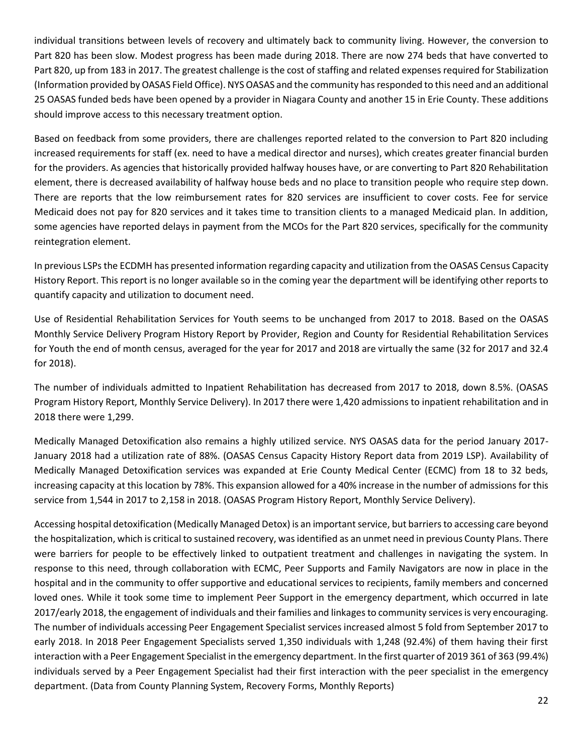individual transitions between levels of recovery and ultimately back to community living. However, the conversion to Part 820 has been slow. Modest progress has been made during 2018. There are now 274 beds that have converted to Part 820, up from 183 in 2017. The greatest challenge is the cost of staffing and related expenses required for Stabilization (Information provided by OASAS Field Office). NYS OASAS and the community has responded to this need and an additional 25 OASAS funded beds have been opened by a provider in Niagara County and another 15 in Erie County. These additions should improve access to this necessary treatment option.

Based on feedback from some providers, there are challenges reported related to the conversion to Part 820 including increased requirements for staff (ex. need to have a medical director and nurses), which creates greater financial burden for the providers. As agencies that historically provided halfway houses have, or are converting to Part 820 Rehabilitation element, there is decreased availability of halfway house beds and no place to transition people who require step down. There are reports that the low reimbursement rates for 820 services are insufficient to cover costs. Fee for service Medicaid does not pay for 820 services and it takes time to transition clients to a managed Medicaid plan. In addition, some agencies have reported delays in payment from the MCOs for the Part 820 services, specifically for the community reintegration element.

In previous LSPs the ECDMH has presented information regarding capacity and utilization from the OASAS Census Capacity History Report. This report is no longer available so in the coming year the department will be identifying other reports to quantify capacity and utilization to document need.

Use of Residential Rehabilitation Services for Youth seems to be unchanged from 2017 to 2018. Based on the OASAS Monthly Service Delivery Program History Report by Provider, Region and County for Residential Rehabilitation Services for Youth the end of month census, averaged for the year for 2017 and 2018 are virtually the same (32 for 2017 and 32.4 for 2018).

The number of individuals admitted to Inpatient Rehabilitation has decreased from 2017 to 2018, down 8.5%. (OASAS Program History Report, Monthly Service Delivery). In 2017 there were 1,420 admissions to inpatient rehabilitation and in 2018 there were 1,299.

Medically Managed Detoxification also remains a highly utilized service. NYS OASAS data for the period January 2017-January 2018 had a utilization rate of 88%. (OASAS Census Capacity History Report data from 2019 LSP). Availability of Medically Managed Detoxification services was expanded at Erie County Medical Center (ECMC) from 18 to 32 beds, increasing capacity at this location by 78%. This expansion allowed for a 40% increase in the number of admissions for this service from 1,544 in 2017 to 2,158 in 2018. (OASAS Program History Report, Monthly Service Delivery).

Accessing hospital detoxification (Medically Managed Detox) is an important service, but barriers to accessing care beyond the hospitalization, which is critical to sustained recovery, was identified as an unmet need in previous County Plans. There were barriers for people to be effectively linked to outpatient treatment and challenges in navigating the system. In response to this need, through collaboration with ECMC, Peer Supports and Family Navigators are now in place in the hospital and in the community to offer supportive and educational services to recipients, family members and concerned loved ones. While it took some time to implement Peer Support in the emergency department, which occurred in late 2017/early 2018, the engagement of individuals and their families and linkages to community services is very encouraging. The number of individuals accessing Peer Engagement Specialist services increased almost 5 fold from September 2017 to early 2018. In 2018 Peer Engagement Specialists served 1,350 individuals with 1,248 (92.4%) of them having their first interaction with a Peer Engagement Specialist in the emergency department. In the first quarter of 2019 361 of 363 (99.4%) individuals served by a Peer Engagement Specialist had their first interaction with the peer specialist in the emergency department. (Data from County Planning System, Recovery Forms, Monthly Reports)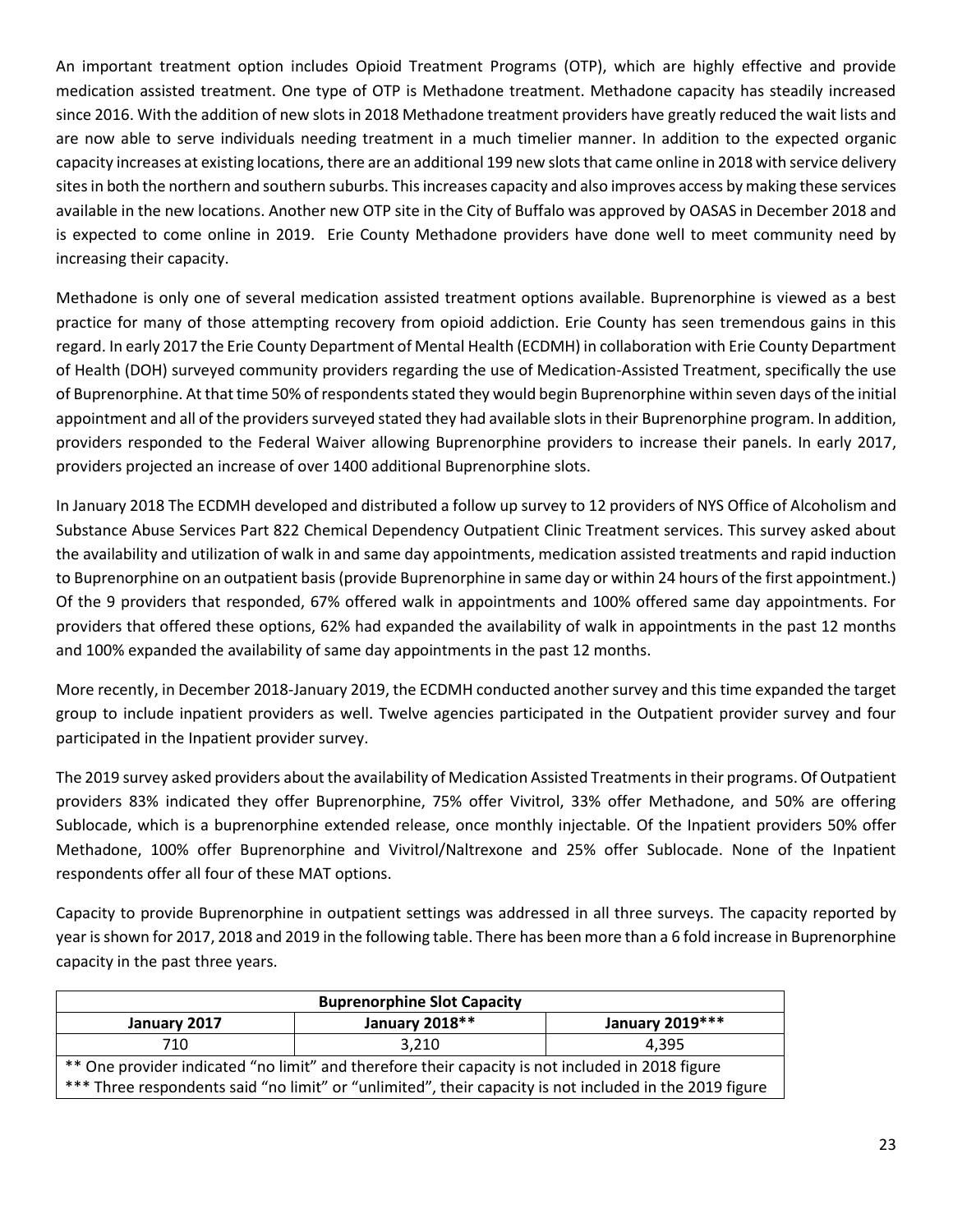An important treatment option includes Opioid Treatment Programs (OTP), which are highly effective and provide medication assisted treatment. One type of OTP is Methadone treatment. Methadone capacity has steadily increased since 2016. With the addition of new slots in 2018 Methadone treatment providers have greatly reduced the wait lists and are now able to serve individuals needing treatment in a much timelier manner. In addition to the expected organic capacity increases at existing locations, there are an additional 199 new slots that came online in 2018 with service delivery sites in both the northern and southern suburbs. This increases capacity and also improves access by making these services available in the new locations. Another new OTP site in the City of Buffalo was approved by OASAS in December 2018 and is expected to come online in 2019. Erie County Methadone providers have done well to meet community need by increasing their capacity.

Methadone is only one of several medication assisted treatment options available. Buprenorphine is viewed as a best practice for many of those attempting recovery from opioid addiction. Erie County has seen tremendous gains in this regard. In early 2017 the Erie County Department of Mental Health (ECDMH) in collaboration with Erie County Department of Health (DOH) surveyed community providers regarding the use of Medication-Assisted Treatment, specifically the use of Buprenorphine. At that time 50% of respondents stated they would begin Buprenorphine within seven days of the initial appointment and all of the providers surveyed stated they had available slots in their Buprenorphine program. In addition, providers responded to the Federal Waiver allowing Buprenorphine providers to increase their panels. In early 2017, providers projected an increase of over 1400 additional Buprenorphine slots.

In January 2018 The ECDMH developed and distributed a follow up survey to 12 providers of NYS Office of Alcoholism and Substance Abuse Services Part 822 Chemical Dependency Outpatient Clinic Treatment services. This survey asked about the availability and utilization of walk in and same day appointments, medication assisted treatments and rapid induction to Buprenorphine on an outpatient basis (provide Buprenorphine in same day or within 24 hours of the first appointment.) Of the 9 providers that responded, 67% offered walk in appointments and 100% offered same day appointments. For providers that offered these options, 62% had expanded the availability of walk in appointments in the past 12 months and 100% expanded the availability of same day appointments in the past 12 months.

More recently, in December 2018-January 2019, the ECDMH conducted another survey and this time expanded the target group to include inpatient providers as well. Twelve agencies participated in the Outpatient provider survey and four participated in the Inpatient provider survey.

The 2019 survey asked providers about the availability of Medication Assisted Treatments in their programs. Of Outpatient providers 83% indicated they offer Buprenorphine, 75% offer Vivitrol, 33% offer Methadone, and 50% are offering Sublocade, which is a buprenorphine extended release, once monthly injectable. Of the Inpatient providers 50% offer Methadone, 100% offer Buprenorphine and Vivitrol/Naltrexone and 25% offer Sublocade. None of the Inpatient respondents offer all four of these MAT options.

Capacity to provide Buprenorphine in outpatient settings was addressed in all three surveys. The capacity reported by year is shown for 2017, 2018 and 2019 in the following table. There has been more than a 6 fold increase in Buprenorphine capacity in the past three years.

| **Buprenorphine Slot Capacity** | | |
|---|---|---|
| **January 2017** | **January 2018\*\*** | **January 2019\*\*\*** |
| 710 | 3,210 | 4,395 |

** One provider indicated “no limit” and therefore their capacity is not included in 2018 figure

*** Three respondents said “no limit” or “unlimited”, their capacity is not included in the 2019 figure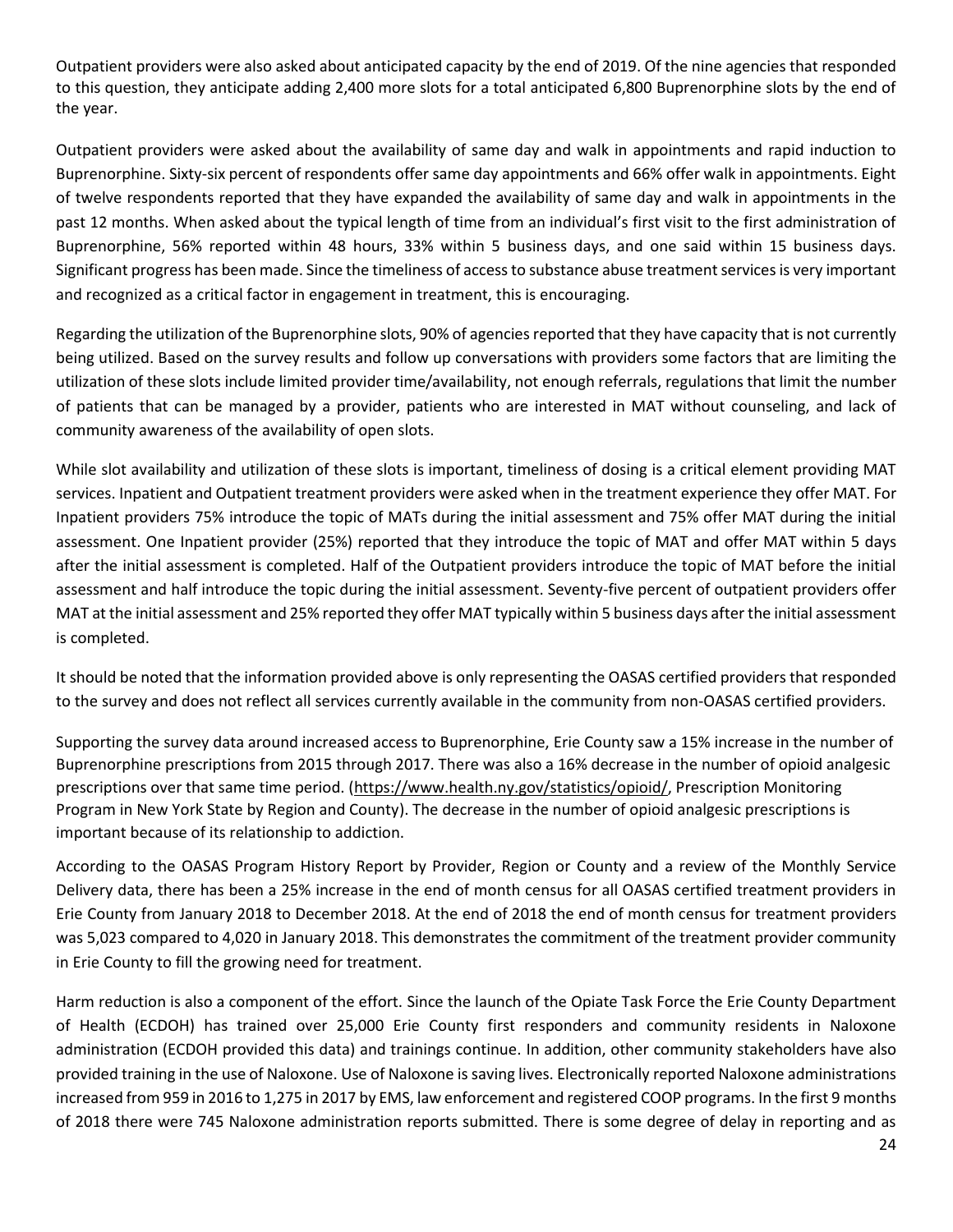Outpatient providers were also asked about anticipated capacity by the end of 2019. Of the nine agencies that responded to this question, they anticipate adding 2,400 more slots for a total anticipated 6,800 Buprenorphine slots by the end of the year.

Outpatient providers were asked about the availability of same day and walk in appointments and rapid induction to Buprenorphine. Sixty-six percent of respondents offer same day appointments and 66% offer walk in appointments. Eight of twelve respondents reported that they have expanded the availability of same day and walk in appointments in the past 12 months. When asked about the typical length of time from an individual's first visit to the first administration of Buprenorphine, 56% reported within 48 hours, 33% within 5 business days, and one said within 15 business days. Significant progress has been made. Since the timeliness of access to substance abuse treatment services is very important and recognized as a critical factor in engagement in treatment, this is encouraging.

Regarding the utilization of the Buprenorphine slots, 90% of agencies reported that they have capacity that is not currently being utilized. Based on the survey results and follow up conversations with providers some factors that are limiting the utilization of these slots include limited provider time/availability, not enough referrals, regulations that limit the number of patients that can be managed by a provider, patients who are interested in MAT without counseling, and lack of community awareness of the availability of open slots.

While slot availability and utilization of these slots is important, timeliness of dosing is a critical element providing MAT services. Inpatient and Outpatient treatment providers were asked when in the treatment experience they offer MAT. For Inpatient providers 75% introduce the topic of MATs during the initial assessment and 75% offer MAT during the initial assessment. One Inpatient provider (25%) reported that they introduce the topic of MAT and offer MAT within 5 days after the initial assessment is completed. Half of the Outpatient providers introduce the topic of MAT before the initial assessment and half introduce the topic during the initial assessment. Seventy-five percent of outpatient providers offer MAT at the initial assessment and 25% reported they offer MAT typically within 5 business days after the initial assessment is completed.

It should be noted that the information provided above is only representing the OASAS certified providers that responded to the survey and does not reflect all services currently available in the community from non-OASAS certified providers.

Supporting the survey data around increased access to Buprenorphine, Erie County saw a 15% increase in the number of Buprenorphine prescriptions from 2015 through 2017. There was also a 16% decrease in the number of opioid analgesic prescriptions over that same time period. (https://www.health.ny.gov/statistics/opioid/, Prescription Monitoring Program in New York State by Region and County). The decrease in the number of opioid analgesic prescriptions is important because of its relationship to addiction.

According to the OASAS Program History Report by Provider, Region or County and a review of the Monthly Service Delivery data, there has been a 25% increase in the end of month census for all OASAS certified treatment providers in Erie County from January 2018 to December 2018. At the end of 2018 the end of month census for treatment providers was 5,023 compared to 4,020 in January 2018. This demonstrates the commitment of the treatment provider community in Erie County to fill the growing need for treatment.

Harm reduction is also a component of the effort. Since the launch of the Opiate Task Force the Erie County Department of Health (ECDOH) has trained over 25,000 Erie County first responders and community residents in Naloxone administration (ECDOH provided this data) and trainings continue. In addition, other community stakeholders have also provided training in the use of Naloxone. Use of Naloxone is saving lives. Electronically reported Naloxone administrations increased from 959 in 2016 to 1,275 in 2017 by EMS, law enforcement and registered COOP programs. In the first 9 months of 2018 there were 745 Naloxone administration reports submitted. There is some degree of delay in reporting and as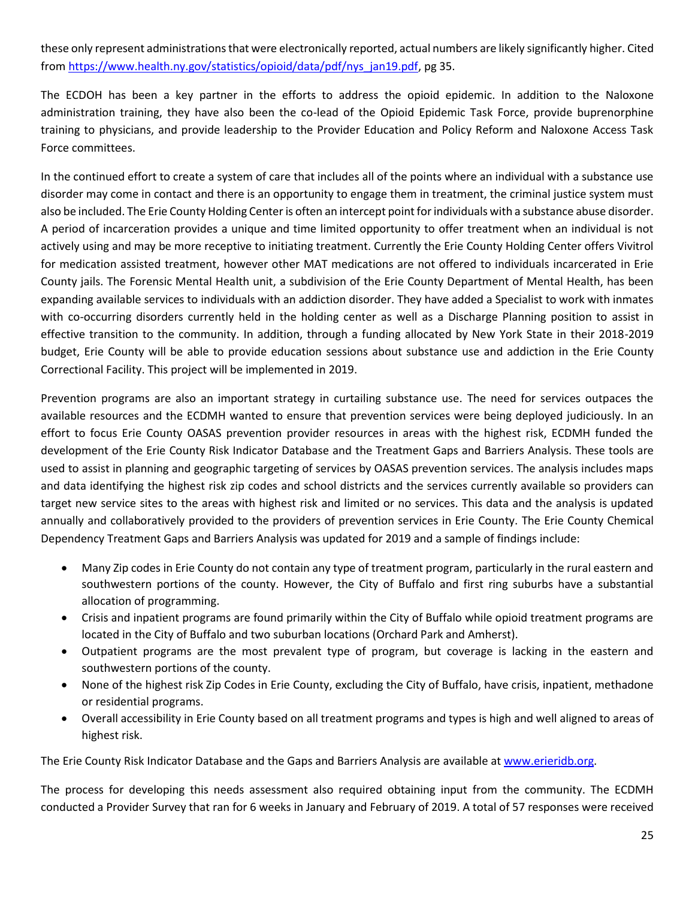these only represent administrations that were electronically reported, actual numbers are likely significantly higher. Cited from https://www.health.ny.gov/statistics/opioid/data/pdf/nys_jan19.pdf, pg 35.

The ECDOH has been a key partner in the efforts to address the opioid epidemic. In addition to the Naloxone administration training, they have also been the co-lead of the Opioid Epidemic Task Force, provide buprenorphine training to physicians, and provide leadership to the Provider Education and Policy Reform and Naloxone Access Task Force committees.

In the continued effort to create a system of care that includes all of the points where an individual with a substance use disorder may come in contact and there is an opportunity to engage them in treatment, the criminal justice system must also be included. The Erie County Holding Center is often an intercept point for individuals with a substance abuse disorder. A period of incarceration provides a unique and time limited opportunity to offer treatment when an individual is not actively using and may be more receptive to initiating treatment. Currently the Erie County Holding Center offers Vivitrol for medication assisted treatment, however other MAT medications are not offered to individuals incarcerated in Erie County jails. The Forensic Mental Health unit, a subdivision of the Erie County Department of Mental Health, has been expanding available services to individuals with an addiction disorder. They have added a Specialist to work with inmates with co-occurring disorders currently held in the holding center as well as a Discharge Planning position to assist in effective transition to the community. In addition, through a funding allocated by New York State in their 2018-2019 budget, Erie County will be able to provide education sessions about substance use and addiction in the Erie County Correctional Facility. This project will be implemented in 2019.

Prevention programs are also an important strategy in curtailing substance use. The need for services outpaces the available resources and the ECDMH wanted to ensure that prevention services were being deployed judiciously. In an effort to focus Erie County OASAS prevention provider resources in areas with the highest risk, ECDMH funded the development of the Erie County Risk Indicator Database and the Treatment Gaps and Barriers Analysis. These tools are used to assist in planning and geographic targeting of services by OASAS prevention services. The analysis includes maps and data identifying the highest risk zip codes and school districts and the services currently available so providers can target new service sites to the areas with highest risk and limited or no services. This data and the analysis is updated annually and collaboratively provided to the providers of prevention services in Erie County. The Erie County Chemical Dependency Treatment Gaps and Barriers Analysis was updated for 2019 and a sample of findings include:

- Many Zip codes in Erie County do not contain any type of treatment program, particularly in the rural eastern and southwestern portions of the county. However, the City of Buffalo and first ring suburbs have a substantial allocation of programming.
- Crisis and inpatient programs are found primarily within the City of Buffalo while opioid treatment programs are located in the City of Buffalo and two suburban locations (Orchard Park and Amherst).
- Outpatient programs are the most prevalent type of program, but coverage is lacking in the eastern and southwestern portions of the county.
- None of the highest risk Zip Codes in Erie County, excluding the City of Buffalo, have crisis, inpatient, methadone or residential programs.
- Overall accessibility in Erie County based on all treatment programs and types is high and well aligned to areas of highest risk.

The Erie County Risk Indicator Database and the Gaps and Barriers Analysis are available at www.erieridb.org.

The process for developing this needs assessment also required obtaining input from the community. The ECDMH conducted a Provider Survey that ran for 6 weeks in January and February of 2019. A total of 57 responses were received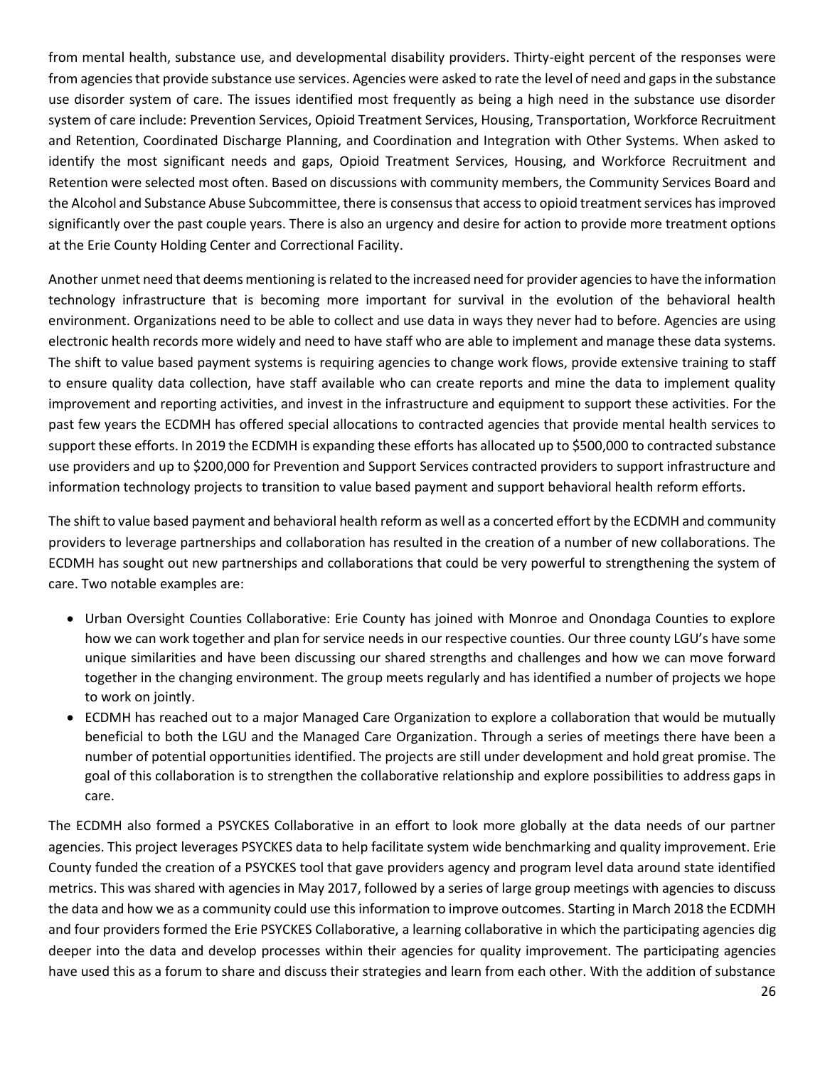from mental health, substance use, and developmental disability providers. Thirty-eight percent of the responses were from agencies that provide substance use services. Agencies were asked to rate the level of need and gaps in the substance use disorder system of care. The issues identified most frequently as being a high need in the substance use disorder system of care include: Prevention Services, Opioid Treatment Services, Housing, Transportation, Workforce Recruitment and Retention, Coordinated Discharge Planning, and Coordination and Integration with Other Systems. When asked to identify the most significant needs and gaps, Opioid Treatment Services, Housing, and Workforce Recruitment and Retention were selected most often. Based on discussions with community members, the Community Services Board and the Alcohol and Substance Abuse Subcommittee, there is consensus that access to opioid treatment services has improved significantly over the past couple years. There is also an urgency and desire for action to provide more treatment options at the Erie County Holding Center and Correctional Facility.

Another unmet need that deems mentioning is related to the increased need for provider agencies to have the information technology infrastructure that is becoming more important for survival in the evolution of the behavioral health environment. Organizations need to be able to collect and use data in ways they never had to before. Agencies are using electronic health records more widely and need to have staff who are able to implement and manage these data systems. The shift to value based payment systems is requiring agencies to change work flows, provide extensive training to staff to ensure quality data collection, have staff available who can create reports and mine the data to implement quality improvement and reporting activities, and invest in the infrastructure and equipment to support these activities. For the past few years the ECDMH has offered special allocations to contracted agencies that provide mental health services to support these efforts. In 2019 the ECDMH is expanding these efforts has allocated up to $500,000 to contracted substance use providers and up to $200,000 for Prevention and Support Services contracted providers to support infrastructure and information technology projects to transition to value based payment and support behavioral health reform efforts.

The shift to value based payment and behavioral health reform as well as a concerted effort by the ECDMH and community providers to leverage partnerships and collaboration has resulted in the creation of a number of new collaborations. The ECDMH has sought out new partnerships and collaborations that could be very powerful to strengthening the system of care. Two notable examples are:

- Urban Oversight Counties Collaborative: Erie County has joined with Monroe and Onondaga Counties to explore how we can work together and plan for service needs in our respective counties. Our three county LGU's have some unique similarities and have been discussing our shared strengths and challenges and how we can move forward together in the changing environment. The group meets regularly and has identified a number of projects we hope to work on jointly.
- ECDMH has reached out to a major Managed Care Organization to explore a collaboration that would be mutually beneficial to both the LGU and the Managed Care Organization. Through a series of meetings there have been a number of potential opportunities identified. The projects are still under development and hold great promise. The goal of this collaboration is to strengthen the collaborative relationship and explore possibilities to address gaps in care.

The ECDMH also formed a PSYCKES Collaborative in an effort to look more globally at the data needs of our partner agencies. This project leverages PSYCKES data to help facilitate system wide benchmarking and quality improvement. Erie County funded the creation of a PSYCKES tool that gave providers agency and program level data around state identified metrics. This was shared with agencies in May 2017, followed by a series of large group meetings with agencies to discuss the data and how we as a community could use this information to improve outcomes. Starting in March 2018 the ECDMH and four providers formed the Erie PSYCKES Collaborative, a learning collaborative in which the participating agencies dig deeper into the data and develop processes within their agencies for quality improvement. The participating agencies have used this as a forum to share and discuss their strategies and learn from each other. With the addition of substance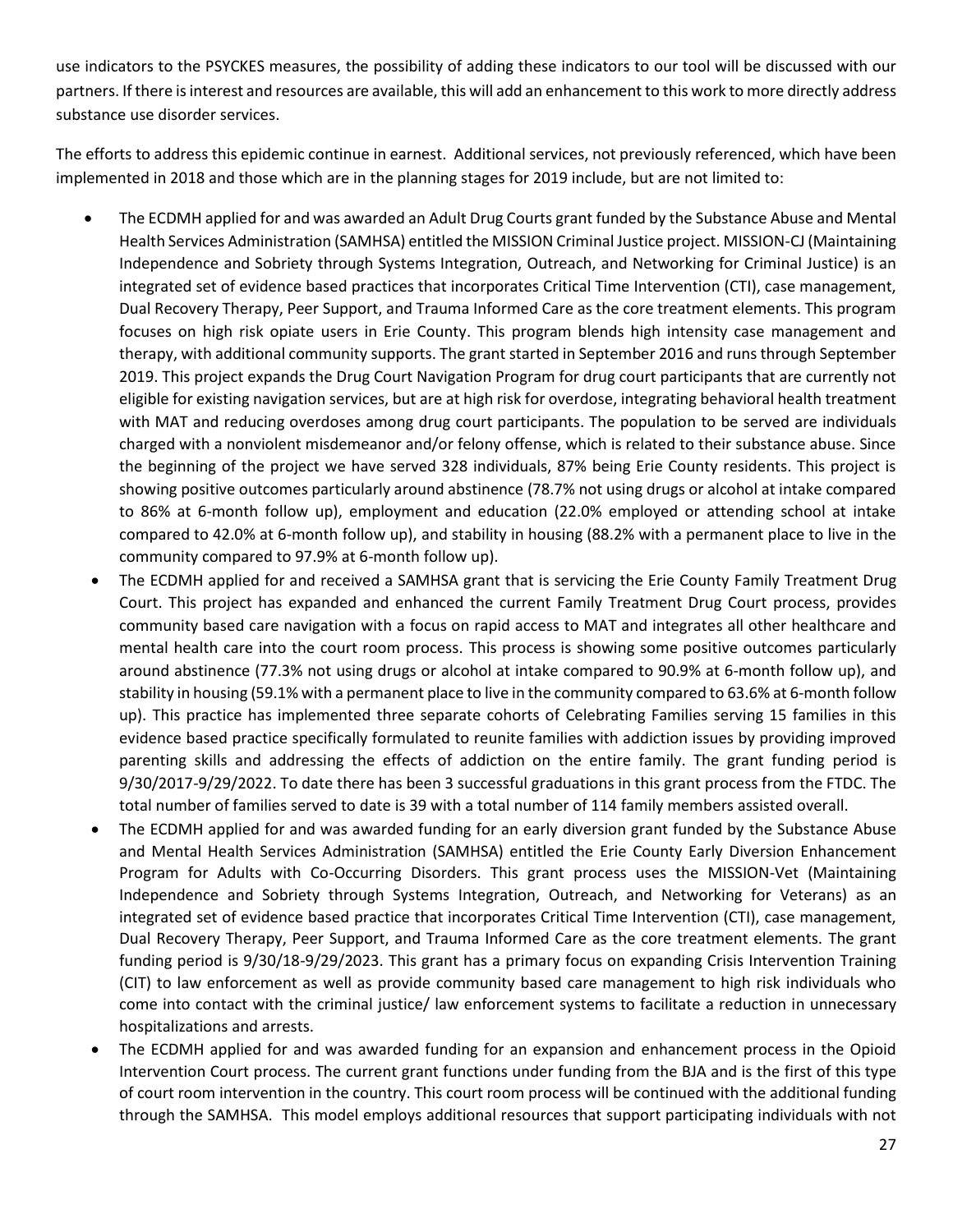use indicators to the PSYCKES measures, the possibility of adding these indicators to our tool will be discussed with our partners. If there is interest and resources are available, this will add an enhancement to this work to more directly address substance use disorder services.

The efforts to address this epidemic continue in earnest. Additional services, not previously referenced, which have been implemented in 2018 and those which are in the planning stages for 2019 include, but are not limited to:

- The ECDMH applied for and was awarded an Adult Drug Courts grant funded by the Substance Abuse and Mental Health Services Administration (SAMHSA) entitled the MISSION Criminal Justice project. MISSION-CJ (Maintaining Independence and Sobriety through Systems Integration, Outreach, and Networking for Criminal Justice) is an integrated set of evidence based practices that incorporates Critical Time Intervention (CTI), case management, Dual Recovery Therapy, Peer Support, and Trauma Informed Care as the core treatment elements. This program focuses on high risk opiate users in Erie County. This program blends high intensity case management and therapy, with additional community supports. The grant started in September 2016 and runs through September 2019. This project expands the Drug Court Navigation Program for drug court participants that are currently not eligible for existing navigation services, but are at high risk for overdose, integrating behavioral health treatment with MAT and reducing overdoses among drug court participants. The population to be served are individuals charged with a nonviolent misdemeanor and/or felony offense, which is related to their substance abuse. Since the beginning of the project we have served 328 individuals, 87% being Erie County residents. This project is showing positive outcomes particularly around abstinence (78.7% not using drugs or alcohol at intake compared to 86% at 6-month follow up), employment and education (22.0% employed or attending school at intake compared to 42.0% at 6-month follow up), and stability in housing (88.2% with a permanent place to live in the community compared to 97.9% at 6-month follow up).
- The ECDMH applied for and received a SAMHSA grant that is servicing the Erie County Family Treatment Drug Court. This project has expanded and enhanced the current Family Treatment Drug Court process, provides community based care navigation with a focus on rapid access to MAT and integrates all other healthcare and mental health care into the court room process. This process is showing some positive outcomes particularly around abstinence (77.3% not using drugs or alcohol at intake compared to 90.9% at 6-month follow up), and stability in housing (59.1% with a permanent place to live in the community compared to 63.6% at 6-month follow up). This practice has implemented three separate cohorts of Celebrating Families serving 15 families in this evidence based practice specifically formulated to reunite families with addiction issues by providing improved parenting skills and addressing the effects of addiction on the entire family. The grant funding period is 9/30/2017-9/29/2022. To date there has been 3 successful graduations in this grant process from the FTDC. The total number of families served to date is 39 with a total number of 114 family members assisted overall.
- The ECDMH applied for and was awarded funding for an early diversion grant funded by the Substance Abuse and Mental Health Services Administration (SAMHSA) entitled the Erie County Early Diversion Enhancement Program for Adults with Co-Occurring Disorders. This grant process uses the MISSION-Vet (Maintaining Independence and Sobriety through Systems Integration, Outreach, and Networking for Veterans) as an integrated set of evidence based practice that incorporates Critical Time Intervention (CTI), case management, Dual Recovery Therapy, Peer Support, and Trauma Informed Care as the core treatment elements. The grant funding period is 9/30/18-9/29/2023. This grant has a primary focus on expanding Crisis Intervention Training (CIT) to law enforcement as well as provide community based care management to high risk individuals who come into contact with the criminal justice/ law enforcement systems to facilitate a reduction in unnecessary hospitalizations and arrests.
- The ECDMH applied for and was awarded funding for an expansion and enhancement process in the Opioid Intervention Court process. The current grant functions under funding from the BJA and is the first of this type of court room intervention in the country. This court room process will be continued with the additional funding through the SAMHSA. This model employs additional resources that support participating individuals with not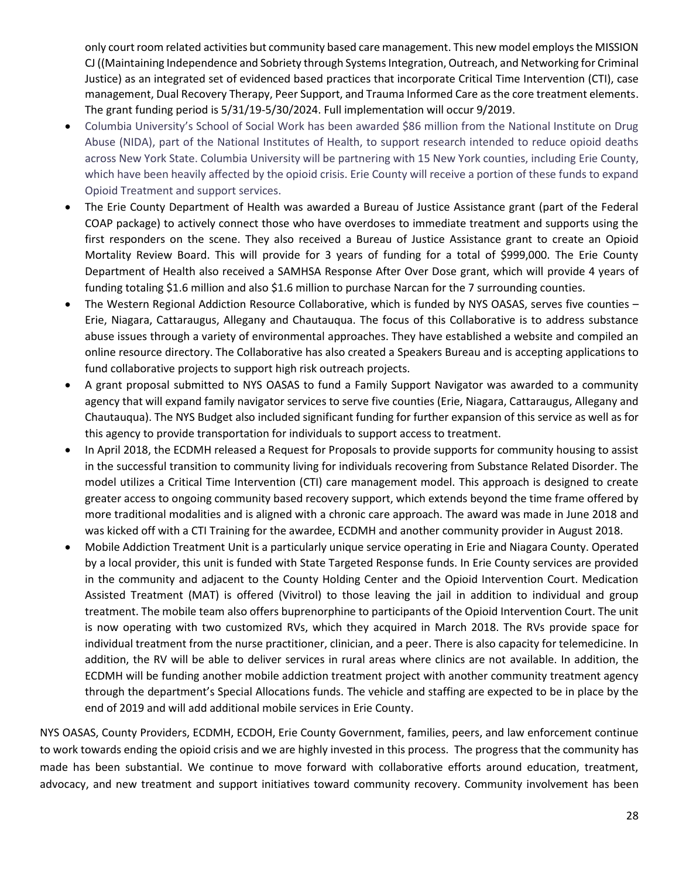only court room related activities but community based care management. This new model employs the MISSION CJ ((Maintaining Independence and Sobriety through Systems Integration, Outreach, and Networking for Criminal Justice) as an integrated set of evidenced based practices that incorporate Critical Time Intervention (CTI), case management, Dual Recovery Therapy, Peer Support, and Trauma Informed Care as the core treatment elements. The grant funding period is 5/31/19-5/30/2024. Full implementation will occur 9/2019.

- Columbia University's School of Social Work has been awarded $86 million from the National Institute on Drug Abuse (NIDA), part of the National Institutes of Health, to support research intended to reduce opioid deaths across New York State. Columbia University will be partnering with 15 New York counties, including Erie County, which have been heavily affected by the opioid crisis. Erie County will receive a portion of these funds to expand Opioid Treatment and support services.
- The Erie County Department of Health was awarded a Bureau of Justice Assistance grant (part of the Federal COAP package) to actively connect those who have overdoses to immediate treatment and supports using the first responders on the scene. They also received a Bureau of Justice Assistance grant to create an Opioid Mortality Review Board. This will provide for 3 years of funding for a total of $999,000. The Erie County Department of Health also received a SAMHSA Response After Over Dose grant, which will provide 4 years of funding totaling $1.6 million and also $1.6 million to purchase Narcan for the 7 surrounding counties.
- The Western Regional Addiction Resource Collaborative, which is funded by NYS OASAS, serves five counties – Erie, Niagara, Cattaraugus, Allegany and Chautauqua. The focus of this Collaborative is to address substance abuse issues through a variety of environmental approaches. They have established a website and compiled an online resource directory. The Collaborative has also created a Speakers Bureau and is accepting applications to fund collaborative projects to support high risk outreach projects.
- A grant proposal submitted to NYS OASAS to fund a Family Support Navigator was awarded to a community agency that will expand family navigator services to serve five counties (Erie, Niagara, Cattaraugus, Allegany and Chautauqua). The NYS Budget also included significant funding for further expansion of this service as well as for this agency to provide transportation for individuals to support access to treatment.
- In April 2018, the ECDMH released a Request for Proposals to provide supports for community housing to assist in the successful transition to community living for individuals recovering from Substance Related Disorder. The model utilizes a Critical Time Intervention (CTI) care management model. This approach is designed to create greater access to ongoing community based recovery support, which extends beyond the time frame offered by more traditional modalities and is aligned with a chronic care approach. The award was made in June 2018 and was kicked off with a CTI Training for the awardee, ECDMH and another community provider in August 2018.
- Mobile Addiction Treatment Unit is a particularly unique service operating in Erie and Niagara County. Operated by a local provider, this unit is funded with State Targeted Response funds. In Erie County services are provided in the community and adjacent to the County Holding Center and the Opioid Intervention Court. Medication Assisted Treatment (MAT) is offered (Vivitrol) to those leaving the jail in addition to individual and group treatment. The mobile team also offers buprenorphine to participants of the Opioid Intervention Court. The unit is now operating with two customized RVs, which they acquired in March 2018. The RVs provide space for individual treatment from the nurse practitioner, clinician, and a peer. There is also capacity for telemedicine. In addition, the RV will be able to deliver services in rural areas where clinics are not available. In addition, the ECDMH will be funding another mobile addiction treatment project with another community treatment agency through the department's Special Allocations funds. The vehicle and staffing are expected to be in place by the end of 2019 and will add additional mobile services in Erie County.

NYS OASAS, County Providers, ECDMH, ECDOH, Erie County Government, families, peers, and law enforcement continue to work towards ending the opioid crisis and we are highly invested in this process. The progress that the community has made has been substantial. We continue to move forward with collaborative efforts around education, treatment, advocacy, and new treatment and support initiatives toward community recovery. Community involvement has been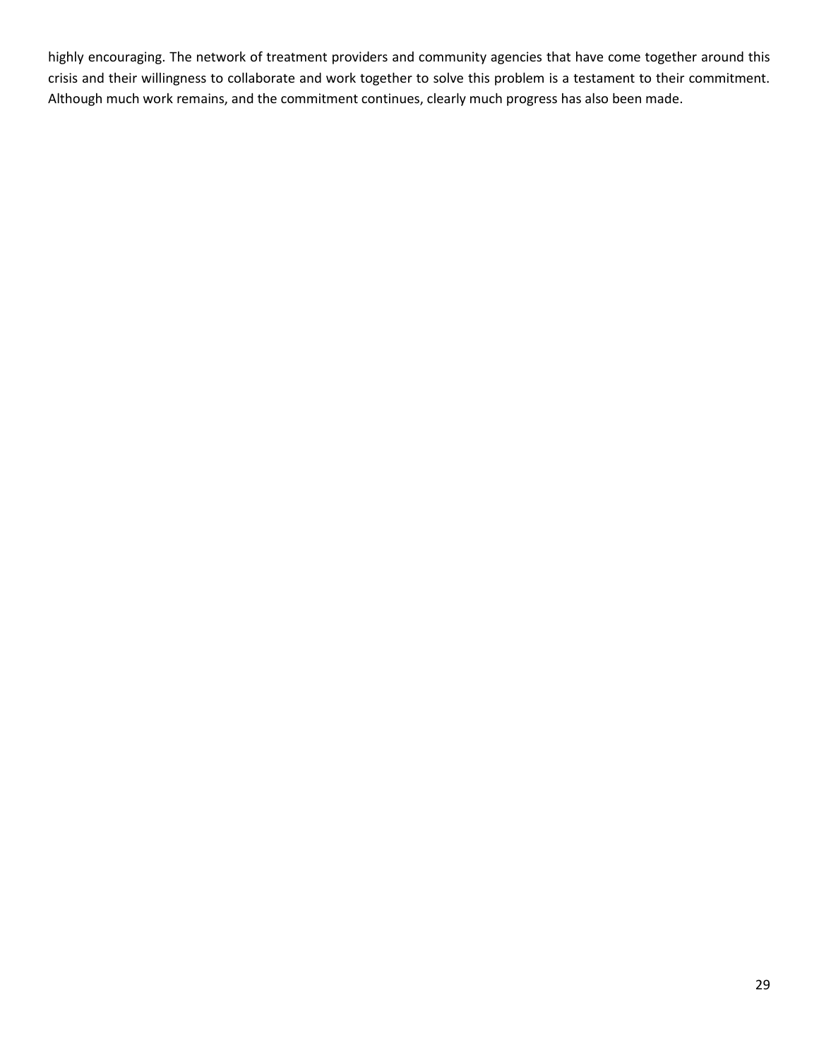highly encouraging. The network of treatment providers and community agencies that have come together around this crisis and their willingness to collaborate and work together to solve this problem is a testament to their commitment. Although much work remains, and the commitment continues, clearly much progress has also been made.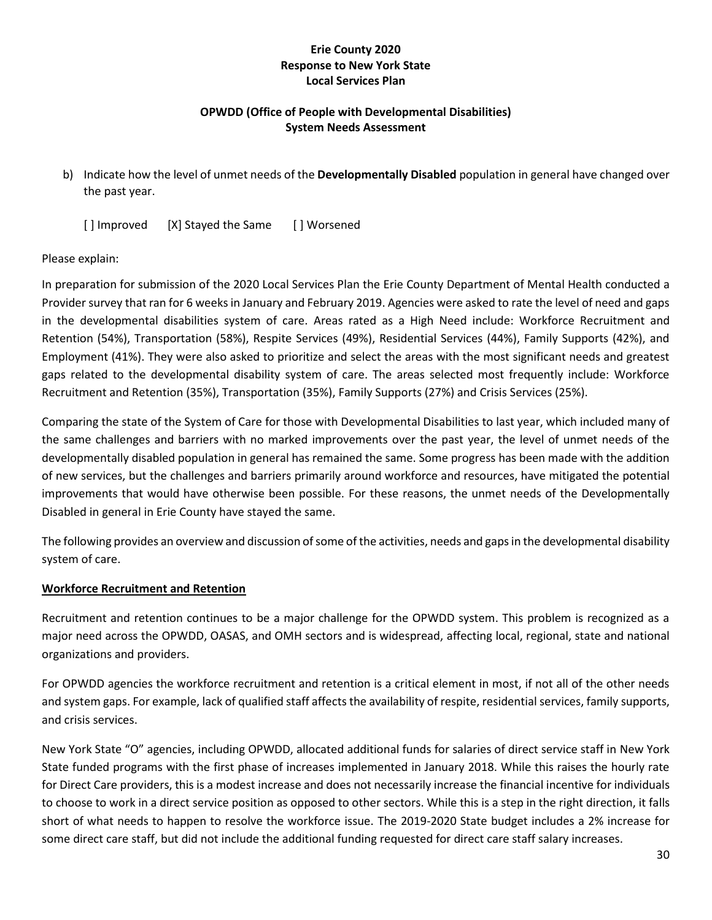**Erie County 2020**
**Response to New York State**
**Local Services Plan**

**OPWDD (Office of People with Developmental Disabilities)**
**System Needs Assessment**

b) Indicate how the level of unmet needs of the **Developmentally Disabled** population in general have changed over the past year.

[ ] Improved [X] Stayed the Same [ ] Worsened

Please explain:

In preparation for submission of the 2020 Local Services Plan the Erie County Department of Mental Health conducted a Provider survey that ran for 6 weeks in January and February 2019. Agencies were asked to rate the level of need and gaps in the developmental disabilities system of care. Areas rated as a High Need include: Workforce Recruitment and Retention (54%), Transportation (58%), Respite Services (49%), Residential Services (44%), Family Supports (42%), and Employment (41%). They were also asked to prioritize and select the areas with the most significant needs and greatest gaps related to the developmental disability system of care. The areas selected most frequently include: Workforce Recruitment and Retention (35%), Transportation (35%), Family Supports (27%) and Crisis Services (25%).

Comparing the state of the System of Care for those with Developmental Disabilities to last year, which included many of the same challenges and barriers with no marked improvements over the past year, the level of unmet needs of the developmentally disabled population in general has remained the same. Some progress has been made with the addition of new services, but the challenges and barriers primarily around workforce and resources, have mitigated the potential improvements that would have otherwise been possible. For these reasons, the unmet needs of the Developmentally Disabled in general in Erie County have stayed the same.

The following provides an overview and discussion of some of the activities, needs and gaps in the developmental disability system of care.

**Workforce Recruitment and Retention**

Recruitment and retention continues to be a major challenge for the OPWDD system. This problem is recognized as a major need across the OPWDD, OASAS, and OMH sectors and is widespread, affecting local, regional, state and national organizations and providers.

For OPWDD agencies the workforce recruitment and retention is a critical element in most, if not all of the other needs and system gaps. For example, lack of qualified staff affects the availability of respite, residential services, family supports, and crisis services.

New York State "O" agencies, including OPWDD, allocated additional funds for salaries of direct service staff in New York State funded programs with the first phase of increases implemented in January 2018. While this raises the hourly rate for Direct Care providers, this is a modest increase and does not necessarily increase the financial incentive for individuals to choose to work in a direct service position as opposed to other sectors. While this is a step in the right direction, it falls short of what needs to happen to resolve the workforce issue. The 2019-2020 State budget includes a 2% increase for some direct care staff, but did not include the additional funding requested for direct care staff salary increases.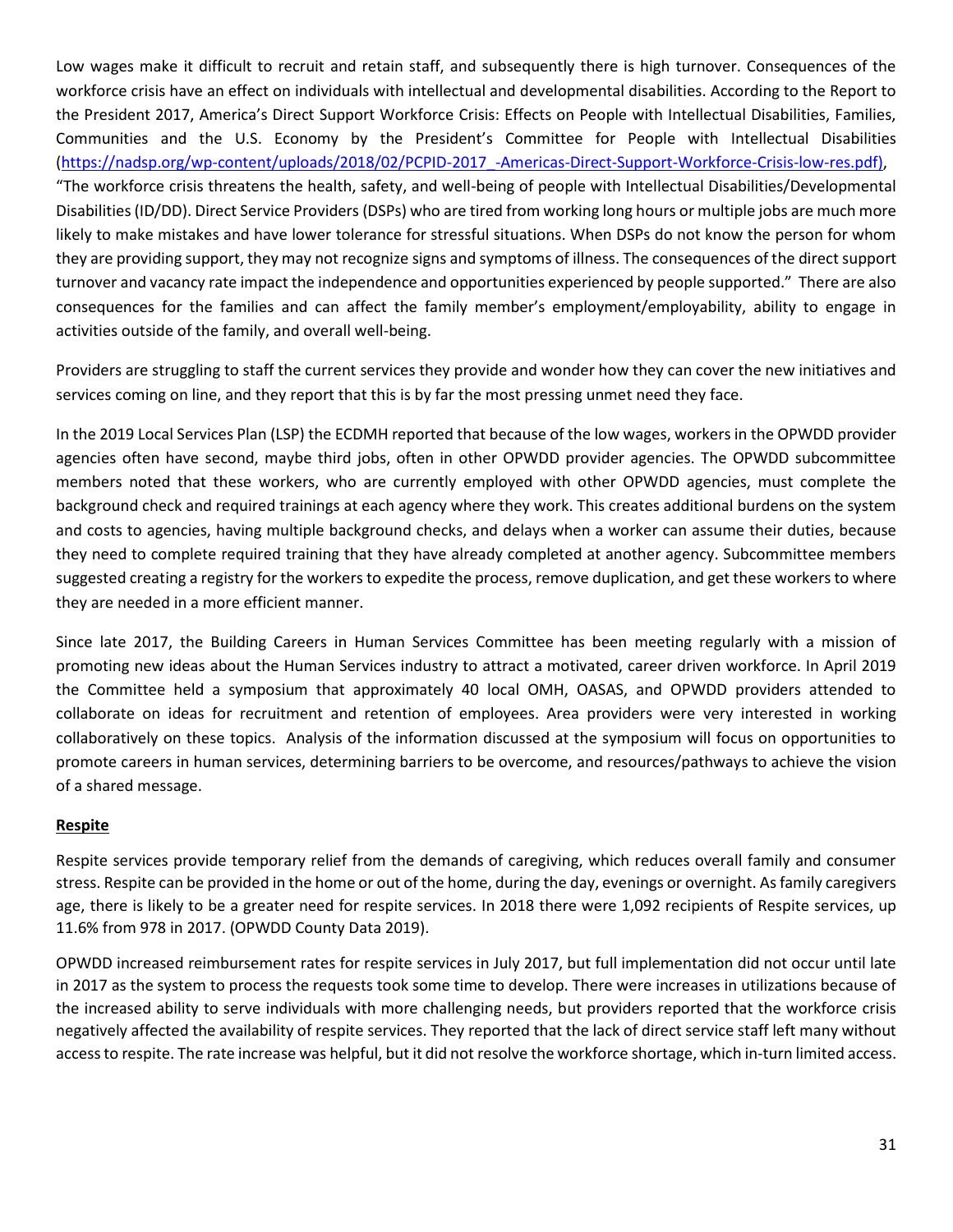Low wages make it difficult to recruit and retain staff, and subsequently there is high turnover. Consequences of the workforce crisis have an effect on individuals with intellectual and developmental disabilities. According to the Report to the President 2017, America's Direct Support Workforce Crisis: Effects on People with Intellectual Disabilities, Families, Communities and the U.S. Economy by the President's Committee for People with Intellectual Disabilities (https://nadsp.org/wp-content/uploads/2018/02/PCPID-2017_-Americas-Direct-Support-Workforce-Crisis-low-res.pdf), "The workforce crisis threatens the health, safety, and well-being of people with Intellectual Disabilities/Developmental Disabilities (ID/DD). Direct Service Providers (DSPs) who are tired from working long hours or multiple jobs are much more likely to make mistakes and have lower tolerance for stressful situations. When DSPs do not know the person for whom they are providing support, they may not recognize signs and symptoms of illness. The consequences of the direct support turnover and vacancy rate impact the independence and opportunities experienced by people supported." There are also consequences for the families and can affect the family member's employment/employability, ability to engage in activities outside of the family, and overall well-being.

Providers are struggling to staff the current services they provide and wonder how they can cover the new initiatives and services coming on line, and they report that this is by far the most pressing unmet need they face.

In the 2019 Local Services Plan (LSP) the ECDMH reported that because of the low wages, workers in the OPWDD provider agencies often have second, maybe third jobs, often in other OPWDD provider agencies. The OPWDD subcommittee members noted that these workers, who are currently employed with other OPWDD agencies, must complete the background check and required trainings at each agency where they work. This creates additional burdens on the system and costs to agencies, having multiple background checks, and delays when a worker can assume their duties, because they need to complete required training that they have already completed at another agency. Subcommittee members suggested creating a registry for the workers to expedite the process, remove duplication, and get these workers to where they are needed in a more efficient manner.

Since late 2017, the Building Careers in Human Services Committee has been meeting regularly with a mission of promoting new ideas about the Human Services industry to attract a motivated, career driven workforce. In April 2019 the Committee held a symposium that approximately 40 local OMH, OASAS, and OPWDD providers attended to collaborate on ideas for recruitment and retention of employees. Area providers were very interested in working collaboratively on these topics. Analysis of the information discussed at the symposium will focus on opportunities to promote careers in human services, determining barriers to be overcome, and resources/pathways to achieve the vision of a shared message.

**Respite**

Respite services provide temporary relief from the demands of caregiving, which reduces overall family and consumer stress. Respite can be provided in the home or out of the home, during the day, evenings or overnight. As family caregivers age, there is likely to be a greater need for respite services. In 2018 there were 1,092 recipients of Respite services, up 11.6% from 978 in 2017. (OPWDD County Data 2019).

OPWDD increased reimbursement rates for respite services in July 2017, but full implementation did not occur until late in 2017 as the system to process the requests took some time to develop. There were increases in utilizations because of the increased ability to serve individuals with more challenging needs, but providers reported that the workforce crisis negatively affected the availability of respite services. They reported that the lack of direct service staff left many without access to respite. The rate increase was helpful, but it did not resolve the workforce shortage, which in-turn limited access.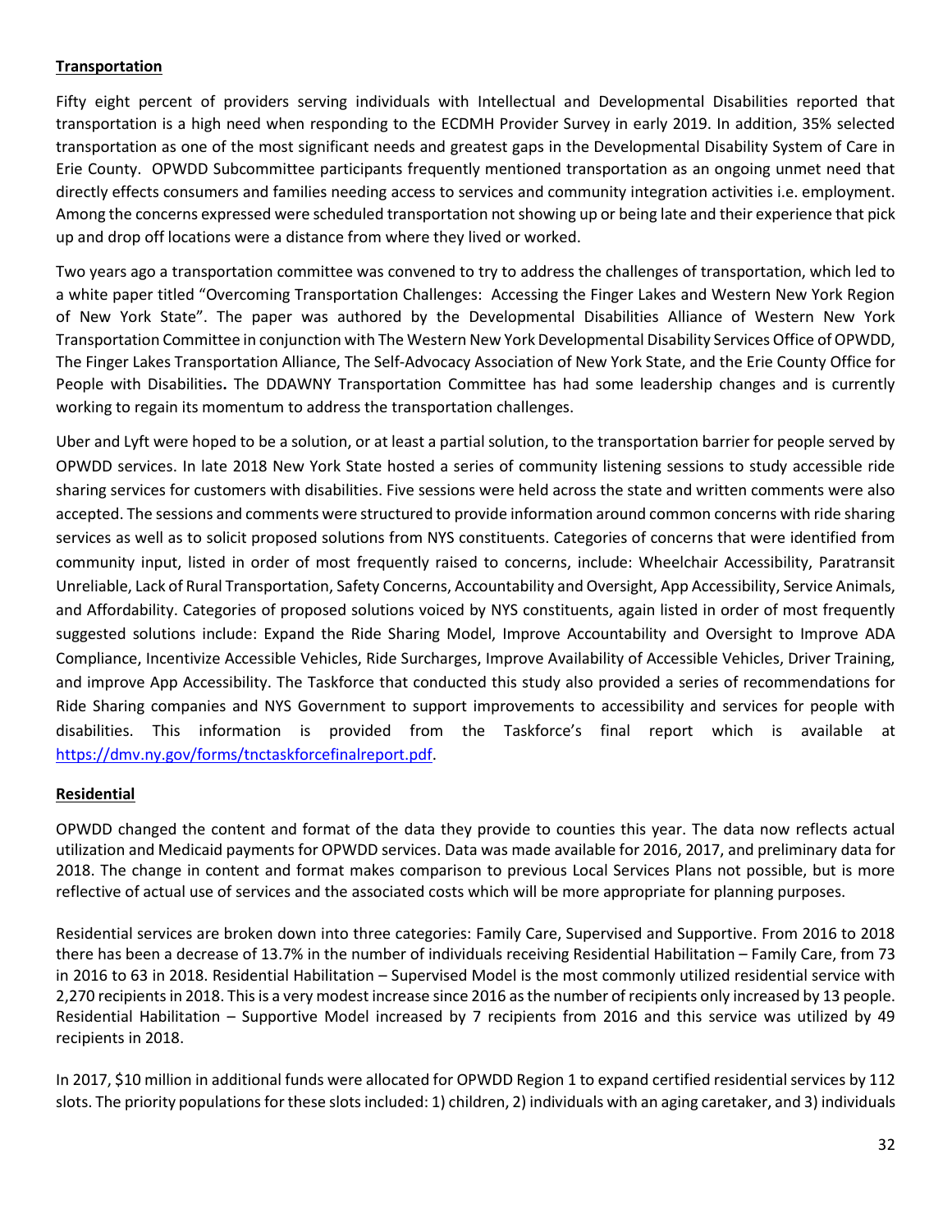**Transportation**

Fifty eight percent of providers serving individuals with Intellectual and Developmental Disabilities reported that transportation is a high need when responding to the ECDMH Provider Survey in early 2019. In addition, 35% selected transportation as one of the most significant needs and greatest gaps in the Developmental Disability System of Care in Erie County. OPWDD Subcommittee participants frequently mentioned transportation as an ongoing unmet need that directly effects consumers and families needing access to services and community integration activities i.e. employment. Among the concerns expressed were scheduled transportation not showing up or being late and their experience that pick up and drop off locations were a distance from where they lived or worked.

Two years ago a transportation committee was convened to try to address the challenges of transportation, which led to a white paper titled "Overcoming Transportation Challenges: Accessing the Finger Lakes and Western New York Region of New York State". The paper was authored by the Developmental Disabilities Alliance of Western New York Transportation Committee in conjunction with The Western New York Developmental Disability Services Office of OPWDD, The Finger Lakes Transportation Alliance, The Self-Advocacy Association of New York State, and the Erie County Office for People with Disabilities**.** The DDAWNY Transportation Committee has had some leadership changes and is currently working to regain its momentum to address the transportation challenges.

Uber and Lyft were hoped to be a solution, or at least a partial solution, to the transportation barrier for people served by OPWDD services. In late 2018 New York State hosted a series of community listening sessions to study accessible ride sharing services for customers with disabilities. Five sessions were held across the state and written comments were also accepted. The sessions and comments were structured to provide information around common concerns with ride sharing services as well as to solicit proposed solutions from NYS constituents. Categories of concerns that were identified from community input, listed in order of most frequently raised to concerns, include: Wheelchair Accessibility, Paratransit Unreliable, Lack of Rural Transportation, Safety Concerns, Accountability and Oversight, App Accessibility, Service Animals, and Affordability. Categories of proposed solutions voiced by NYS constituents, again listed in order of most frequently suggested solutions include: Expand the Ride Sharing Model, Improve Accountability and Oversight to Improve ADA Compliance, Incentivize Accessible Vehicles, Ride Surcharges, Improve Availability of Accessible Vehicles, Driver Training, and improve App Accessibility. The Taskforce that conducted this study also provided a series of recommendations for Ride Sharing companies and NYS Government to support improvements to accessibility and services for people with disabilities. This information is provided from the Taskforce's final report which is available at https://dmv.ny.gov/forms/tnctaskforcefinalreport.pdf.

**Residential**

OPWDD changed the content and format of the data they provide to counties this year. The data now reflects actual utilization and Medicaid payments for OPWDD services. Data was made available for 2016, 2017, and preliminary data for 2018. The change in content and format makes comparison to previous Local Services Plans not possible, but is more reflective of actual use of services and the associated costs which will be more appropriate for planning purposes.

Residential services are broken down into three categories: Family Care, Supervised and Supportive. From 2016 to 2018 there has been a decrease of 13.7% in the number of individuals receiving Residential Habilitation – Family Care, from 73 in 2016 to 63 in 2018. Residential Habilitation – Supervised Model is the most commonly utilized residential service with 2,270 recipients in 2018. This is a very modest increase since 2016 as the number of recipients only increased by 13 people. Residential Habilitation – Supportive Model increased by 7 recipients from 2016 and this service was utilized by 49 recipients in 2018.

In 2017, $10 million in additional funds were allocated for OPWDD Region 1 to expand certified residential services by 112 slots. The priority populations for these slots included: 1) children, 2) individuals with an aging caretaker, and 3) individuals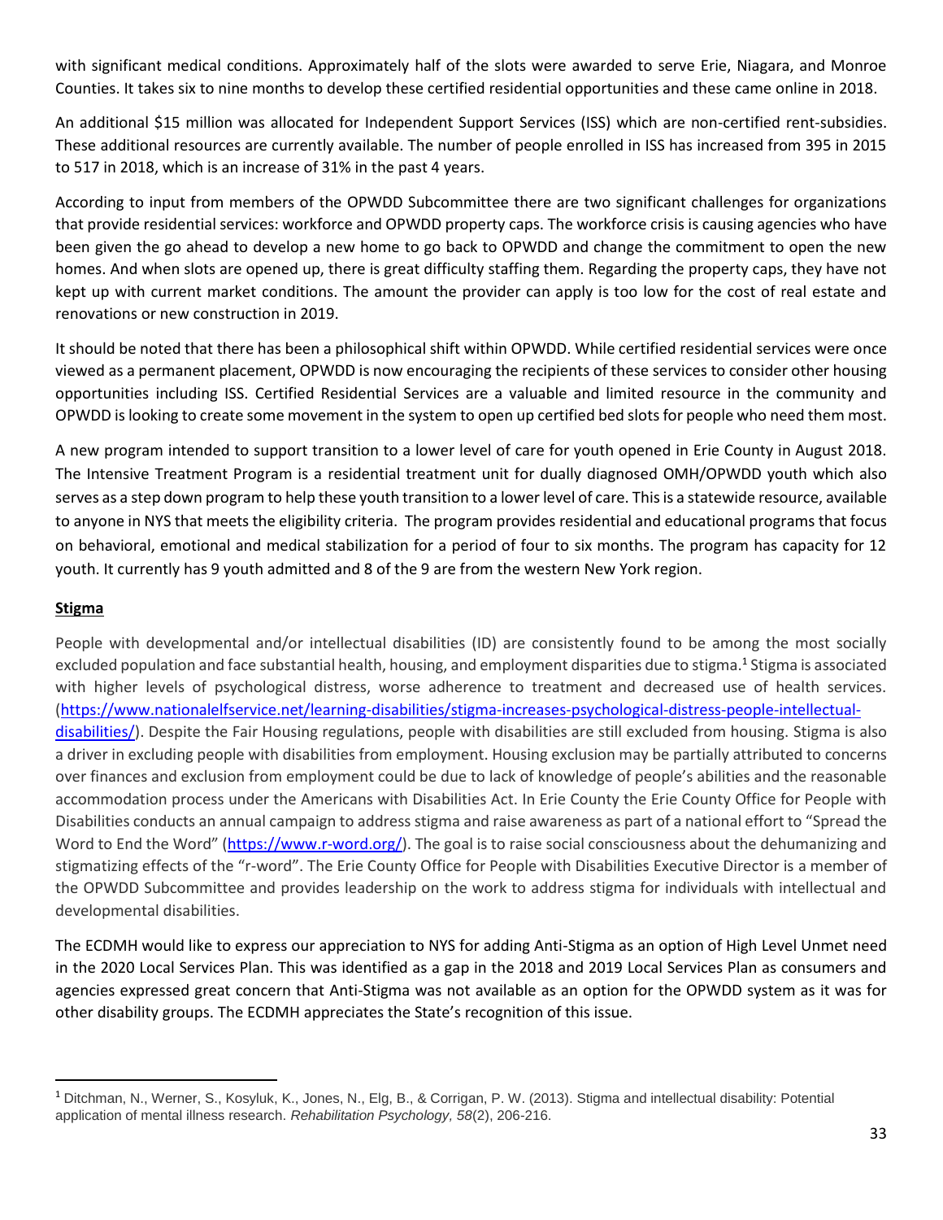with significant medical conditions. Approximately half of the slots were awarded to serve Erie, Niagara, and Monroe Counties. It takes six to nine months to develop these certified residential opportunities and these came online in 2018.

An additional $15 million was allocated for Independent Support Services (ISS) which are non-certified rent-subsidies. These additional resources are currently available. The number of people enrolled in ISS has increased from 395 in 2015 to 517 in 2018, which is an increase of 31% in the past 4 years.

According to input from members of the OPWDD Subcommittee there are two significant challenges for organizations that provide residential services: workforce and OPWDD property caps. The workforce crisis is causing agencies who have been given the go ahead to develop a new home to go back to OPWDD and change the commitment to open the new homes. And when slots are opened up, there is great difficulty staffing them. Regarding the property caps, they have not kept up with current market conditions. The amount the provider can apply is too low for the cost of real estate and renovations or new construction in 2019.

It should be noted that there has been a philosophical shift within OPWDD. While certified residential services were once viewed as a permanent placement, OPWDD is now encouraging the recipients of these services to consider other housing opportunities including ISS. Certified Residential Services are a valuable and limited resource in the community and OPWDD is looking to create some movement in the system to open up certified bed slots for people who need them most.

A new program intended to support transition to a lower level of care for youth opened in Erie County in August 2018. The Intensive Treatment Program is a residential treatment unit for dually diagnosed OMH/OPWDD youth which also serves as a step down program to help these youth transition to a lower level of care. This is a statewide resource, available to anyone in NYS that meets the eligibility criteria. The program provides residential and educational programs that focus on behavioral, emotional and medical stabilization for a period of four to six months. The program has capacity for 12 youth. It currently has 9 youth admitted and 8 of the 9 are from the western New York region.

**Stigma**

People with developmental and/or intellectual disabilities (ID) are consistently found to be among the most socially excluded population and face substantial health, housing, and employment disparities due to stigma.[1] Stigma is associated with higher levels of psychological distress, worse adherence to treatment and decreased use of health services. (https://www.nationalelfservice.net/learning-disabilities/stigma-increases-psychological-distress-people-intellectual-disabilities/). Despite the Fair Housing regulations, people with disabilities are still excluded from housing. Stigma is also a driver in excluding people with disabilities from employment. Housing exclusion may be partially attributed to concerns over finances and exclusion from employment could be due to lack of knowledge of people's abilities and the reasonable accommodation process under the Americans with Disabilities Act. In Erie County the Erie County Office for People with Disabilities conducts an annual campaign to address stigma and raise awareness as part of a national effort to "Spread the Word to End the Word" (https://www.r-word.org/). The goal is to raise social consciousness about the dehumanizing and stigmatizing effects of the "r-word". The Erie County Office for People with Disabilities Executive Director is a member of the OPWDD Subcommittee and provides leadership on the work to address stigma for individuals with intellectual and developmental disabilities.

The ECDMH would like to express our appreciation to NYS for adding Anti-Stigma as an option of High Level Unmet need in the 2020 Local Services Plan. This was identified as a gap in the 2018 and 2019 Local Services Plan as consumers and agencies expressed great concern that Anti-Stigma was not available as an option for the OPWDD system as it was for other disability groups. The ECDMH appreciates the State's recognition of this issue.

[1] Ditchman, N., Werner, S., Kosyluk, K., Jones, N., Elg, B., & Corrigan, P. W. (2013). Stigma and intellectual disability: Potential application of mental illness research. *Rehabilitation Psychology, 58*(2), 206-216.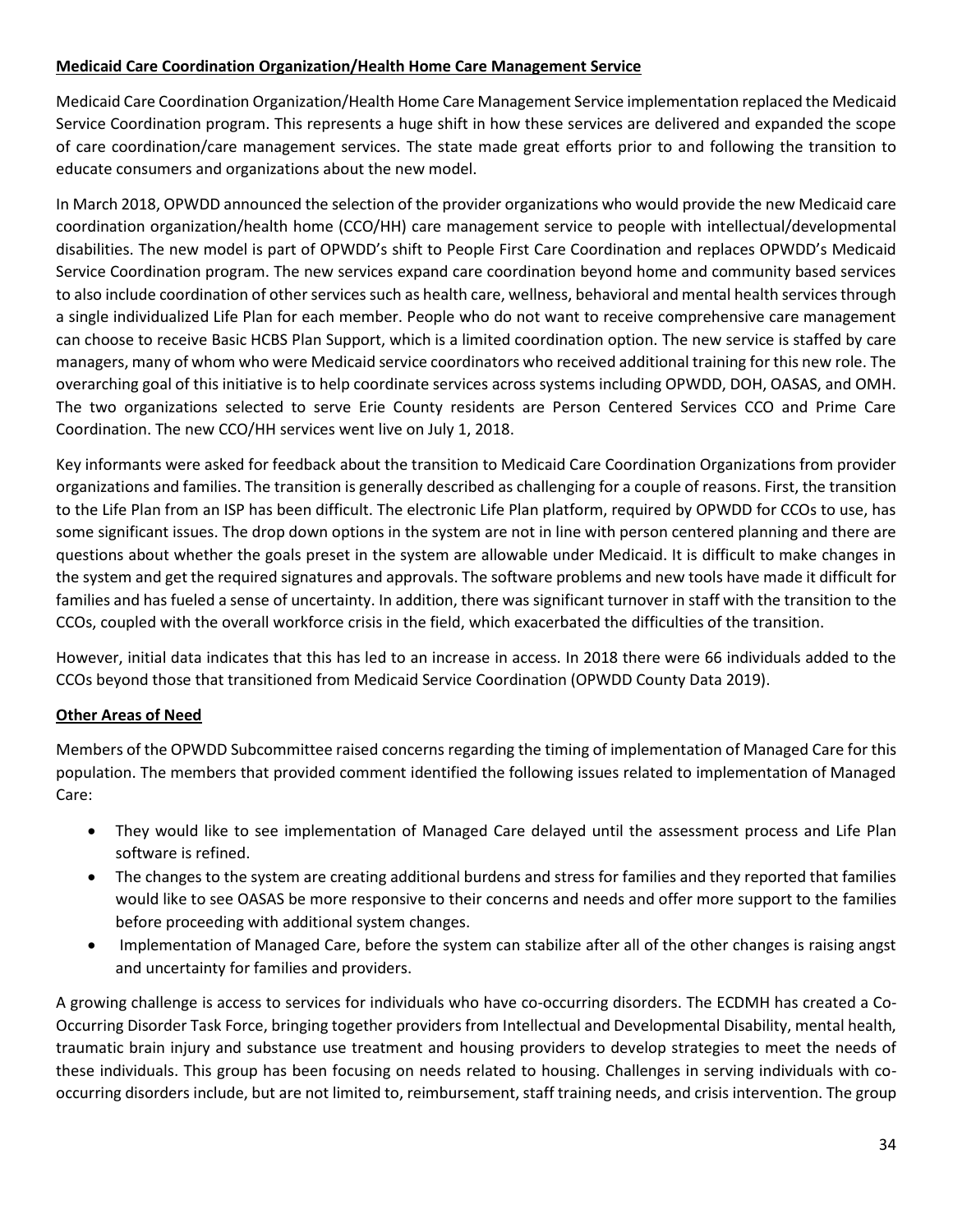**Medicaid Care Coordination Organization/Health Home Care Management Service**

Medicaid Care Coordination Organization/Health Home Care Management Service implementation replaced the Medicaid Service Coordination program. This represents a huge shift in how these services are delivered and expanded the scope of care coordination/care management services. The state made great efforts prior to and following the transition to educate consumers and organizations about the new model.

In March 2018, OPWDD announced the selection of the provider organizations who would provide the new Medicaid care coordination organization/health home (CCO/HH) care management service to people with intellectual/developmental disabilities. The new model is part of OPWDD's shift to People First Care Coordination and replaces OPWDD's Medicaid Service Coordination program. The new services expand care coordination beyond home and community based services to also include coordination of other services such as health care, wellness, behavioral and mental health services through a single individualized Life Plan for each member. People who do not want to receive comprehensive care management can choose to receive Basic HCBS Plan Support, which is a limited coordination option. The new service is staffed by care managers, many of whom who were Medicaid service coordinators who received additional training for this new role. The overarching goal of this initiative is to help coordinate services across systems including OPWDD, DOH, OASAS, and OMH. The two organizations selected to serve Erie County residents are Person Centered Services CCO and Prime Care Coordination. The new CCO/HH services went live on July 1, 2018.

Key informants were asked for feedback about the transition to Medicaid Care Coordination Organizations from provider organizations and families. The transition is generally described as challenging for a couple of reasons. First, the transition to the Life Plan from an ISP has been difficult. The electronic Life Plan platform, required by OPWDD for CCOs to use, has some significant issues. The drop down options in the system are not in line with person centered planning and there are questions about whether the goals preset in the system are allowable under Medicaid. It is difficult to make changes in the system and get the required signatures and approvals. The software problems and new tools have made it difficult for families and has fueled a sense of uncertainty. In addition, there was significant turnover in staff with the transition to the CCOs, coupled with the overall workforce crisis in the field, which exacerbated the difficulties of the transition.

However, initial data indicates that this has led to an increase in access. In 2018 there were 66 individuals added to the CCOs beyond those that transitioned from Medicaid Service Coordination (OPWDD County Data 2019).

**Other Areas of Need**

Members of the OPWDD Subcommittee raised concerns regarding the timing of implementation of Managed Care for this population. The members that provided comment identified the following issues related to implementation of Managed Care:

- They would like to see implementation of Managed Care delayed until the assessment process and Life Plan software is refined.
- The changes to the system are creating additional burdens and stress for families and they reported that families would like to see OASAS be more responsive to their concerns and needs and offer more support to the families before proceeding with additional system changes.
- Implementation of Managed Care, before the system can stabilize after all of the other changes is raising angst and uncertainty for families and providers.

A growing challenge is access to services for individuals who have co-occurring disorders. The ECDMH has created a Co-Occurring Disorder Task Force, bringing together providers from Intellectual and Developmental Disability, mental health, traumatic brain injury and substance use treatment and housing providers to develop strategies to meet the needs of these individuals. This group has been focusing on needs related to housing. Challenges in serving individuals with co-occurring disorders include, but are not limited to, reimbursement, staff training needs, and crisis intervention. The group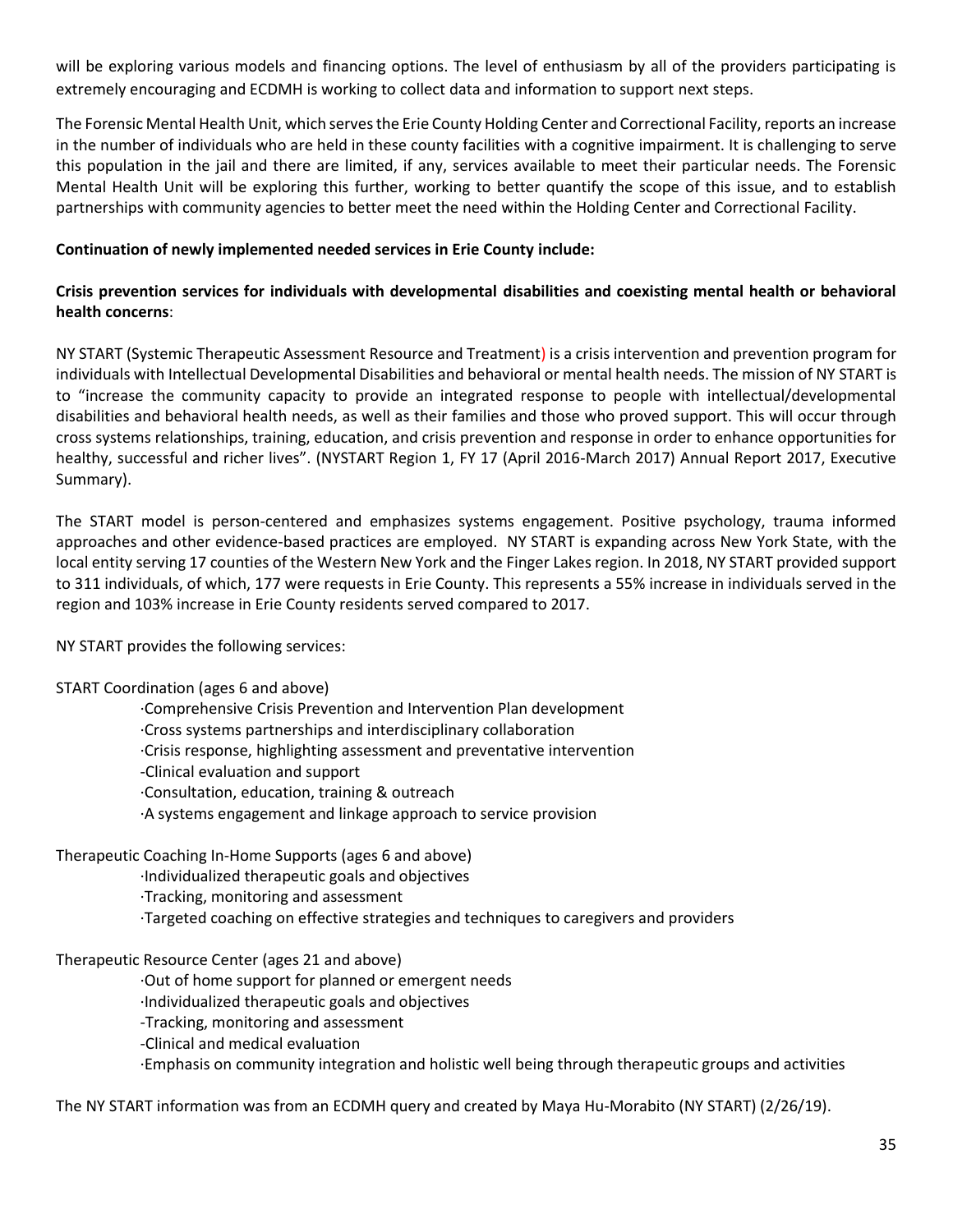will be exploring various models and financing options. The level of enthusiasm by all of the providers participating is extremely encouraging and ECDMH is working to collect data and information to support next steps.

The Forensic Mental Health Unit, which serves the Erie County Holding Center and Correctional Facility, reports an increase in the number of individuals who are held in these county facilities with a cognitive impairment. It is challenging to serve this population in the jail and there are limited, if any, services available to meet their particular needs. The Forensic Mental Health Unit will be exploring this further, working to better quantify the scope of this issue, and to establish partnerships with community agencies to better meet the need within the Holding Center and Correctional Facility.

**Continuation of newly implemented needed services in Erie County include:**

**Crisis prevention services for individuals with developmental disabilities and coexisting mental health or behavioral health concerns**:

NY START (Systemic Therapeutic Assessment Resource and Treatment) is a crisis intervention and prevention program for individuals with Intellectual Developmental Disabilities and behavioral or mental health needs. The mission of NY START is to "increase the community capacity to provide an integrated response to people with intellectual/developmental disabilities and behavioral health needs, as well as their families and those who proved support. This will occur through cross systems relationships, training, education, and crisis prevention and response in order to enhance opportunities for healthy, successful and richer lives". (NYSTART Region 1, FY 17 (April 2016-March 2017) Annual Report 2017, Executive Summary).

The START model is person-centered and emphasizes systems engagement. Positive psychology, trauma informed approaches and other evidence-based practices are employed. NY START is expanding across New York State, with the local entity serving 17 counties of the Western New York and the Finger Lakes region. In 2018, NY START provided support to 311 individuals, of which, 177 were requests in Erie County. This represents a 55% increase in individuals served in the region and 103% increase in Erie County residents served compared to 2017.

NY START provides the following services:

START Coordination (ages 6 and above)

- Comprehensive Crisis Prevention and Intervention Plan development
- Cross systems partnerships and interdisciplinary collaboration
- Crisis response, highlighting assessment and preventative intervention
- Clinical evaluation and support
- Consultation, education, training & outreach
- A systems engagement and linkage approach to service provision

Therapeutic Coaching In-Home Supports (ages 6 and above)

- Individualized therapeutic goals and objectives
- Tracking, monitoring and assessment
- Targeted coaching on effective strategies and techniques to caregivers and providers

Therapeutic Resource Center (ages 21 and above)

- Out of home support for planned or emergent needs
- Individualized therapeutic goals and objectives
- Tracking, monitoring and assessment
- Clinical and medical evaluation
- Emphasis on community integration and holistic well being through therapeutic groups and activities

The NY START information was from an ECDMH query and created by Maya Hu-Morabito (NY START) (2/26/19).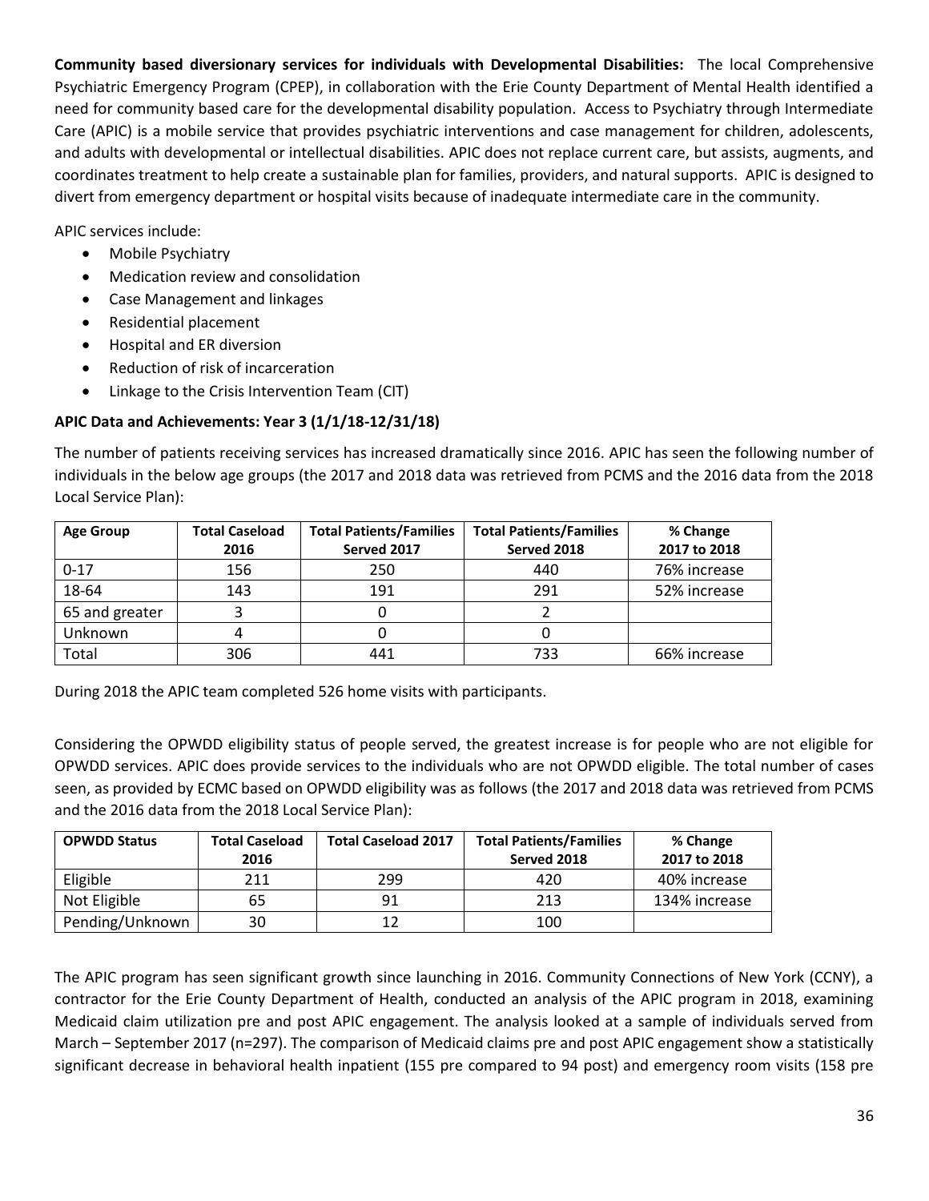**Community based diversionary services for individuals with Developmental Disabilities:** The local Comprehensive Psychiatric Emergency Program (CPEP), in collaboration with the Erie County Department of Mental Health identified a need for community based care for the developmental disability population. Access to Psychiatry through Intermediate Care (APIC) is a mobile service that provides psychiatric interventions and case management for children, adolescents, and adults with developmental or intellectual disabilities. APIC does not replace current care, but assists, augments, and coordinates treatment to help create a sustainable plan for families, providers, and natural supports. APIC is designed to divert from emergency department or hospital visits because of inadequate intermediate care in the community.

APIC services include:

- Mobile Psychiatry
- Medication review and consolidation
- Case Management and linkages
- Residential placement
- Hospital and ER diversion
- Reduction of risk of incarceration
- Linkage to the Crisis Intervention Team (CIT)

**APIC Data and Achievements: Year 3 (1/1/18-12/31/18)**

The number of patients receiving services has increased dramatically since 2016. APIC has seen the following number of individuals in the below age groups (the 2017 and 2018 data was retrieved from PCMS and the 2016 data from the 2018 Local Service Plan):

| Age Group | Total Caseload 2016 | Total Patients/Families Served 2017 | Total Patients/Families Served 2018 | % Change 2017 to 2018 |
|---|---|---|---|---|
| 0-17 | 156 | 250 | 440 | 76% increase |
| 18-64 | 143 | 191 | 291 | 52% increase |
| 65 and greater | 3 | 0 | 2 | |
| Unknown | 4 | 0 | 0 | |
| Total | 306 | 441 | 733 | 66% increase |

During 2018 the APIC team completed 526 home visits with participants.

Considering the OPWDD eligibility status of people served, the greatest increase is for people who are not eligible for OPWDD services. APIC does provide services to the individuals who are not OPWDD eligible. The total number of cases seen, as provided by ECMC based on OPWDD eligibility was as follows (the 2017 and 2018 data was retrieved from PCMS and the 2016 data from the 2018 Local Service Plan):

| OPWDD Status | Total Caseload 2016 | Total Caseload 2017 | Total Patients/Families Served 2018 | % Change 2017 to 2018 |
|---|---|---|---|---|
| Eligible | 211 | 299 | 420 | 40% increase |
| Not Eligible | 65 | 91 | 213 | 134% increase |
| Pending/Unknown | 30 | 12 | 100 | |

The APIC program has seen significant growth since launching in 2016. Community Connections of New York (CCNY), a contractor for the Erie County Department of Health, conducted an analysis of the APIC program in 2018, examining Medicaid claim utilization pre and post APIC engagement. The analysis looked at a sample of individuals served from March – September 2017 (n=297). The comparison of Medicaid claims pre and post APIC engagement show a statistically significant decrease in behavioral health inpatient (155 pre compared to 94 post) and emergency room visits (158 pre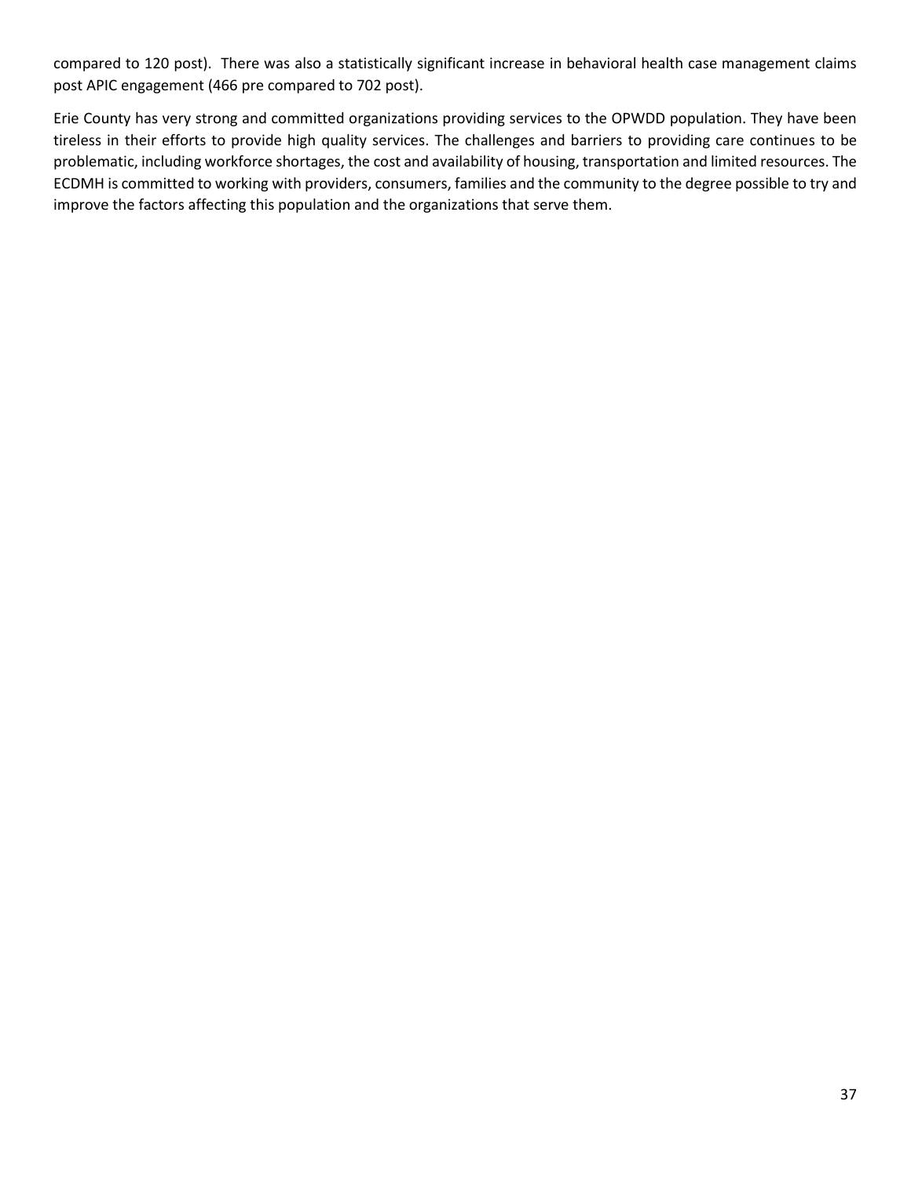compared to 120 post). There was also a statistically significant increase in behavioral health case management claims post APIC engagement (466 pre compared to 702 post).

Erie County has very strong and committed organizations providing services to the OPWDD population. They have been tireless in their efforts to provide high quality services. The challenges and barriers to providing care continues to be problematic, including workforce shortages, the cost and availability of housing, transportation and limited resources. The ECDMH is committed to working with providers, consumers, families and the community to the degree possible to try and improve the factors affecting this population and the organizations that serve them.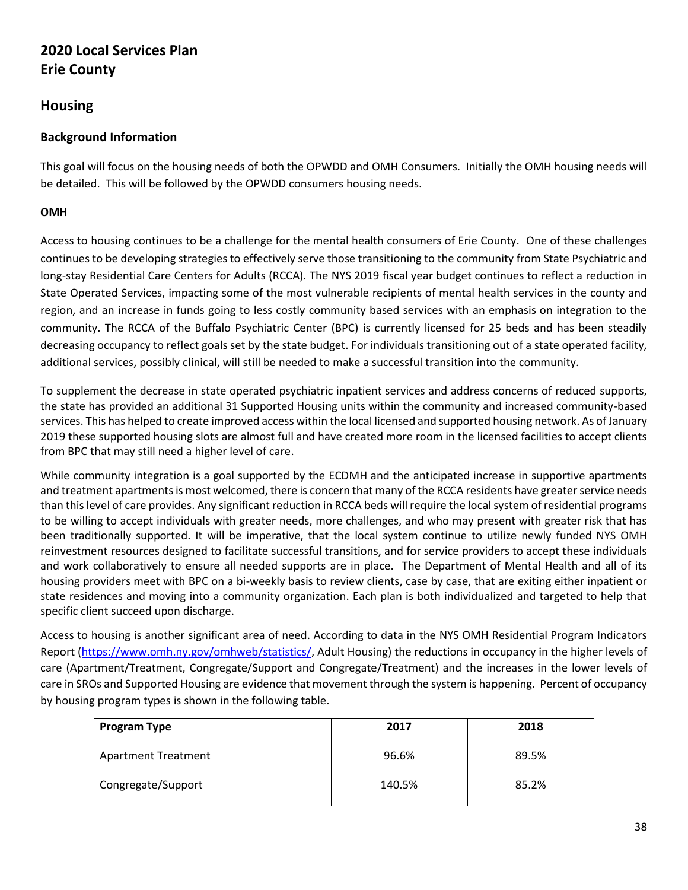# 2020 Local Services Plan
# Erie County

## Housing

### Background Information

This goal will focus on the housing needs of both the OPWDD and OMH Consumers. Initially the OMH housing needs will be detailed. This will be followed by the OPWDD consumers housing needs.

**OMH**

Access to housing continues to be a challenge for the mental health consumers of Erie County. One of these challenges continues to be developing strategies to effectively serve those transitioning to the community from State Psychiatric and long-stay Residential Care Centers for Adults (RCCA). The NYS 2019 fiscal year budget continues to reflect a reduction in State Operated Services, impacting some of the most vulnerable recipients of mental health services in the county and region, and an increase in funds going to less costly community based services with an emphasis on integration to the community. The RCCA of the Buffalo Psychiatric Center (BPC) is currently licensed for 25 beds and has been steadily decreasing occupancy to reflect goals set by the state budget. For individuals transitioning out of a state operated facility, additional services, possibly clinical, will still be needed to make a successful transition into the community.

To supplement the decrease in state operated psychiatric inpatient services and address concerns of reduced supports, the state has provided an additional 31 Supported Housing units within the community and increased community-based services. This has helped to create improved access within the local licensed and supported housing network. As of January 2019 these supported housing slots are almost full and have created more room in the licensed facilities to accept clients from BPC that may still need a higher level of care.

While community integration is a goal supported by the ECDMH and the anticipated increase in supportive apartments and treatment apartments is most welcomed, there is concern that many of the RCCA residents have greater service needs than this level of care provides. Any significant reduction in RCCA beds will require the local system of residential programs to be willing to accept individuals with greater needs, more challenges, and who may present with greater risk that has been traditionally supported. It will be imperative, that the local system continue to utilize newly funded NYS OMH reinvestment resources designed to facilitate successful transitions, and for service providers to accept these individuals and work collaboratively to ensure all needed supports are in place. The Department of Mental Health and all of its housing providers meet with BPC on a bi-weekly basis to review clients, case by case, that are exiting either inpatient or state residences and moving into a community organization. Each plan is both individualized and targeted to help that specific client succeed upon discharge.

Access to housing is another significant area of need. According to data in the NYS OMH Residential Program Indicators Report (https://www.omh.ny.gov/omhweb/statistics/, Adult Housing) the reductions in occupancy in the higher levels of care (Apartment/Treatment, Congregate/Support and Congregate/Treatment) and the increases in the lower levels of care in SROs and Supported Housing are evidence that movement through the system is happening. Percent of occupancy by housing program types is shown in the following table.

| Program Type | 2017 | 2018 |
|---|---|---|
| Apartment Treatment | 96.6% | 89.5% |
| Congregate/Support | 140.5% | 85.2% |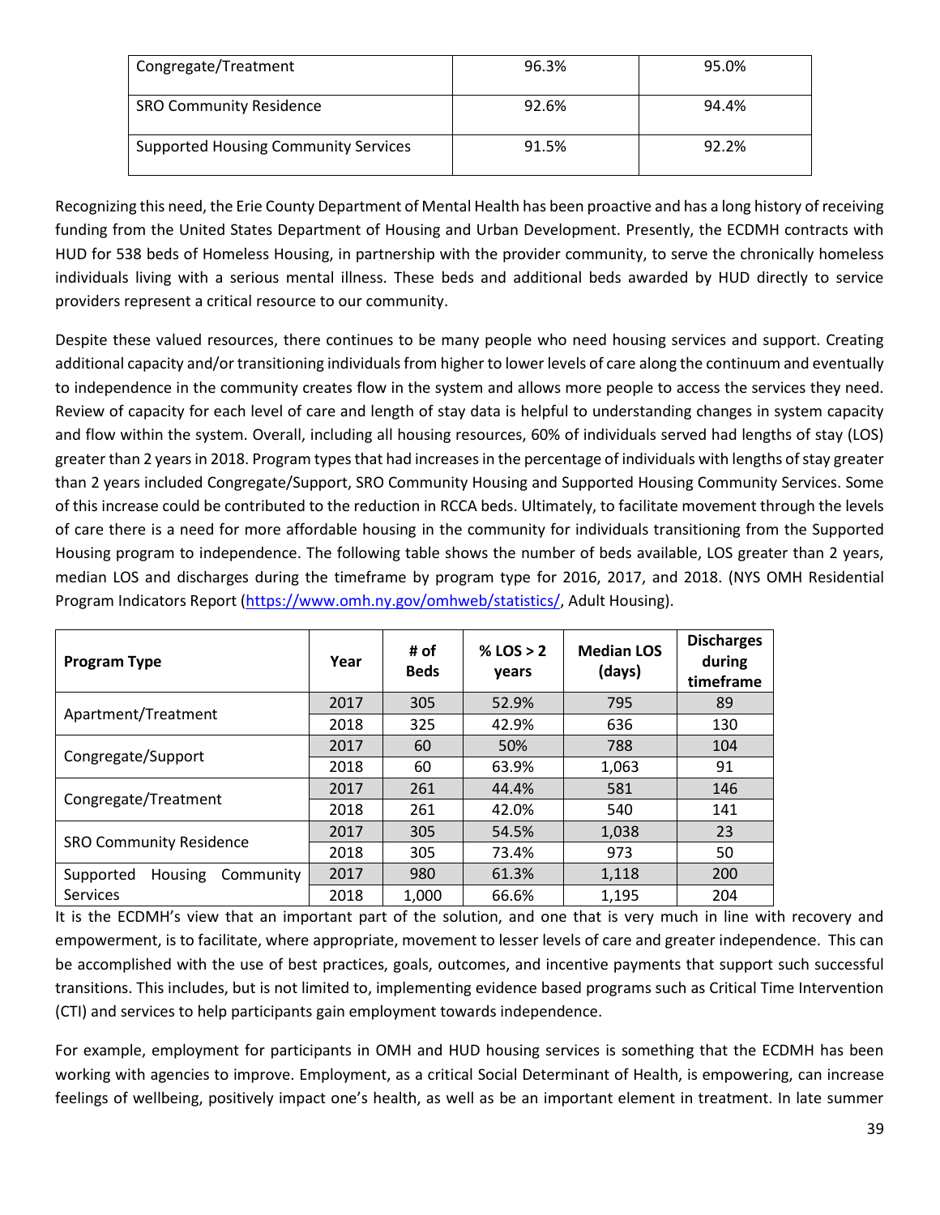| Congregate/Treatment | 96.3% | 95.0% |
|---|---|---|
| SRO Community Residence | 92.6% | 94.4% |
| Supported Housing Community Services | 91.5% | 92.2% |

Recognizing this need, the Erie County Department of Mental Health has been proactive and has a long history of receiving funding from the United States Department of Housing and Urban Development. Presently, the ECDMH contracts with HUD for 538 beds of Homeless Housing, in partnership with the provider community, to serve the chronically homeless individuals living with a serious mental illness. These beds and additional beds awarded by HUD directly to service providers represent a critical resource to our community.

Despite these valued resources, there continues to be many people who need housing services and support. Creating additional capacity and/or transitioning individuals from higher to lower levels of care along the continuum and eventually to independence in the community creates flow in the system and allows more people to access the services they need. Review of capacity for each level of care and length of stay data is helpful to understanding changes in system capacity and flow within the system. Overall, including all housing resources, 60% of individuals served had lengths of stay (LOS) greater than 2 years in 2018. Program types that had increases in the percentage of individuals with lengths of stay greater than 2 years included Congregate/Support, SRO Community Housing and Supported Housing Community Services. Some of this increase could be contributed to the reduction in RCCA beds. Ultimately, to facilitate movement through the levels of care there is a need for more affordable housing in the community for individuals transitioning from the Supported Housing program to independence. The following table shows the number of beds available, LOS greater than 2 years, median LOS and discharges during the timeframe by program type for 2016, 2017, and 2018. (NYS OMH Residential Program Indicators Report (https://www.omh.ny.gov/omhweb/statistics/, Adult Housing).

| Program Type | Year | # of Beds | % LOS > 2 years | Median LOS (days) | Discharges during timeframe |
|---|---|---|---|---|---|
| Apartment/Treatment | 2017 | 305 | 52.9% | 795 | 89 |
| | 2018 | 325 | 42.9% | 636 | 130 |
| Congregate/Support | 2017 | 60 | 50% | 788 | 104 |
| | 2018 | 60 | 63.9% | 1,063 | 91 |
| Congregate/Treatment | 2017 | 261 | 44.4% | 581 | 146 |
| | 2018 | 261 | 42.0% | 540 | 141 |
| SRO Community Residence | 2017 | 305 | 54.5% | 1,038 | 23 |
| | 2018 | 305 | 73.4% | 973 | 50 |
| Supported Housing Community Services | 2017 | 980 | 61.3% | 1,118 | 200 |
| | 2018 | 1,000 | 66.6% | 1,195 | 204 |

It is the ECDMH's view that an important part of the solution, and one that is very much in line with recovery and empowerment, is to facilitate, where appropriate, movement to lesser levels of care and greater independence. This can be accomplished with the use of best practices, goals, outcomes, and incentive payments that support such successful transitions. This includes, but is not limited to, implementing evidence based programs such as Critical Time Intervention (CTI) and services to help participants gain employment towards independence.

For example, employment for participants in OMH and HUD housing services is something that the ECDMH has been working with agencies to improve. Employment, as a critical Social Determinant of Health, is empowering, can increase feelings of wellbeing, positively impact one's health, as well as be an important element in treatment. In late summer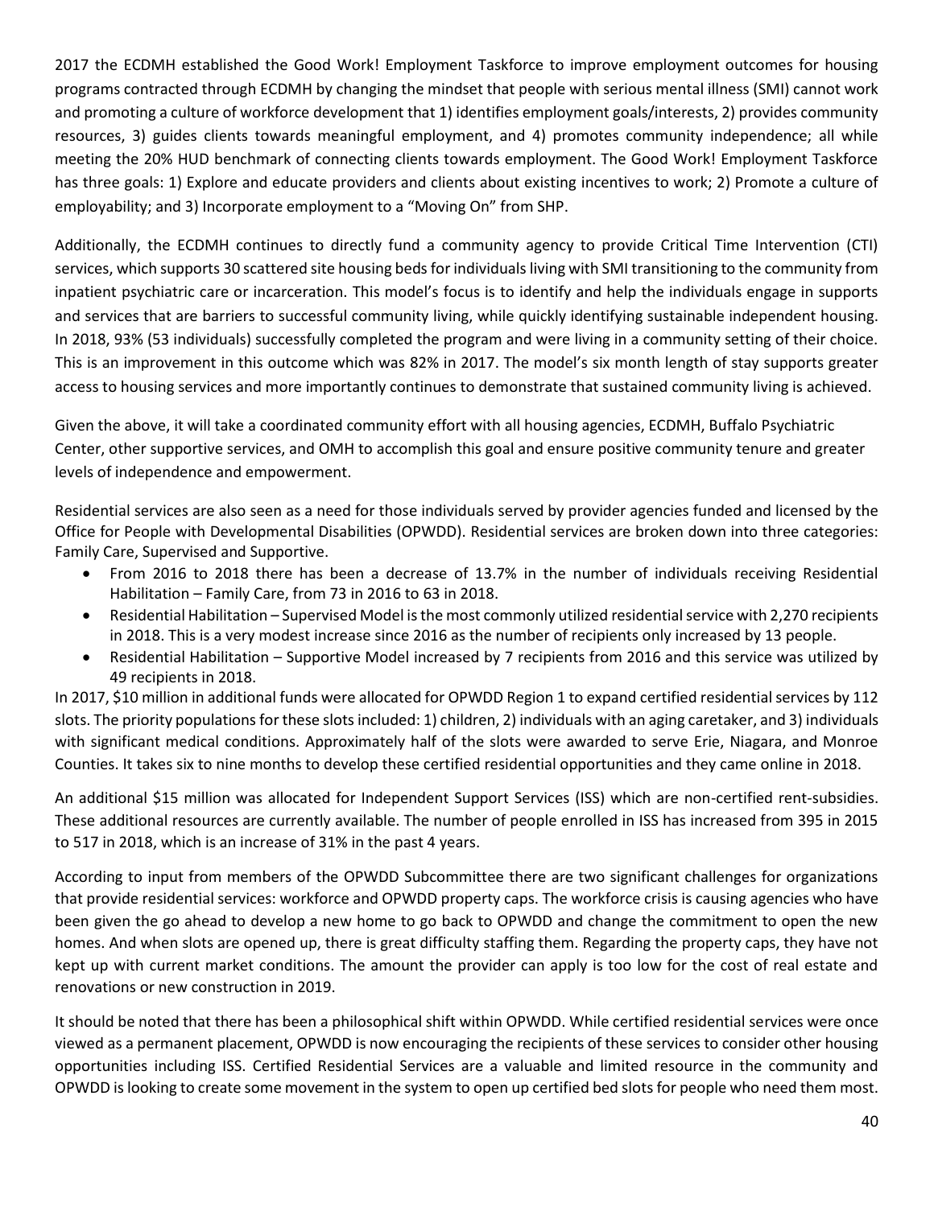2017 the ECDMH established the Good Work! Employment Taskforce to improve employment outcomes for housing programs contracted through ECDMH by changing the mindset that people with serious mental illness (SMI) cannot work and promoting a culture of workforce development that 1) identifies employment goals/interests, 2) provides community resources, 3) guides clients towards meaningful employment, and 4) promotes community independence; all while meeting the 20% HUD benchmark of connecting clients towards employment. The Good Work! Employment Taskforce has three goals: 1) Explore and educate providers and clients about existing incentives to work; 2) Promote a culture of employability; and 3) Incorporate employment to a "Moving On" from SHP.

Additionally, the ECDMH continues to directly fund a community agency to provide Critical Time Intervention (CTI) services, which supports 30 scattered site housing beds for individuals living with SMI transitioning to the community from inpatient psychiatric care or incarceration. This model's focus is to identify and help the individuals engage in supports and services that are barriers to successful community living, while quickly identifying sustainable independent housing. In 2018, 93% (53 individuals) successfully completed the program and were living in a community setting of their choice. This is an improvement in this outcome which was 82% in 2017. The model's six month length of stay supports greater access to housing services and more importantly continues to demonstrate that sustained community living is achieved.

Given the above, it will take a coordinated community effort with all housing agencies, ECDMH, Buffalo Psychiatric Center, other supportive services, and OMH to accomplish this goal and ensure positive community tenure and greater levels of independence and empowerment.

Residential services are also seen as a need for those individuals served by provider agencies funded and licensed by the Office for People with Developmental Disabilities (OPWDD). Residential services are broken down into three categories: Family Care, Supervised and Supportive.

- From 2016 to 2018 there has been a decrease of 13.7% in the number of individuals receiving Residential Habilitation – Family Care, from 73 in 2016 to 63 in 2018.
- Residential Habilitation – Supervised Model is the most commonly utilized residential service with 2,270 recipients in 2018. This is a very modest increase since 2016 as the number of recipients only increased by 13 people.
- Residential Habilitation – Supportive Model increased by 7 recipients from 2016 and this service was utilized by 49 recipients in 2018.

In 2017, $10 million in additional funds were allocated for OPWDD Region 1 to expand certified residential services by 112 slots. The priority populations for these slots included: 1) children, 2) individuals with an aging caretaker, and 3) individuals with significant medical conditions. Approximately half of the slots were awarded to serve Erie, Niagara, and Monroe Counties. It takes six to nine months to develop these certified residential opportunities and they came online in 2018.

An additional $15 million was allocated for Independent Support Services (ISS) which are non-certified rent-subsidies. These additional resources are currently available. The number of people enrolled in ISS has increased from 395 in 2015 to 517 in 2018, which is an increase of 31% in the past 4 years.

According to input from members of the OPWDD Subcommittee there are two significant challenges for organizations that provide residential services: workforce and OPWDD property caps. The workforce crisis is causing agencies who have been given the go ahead to develop a new home to go back to OPWDD and change the commitment to open the new homes. And when slots are opened up, there is great difficulty staffing them. Regarding the property caps, they have not kept up with current market conditions. The amount the provider can apply is too low for the cost of real estate and renovations or new construction in 2019.

It should be noted that there has been a philosophical shift within OPWDD. While certified residential services were once viewed as a permanent placement, OPWDD is now encouraging the recipients of these services to consider other housing opportunities including ISS. Certified Residential Services are a valuable and limited resource in the community and OPWDD is looking to create some movement in the system to open up certified bed slots for people who need them most.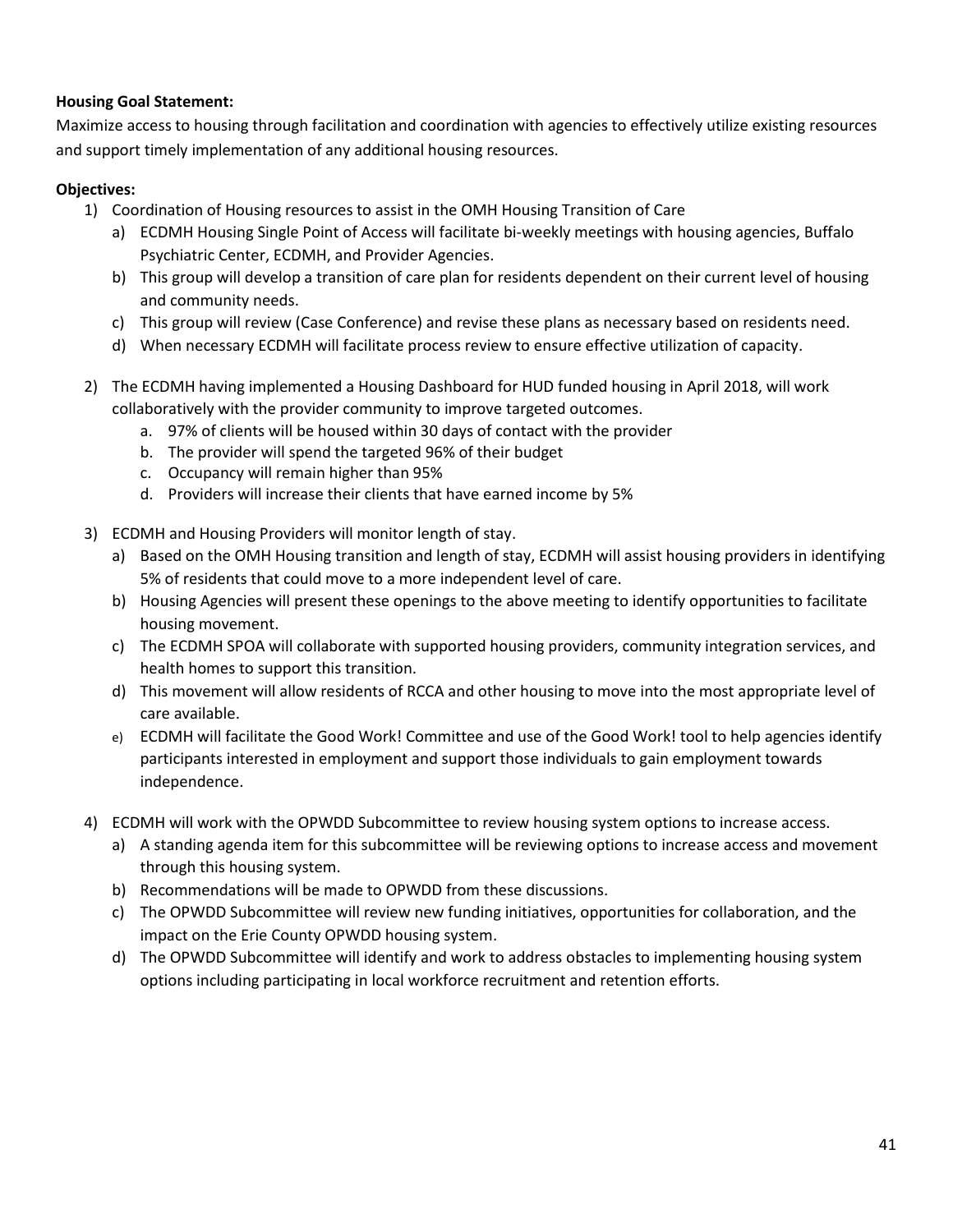**Housing Goal Statement:**
Maximize access to housing through facilitation and coordination with agencies to effectively utilize existing resources and support timely implementation of any additional housing resources.

**Objectives:**

1) Coordination of Housing resources to assist in the OMH Housing Transition of Care
   a) ECDMH Housing Single Point of Access will facilitate bi-weekly meetings with housing agencies, Buffalo Psychiatric Center, ECDMH, and Provider Agencies.
   b) This group will develop a transition of care plan for residents dependent on their current level of housing and community needs.
   c) This group will review (Case Conference) and revise these plans as necessary based on residents need.
   d) When necessary ECDMH will facilitate process review to ensure effective utilization of capacity.

2) The ECDMH having implemented a Housing Dashboard for HUD funded housing in April 2018, will work collaboratively with the provider community to improve targeted outcomes.
   a. 97% of clients will be housed within 30 days of contact with the provider
   b. The provider will spend the targeted 96% of their budget
   c. Occupancy will remain higher than 95%
   d. Providers will increase their clients that have earned income by 5%

3) ECDMH and Housing Providers will monitor length of stay.
   a) Based on the OMH Housing transition and length of stay, ECDMH will assist housing providers in identifying 5% of residents that could move to a more independent level of care.
   b) Housing Agencies will present these openings to the above meeting to identify opportunities to facilitate housing movement.
   c) The ECDMH SPOA will collaborate with supported housing providers, community integration services, and health homes to support this transition.
   d) This movement will allow residents of RCCA and other housing to move into the most appropriate level of care available.
   e) ECDMH will facilitate the Good Work! Committee and use of the Good Work! tool to help agencies identify participants interested in employment and support those individuals to gain employment towards independence.

4) ECDMH will work with the OPWDD Subcommittee to review housing system options to increase access.
   a) A standing agenda item for this subcommittee will be reviewing options to increase access and movement through this housing system.
   b) Recommendations will be made to OPWDD from these discussions.
   c) The OPWDD Subcommittee will review new funding initiatives, opportunities for collaboration, and the impact on the Erie County OPWDD housing system.
   d) The OPWDD Subcommittee will identify and work to address obstacles to implementing housing system options including participating in local workforce recruitment and retention efforts.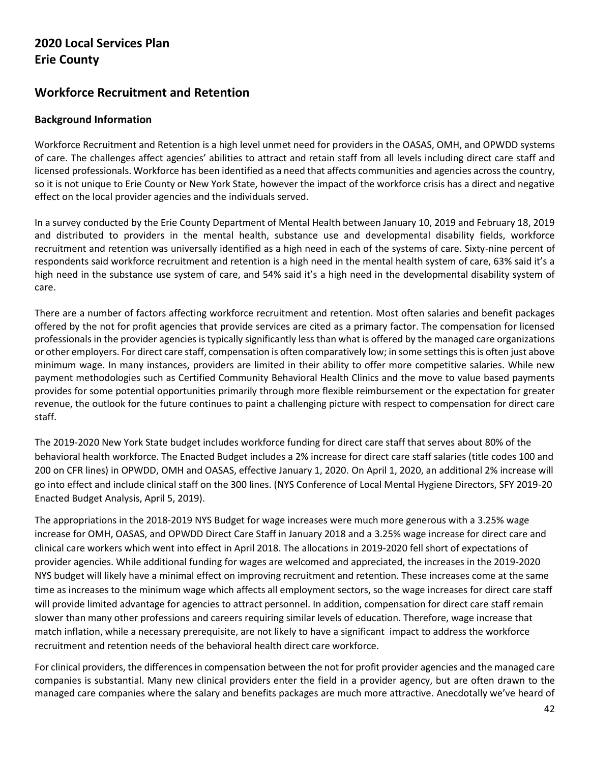## 2020 Local Services Plan
## Erie County

## Workforce Recruitment and Retention

### Background Information

Workforce Recruitment and Retention is a high level unmet need for providers in the OASAS, OMH, and OPWDD systems of care. The challenges affect agencies' abilities to attract and retain staff from all levels including direct care staff and licensed professionals. Workforce has been identified as a need that affects communities and agencies across the country, so it is not unique to Erie County or New York State, however the impact of the workforce crisis has a direct and negative effect on the local provider agencies and the individuals served.

In a survey conducted by the Erie County Department of Mental Health between January 10, 2019 and February 18, 2019 and distributed to providers in the mental health, substance use and developmental disability fields, workforce recruitment and retention was universally identified as a high need in each of the systems of care. Sixty-nine percent of respondents said workforce recruitment and retention is a high need in the mental health system of care, 63% said it's a high need in the substance use system of care, and 54% said it's a high need in the developmental disability system of care.

There are a number of factors affecting workforce recruitment and retention. Most often salaries and benefit packages offered by the not for profit agencies that provide services are cited as a primary factor. The compensation for licensed professionals in the provider agencies is typically significantly less than what is offered by the managed care organizations or other employers. For direct care staff, compensation is often comparatively low; in some settings this is often just above minimum wage. In many instances, providers are limited in their ability to offer more competitive salaries. While new payment methodologies such as Certified Community Behavioral Health Clinics and the move to value based payments provides for some potential opportunities primarily through more flexible reimbursement or the expectation for greater revenue, the outlook for the future continues to paint a challenging picture with respect to compensation for direct care staff.

The 2019-2020 New York State budget includes workforce funding for direct care staff that serves about 80% of the behavioral health workforce. The Enacted Budget includes a 2% increase for direct care staff salaries (title codes 100 and 200 on CFR lines) in OPWDD, OMH and OASAS, effective January 1, 2020. On April 1, 2020, an additional 2% increase will go into effect and include clinical staff on the 300 lines. (NYS Conference of Local Mental Hygiene Directors, SFY 2019-20 Enacted Budget Analysis, April 5, 2019).

The appropriations in the 2018-2019 NYS Budget for wage increases were much more generous with a 3.25% wage increase for OMH, OASAS, and OPWDD Direct Care Staff in January 2018 and a 3.25% wage increase for direct care and clinical care workers which went into effect in April 2018. The allocations in 2019-2020 fell short of expectations of provider agencies. While additional funding for wages are welcomed and appreciated, the increases in the 2019-2020 NYS budget will likely have a minimal effect on improving recruitment and retention. These increases come at the same time as increases to the minimum wage which affects all employment sectors, so the wage increases for direct care staff will provide limited advantage for agencies to attract personnel. In addition, compensation for direct care staff remain slower than many other professions and careers requiring similar levels of education. Therefore, wage increase that match inflation, while a necessary prerequisite, are not likely to have a significant impact to address the workforce recruitment and retention needs of the behavioral health direct care workforce.

For clinical providers, the differences in compensation between the not for profit provider agencies and the managed care companies is substantial. Many new clinical providers enter the field in a provider agency, but are often drawn to the managed care companies where the salary and benefits packages are much more attractive. Anecdotally we've heard of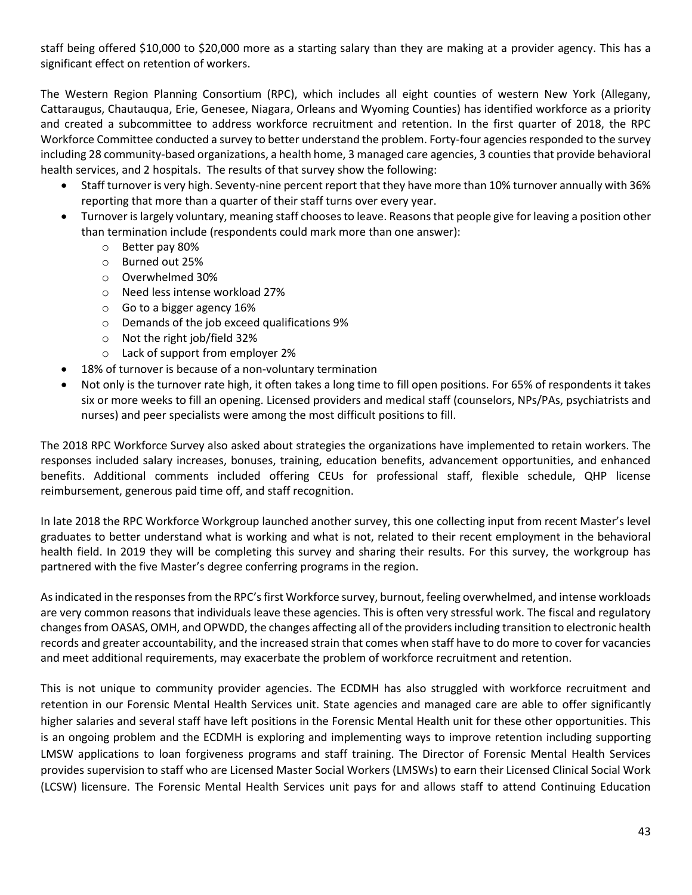staff being offered $10,000 to $20,000 more as a starting salary than they are making at a provider agency. This has a significant effect on retention of workers.

The Western Region Planning Consortium (RPC), which includes all eight counties of western New York (Allegany, Cattaraugus, Chautauqua, Erie, Genesee, Niagara, Orleans and Wyoming Counties) has identified workforce as a priority and created a subcommittee to address workforce recruitment and retention. In the first quarter of 2018, the RPC Workforce Committee conducted a survey to better understand the problem. Forty-four agencies responded to the survey including 28 community-based organizations, a health home, 3 managed care agencies, 3 counties that provide behavioral health services, and 2 hospitals. The results of that survey show the following:

- Staff turnover is very high. Seventy-nine percent report that they have more than 10% turnover annually with 36% reporting that more than a quarter of their staff turns over every year.
- Turnover is largely voluntary, meaning staff chooses to leave. Reasons that people give for leaving a position other than termination include (respondents could mark more than one answer):
  - Better pay 80%
  - Burned out 25%
  - Overwhelmed 30%
  - Need less intense workload 27%
  - Go to a bigger agency 16%
  - Demands of the job exceed qualifications 9%
  - Not the right job/field 32%
  - Lack of support from employer 2%
- 18% of turnover is because of a non-voluntary termination
- Not only is the turnover rate high, it often takes a long time to fill open positions. For 65% of respondents it takes six or more weeks to fill an opening. Licensed providers and medical staff (counselors, NPs/PAs, psychiatrists and nurses) and peer specialists were among the most difficult positions to fill.

The 2018 RPC Workforce Survey also asked about strategies the organizations have implemented to retain workers. The responses included salary increases, bonuses, training, education benefits, advancement opportunities, and enhanced benefits. Additional comments included offering CEUs for professional staff, flexible schedule, QHP license reimbursement, generous paid time off, and staff recognition.

In late 2018 the RPC Workforce Workgroup launched another survey, this one collecting input from recent Master's level graduates to better understand what is working and what is not, related to their recent employment in the behavioral health field. In 2019 they will be completing this survey and sharing their results. For this survey, the workgroup has partnered with the five Master's degree conferring programs in the region.

As indicated in the responses from the RPC's first Workforce survey, burnout, feeling overwhelmed, and intense workloads are very common reasons that individuals leave these agencies. This is often very stressful work. The fiscal and regulatory changes from OASAS, OMH, and OPWDD, the changes affecting all of the providers including transition to electronic health records and greater accountability, and the increased strain that comes when staff have to do more to cover for vacancies and meet additional requirements, may exacerbate the problem of workforce recruitment and retention.

This is not unique to community provider agencies. The ECDMH has also struggled with workforce recruitment and retention in our Forensic Mental Health Services unit. State agencies and managed care are able to offer significantly higher salaries and several staff have left positions in the Forensic Mental Health unit for these other opportunities. This is an ongoing problem and the ECDMH is exploring and implementing ways to improve retention including supporting LMSW applications to loan forgiveness programs and staff training. The Director of Forensic Mental Health Services provides supervision to staff who are Licensed Master Social Workers (LMSWs) to earn their Licensed Clinical Social Work (LCSW) licensure. The Forensic Mental Health Services unit pays for and allows staff to attend Continuing Education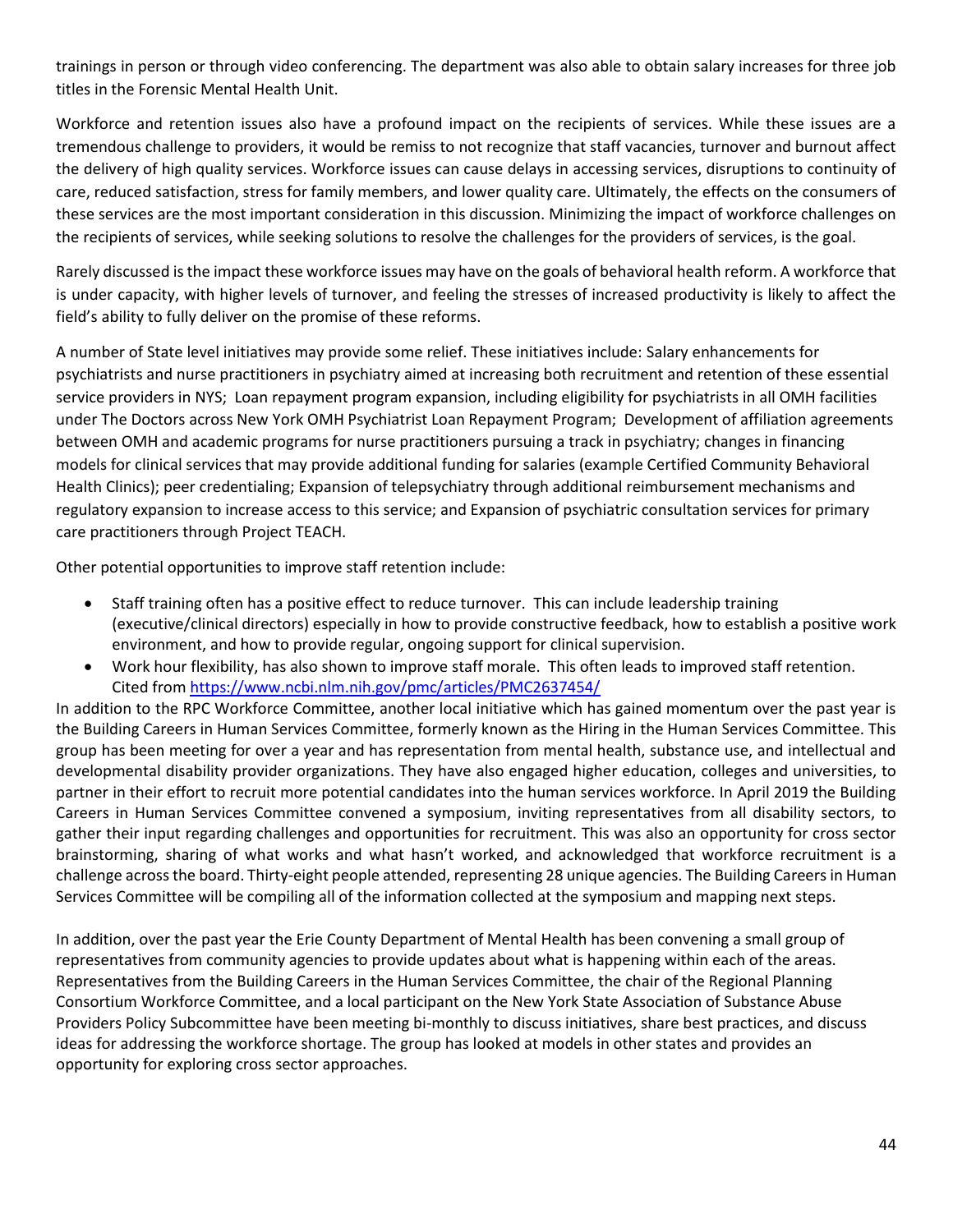trainings in person or through video conferencing. The department was also able to obtain salary increases for three job titles in the Forensic Mental Health Unit.

Workforce and retention issues also have a profound impact on the recipients of services. While these issues are a tremendous challenge to providers, it would be remiss to not recognize that staff vacancies, turnover and burnout affect the delivery of high quality services. Workforce issues can cause delays in accessing services, disruptions to continuity of care, reduced satisfaction, stress for family members, and lower quality care. Ultimately, the effects on the consumers of these services are the most important consideration in this discussion. Minimizing the impact of workforce challenges on the recipients of services, while seeking solutions to resolve the challenges for the providers of services, is the goal.

Rarely discussed is the impact these workforce issues may have on the goals of behavioral health reform. A workforce that is under capacity, with higher levels of turnover, and feeling the stresses of increased productivity is likely to affect the field's ability to fully deliver on the promise of these reforms.

A number of State level initiatives may provide some relief. These initiatives include: Salary enhancements for psychiatrists and nurse practitioners in psychiatry aimed at increasing both recruitment and retention of these essential service providers in NYS; Loan repayment program expansion, including eligibility for psychiatrists in all OMH facilities under The Doctors across New York OMH Psychiatrist Loan Repayment Program; Development of affiliation agreements between OMH and academic programs for nurse practitioners pursuing a track in psychiatry; changes in financing models for clinical services that may provide additional funding for salaries (example Certified Community Behavioral Health Clinics); peer credentialing; Expansion of telepsychiatry through additional reimbursement mechanisms and regulatory expansion to increase access to this service; and Expansion of psychiatric consultation services for primary care practitioners through Project TEACH.

Other potential opportunities to improve staff retention include:

- Staff training often has a positive effect to reduce turnover. This can include leadership training (executive/clinical directors) especially in how to provide constructive feedback, how to establish a positive work environment, and how to provide regular, ongoing support for clinical supervision.
- Work hour flexibility, has also shown to improve staff morale. This often leads to improved staff retention. Cited from https://www.ncbi.nlm.nih.gov/pmc/articles/PMC2637454/

In addition to the RPC Workforce Committee, another local initiative which has gained momentum over the past year is the Building Careers in Human Services Committee, formerly known as the Hiring in the Human Services Committee. This group has been meeting for over a year and has representation from mental health, substance use, and intellectual and developmental disability provider organizations. They have also engaged higher education, colleges and universities, to partner in their effort to recruit more potential candidates into the human services workforce. In April 2019 the Building Careers in Human Services Committee convened a symposium, inviting representatives from all disability sectors, to gather their input regarding challenges and opportunities for recruitment. This was also an opportunity for cross sector brainstorming, sharing of what works and what hasn't worked, and acknowledged that workforce recruitment is a challenge across the board. Thirty-eight people attended, representing 28 unique agencies. The Building Careers in Human Services Committee will be compiling all of the information collected at the symposium and mapping next steps.

In addition, over the past year the Erie County Department of Mental Health has been convening a small group of representatives from community agencies to provide updates about what is happening within each of the areas. Representatives from the Building Careers in the Human Services Committee, the chair of the Regional Planning Consortium Workforce Committee, and a local participant on the New York State Association of Substance Abuse Providers Policy Subcommittee have been meeting bi-monthly to discuss initiatives, share best practices, and discuss ideas for addressing the workforce shortage. The group has looked at models in other states and provides an opportunity for exploring cross sector approaches.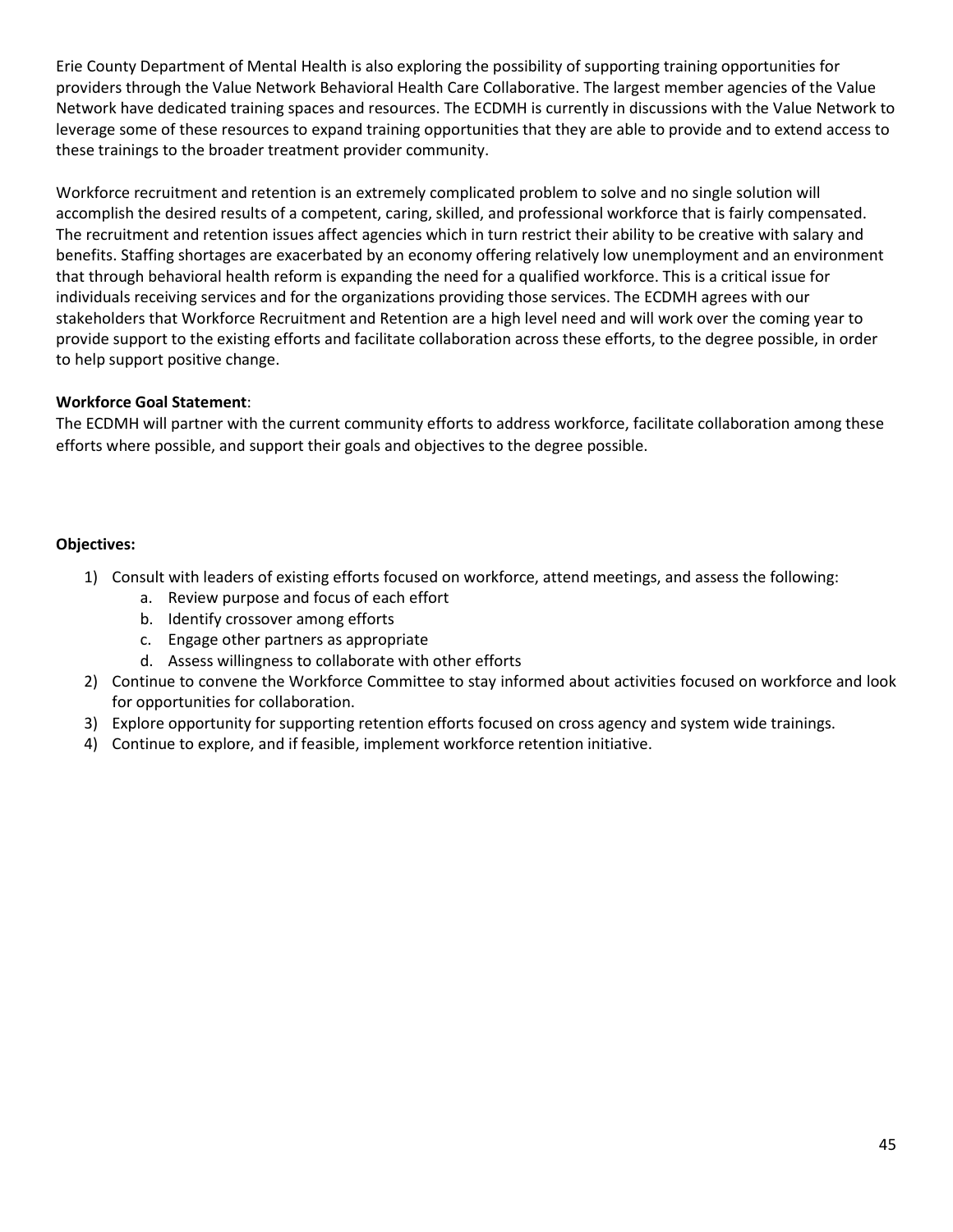Erie County Department of Mental Health is also exploring the possibility of supporting training opportunities for providers through the Value Network Behavioral Health Care Collaborative. The largest member agencies of the Value Network have dedicated training spaces and resources. The ECDMH is currently in discussions with the Value Network to leverage some of these resources to expand training opportunities that they are able to provide and to extend access to these trainings to the broader treatment provider community.

Workforce recruitment and retention is an extremely complicated problem to solve and no single solution will accomplish the desired results of a competent, caring, skilled, and professional workforce that is fairly compensated. The recruitment and retention issues affect agencies which in turn restrict their ability to be creative with salary and benefits. Staffing shortages are exacerbated by an economy offering relatively low unemployment and an environment that through behavioral health reform is expanding the need for a qualified workforce. This is a critical issue for individuals receiving services and for the organizations providing those services. The ECDMH agrees with our stakeholders that Workforce Recruitment and Retention are a high level need and will work over the coming year to provide support to the existing efforts and facilitate collaboration across these efforts, to the degree possible, in order to help support positive change.

**Workforce Goal Statement**:
The ECDMH will partner with the current community efforts to address workforce, facilitate collaboration among these efforts where possible, and support their goals and objectives to the degree possible.

**Objectives:**

1) Consult with leaders of existing efforts focused on workforce, attend meetings, and assess the following:
    a. Review purpose and focus of each effort
    b. Identify crossover among efforts
    c. Engage other partners as appropriate
    d. Assess willingness to collaborate with other efforts
2) Continue to convene the Workforce Committee to stay informed about activities focused on workforce and look for opportunities for collaboration.
3) Explore opportunity for supporting retention efforts focused on cross agency and system wide trainings.
4) Continue to explore, and if feasible, implement workforce retention initiative.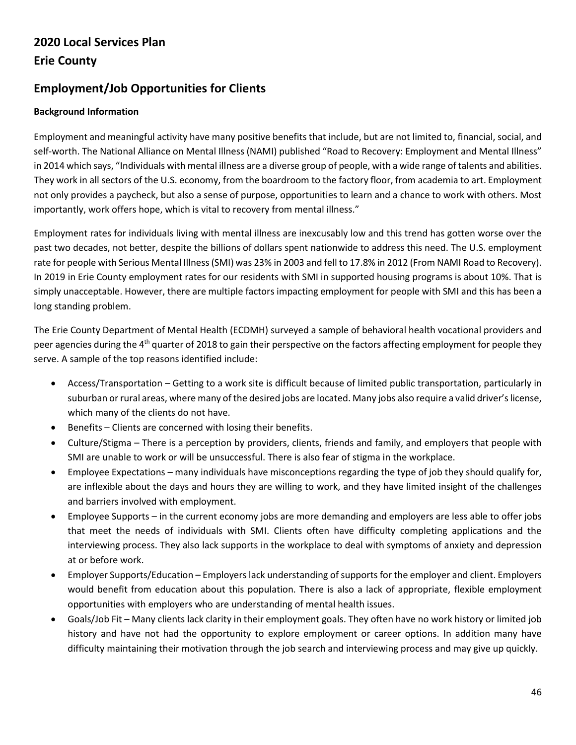## 2020 Local Services Plan
## Erie County

## Employment/Job Opportunities for Clients

### Background Information

Employment and meaningful activity have many positive benefits that include, but are not limited to, financial, social, and self-worth. The National Alliance on Mental Illness (NAMI) published "Road to Recovery: Employment and Mental Illness" in 2014 which says, "Individuals with mental illness are a diverse group of people, with a wide range of talents and abilities. They work in all sectors of the U.S. economy, from the boardroom to the factory floor, from academia to art. Employment not only provides a paycheck, but also a sense of purpose, opportunities to learn and a chance to work with others. Most importantly, work offers hope, which is vital to recovery from mental illness."

Employment rates for individuals living with mental illness are inexcusably low and this trend has gotten worse over the past two decades, not better, despite the billions of dollars spent nationwide to address this need. The U.S. employment rate for people with Serious Mental Illness (SMI) was 23% in 2003 and fell to 17.8% in 2012 (From NAMI Road to Recovery). In 2019 in Erie County employment rates for our residents with SMI in supported housing programs is about 10%. That is simply unacceptable. However, there are multiple factors impacting employment for people with SMI and this has been a long standing problem.

The Erie County Department of Mental Health (ECDMH) surveyed a sample of behavioral health vocational providers and peer agencies during the 4th quarter of 2018 to gain their perspective on the factors affecting employment for people they serve. A sample of the top reasons identified include:

- Access/Transportation – Getting to a work site is difficult because of limited public transportation, particularly in suburban or rural areas, where many of the desired jobs are located. Many jobs also require a valid driver's license, which many of the clients do not have.
- Benefits – Clients are concerned with losing their benefits.
- Culture/Stigma – There is a perception by providers, clients, friends and family, and employers that people with SMI are unable to work or will be unsuccessful. There is also fear of stigma in the workplace.
- Employee Expectations – many individuals have misconceptions regarding the type of job they should qualify for, are inflexible about the days and hours they are willing to work, and they have limited insight of the challenges and barriers involved with employment.
- Employee Supports – in the current economy jobs are more demanding and employers are less able to offer jobs that meet the needs of individuals with SMI. Clients often have difficulty completing applications and the interviewing process. They also lack supports in the workplace to deal with symptoms of anxiety and depression at or before work.
- Employer Supports/Education – Employers lack understanding of supports for the employer and client. Employers would benefit from education about this population. There is also a lack of appropriate, flexible employment opportunities with employers who are understanding of mental health issues.
- Goals/Job Fit – Many clients lack clarity in their employment goals. They often have no work history or limited job history and have not had the opportunity to explore employment or career options. In addition many have difficulty maintaining their motivation through the job search and interviewing process and may give up quickly.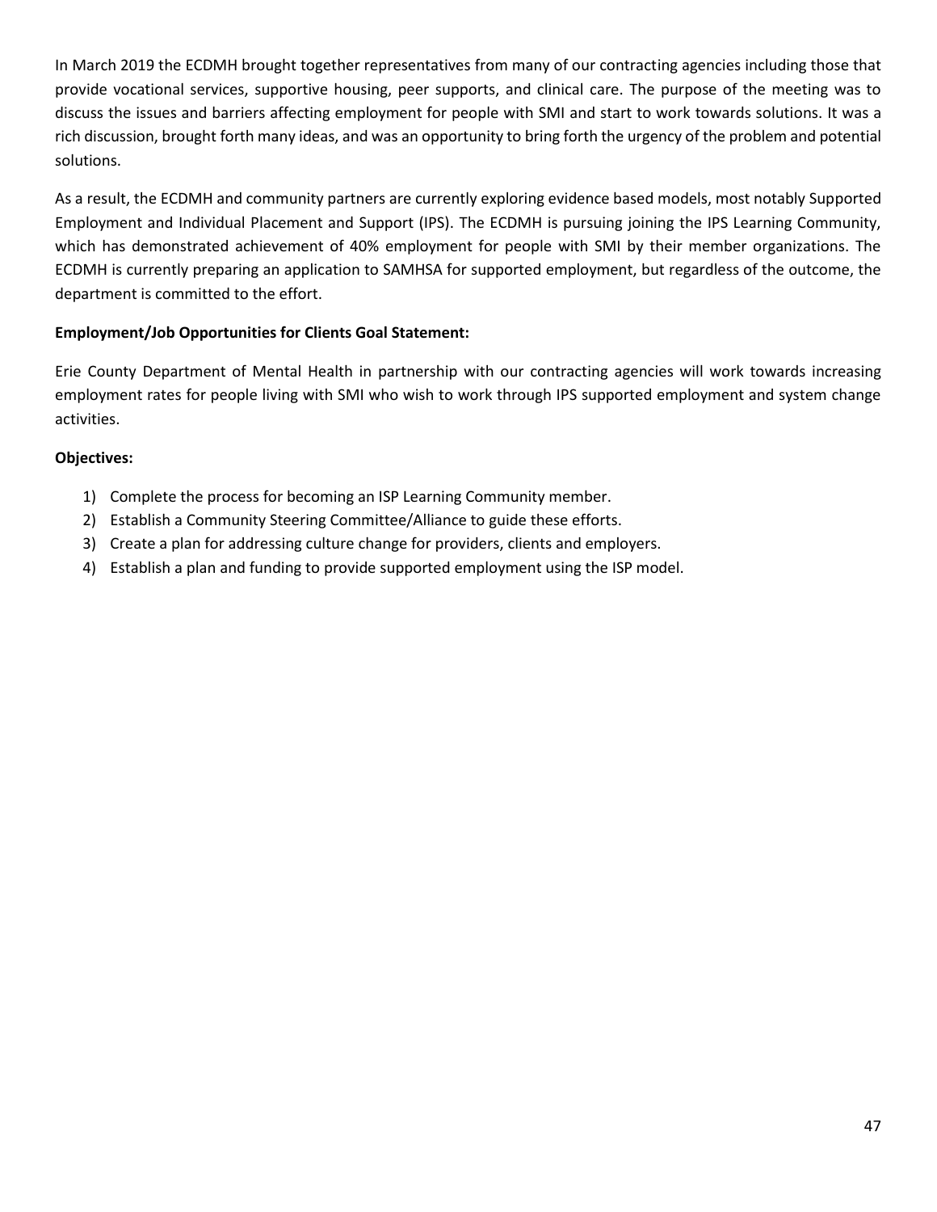In March 2019 the ECDMH brought together representatives from many of our contracting agencies including those that provide vocational services, supportive housing, peer supports, and clinical care. The purpose of the meeting was to discuss the issues and barriers affecting employment for people with SMI and start to work towards solutions. It was a rich discussion, brought forth many ideas, and was an opportunity to bring forth the urgency of the problem and potential solutions.

As a result, the ECDMH and community partners are currently exploring evidence based models, most notably Supported Employment and Individual Placement and Support (IPS). The ECDMH is pursuing joining the IPS Learning Community, which has demonstrated achievement of 40% employment for people with SMI by their member organizations. The ECDMH is currently preparing an application to SAMHSA for supported employment, but regardless of the outcome, the department is committed to the effort.

**Employment/Job Opportunities for Clients Goal Statement:**

Erie County Department of Mental Health in partnership with our contracting agencies will work towards increasing employment rates for people living with SMI who wish to work through IPS supported employment and system change activities.

**Objectives:**

1) Complete the process for becoming an ISP Learning Community member.
2) Establish a Community Steering Committee/Alliance to guide these efforts.
3) Create a plan for addressing culture change for providers, clients and employers.
4) Establish a plan and funding to provide supported employment using the ISP model.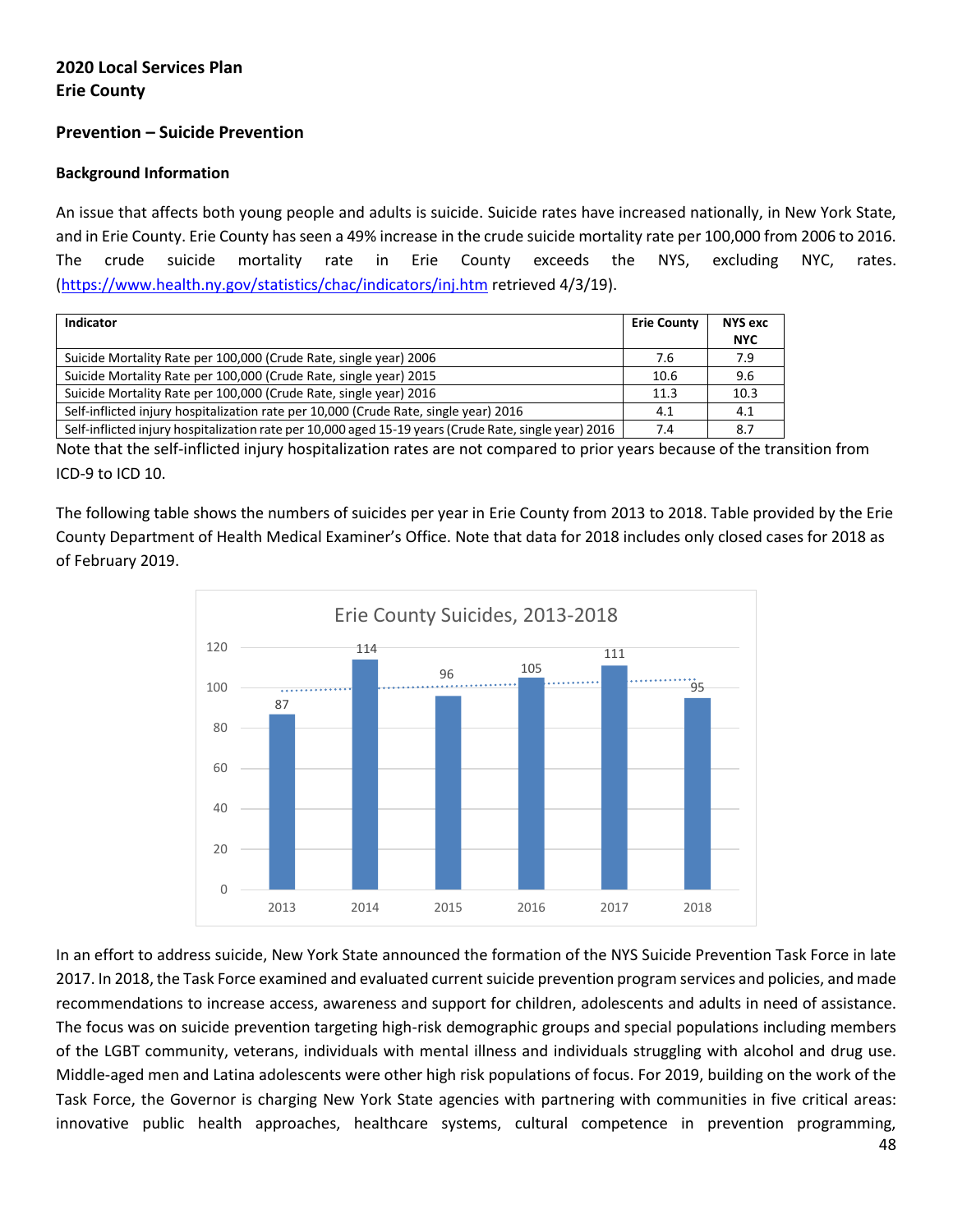**2020 Local Services Plan**
**Erie County**

## Prevention – Suicide Prevention

### Background Information

An issue that affects both young people and adults is suicide. Suicide rates have increased nationally, in New York State, and in Erie County. Erie County has seen a 49% increase in the crude suicide mortality rate per 100,000 from 2006 to 2016. The crude suicide mortality rate in Erie County exceeds the NYS, excluding NYC, rates. (https://www.health.ny.gov/statistics/chac/indicators/inj.htm retrieved 4/3/19).

| Indicator | Erie County | NYS exc NYC |
|---|---|---|
| Suicide Mortality Rate per 100,000 (Crude Rate, single year) 2006 | 7.6 | 7.9 |
| Suicide Mortality Rate per 100,000 (Crude Rate, single year) 2015 | 10.6 | 9.6 |
| Suicide Mortality Rate per 100,000 (Crude Rate, single year) 2016 | 11.3 | 10.3 |
| Self-inflicted injury hospitalization rate per 10,000 (Crude Rate, single year) 2016 | 4.1 | 4.1 |
| Self-inflicted injury hospitalization rate per 10,000 aged 15-19 years (Crude Rate, single year) 2016 | 7.4 | 8.7 |

Note that the self-inflicted injury hospitalization rates are not compared to prior years because of the transition from ICD-9 to ICD 10.

The following table shows the numbers of suicides per year in Erie County from 2013 to 2018. Table provided by the Erie County Department of Health Medical Examiner's Office. Note that data for 2018 includes only closed cases for 2018 as of February 2019.

**Erie County Suicides, 2013-2018**

| Year | Suicides |
|---|---|
| 2013 | 87 |
| 2014 | 114 |
| 2015 | 96 |
| 2016 | 105 |
| 2017 | 111 |
| 2018 | 95 |

In an effort to address suicide, New York State announced the formation of the NYS Suicide Prevention Task Force in late 2017. In 2018, the Task Force examined and evaluated current suicide prevention program services and policies, and made recommendations to increase access, awareness and support for children, adolescents and adults in need of assistance. The focus was on suicide prevention targeting high-risk demographic groups and special populations including members of the LGBT community, veterans, individuals with mental illness and individuals struggling with alcohol and drug use. Middle-aged men and Latina adolescents were other high risk populations of focus. For 2019, building on the work of the Task Force, the Governor is charging New York State agencies with partnering with communities in five critical areas: innovative public health approaches, healthcare systems, cultural competence in prevention programming,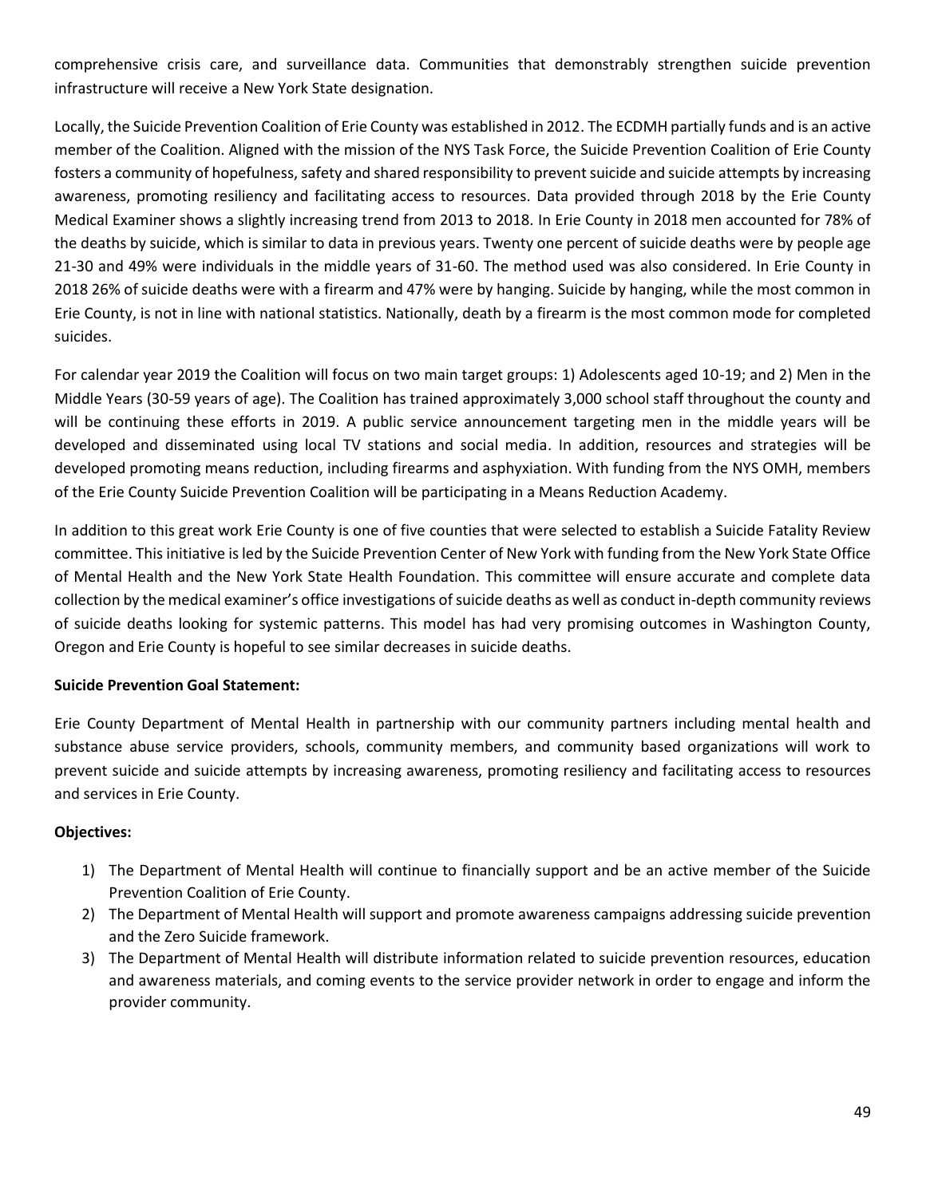comprehensive crisis care, and surveillance data. Communities that demonstrably strengthen suicide prevention infrastructure will receive a New York State designation.

Locally, the Suicide Prevention Coalition of Erie County was established in 2012. The ECDMH partially funds and is an active member of the Coalition. Aligned with the mission of the NYS Task Force, the Suicide Prevention Coalition of Erie County fosters a community of hopefulness, safety and shared responsibility to prevent suicide and suicide attempts by increasing awareness, promoting resiliency and facilitating access to resources. Data provided through 2018 by the Erie County Medical Examiner shows a slightly increasing trend from 2013 to 2018. In Erie County in 2018 men accounted for 78% of the deaths by suicide, which is similar to data in previous years. Twenty one percent of suicide deaths were by people age 21-30 and 49% were individuals in the middle years of 31-60. The method used was also considered. In Erie County in 2018 26% of suicide deaths were with a firearm and 47% were by hanging. Suicide by hanging, while the most common in Erie County, is not in line with national statistics. Nationally, death by a firearm is the most common mode for completed suicides.

For calendar year 2019 the Coalition will focus on two main target groups: 1) Adolescents aged 10-19; and 2) Men in the Middle Years (30-59 years of age). The Coalition has trained approximately 3,000 school staff throughout the county and will be continuing these efforts in 2019. A public service announcement targeting men in the middle years will be developed and disseminated using local TV stations and social media. In addition, resources and strategies will be developed promoting means reduction, including firearms and asphyxiation. With funding from the NYS OMH, members of the Erie County Suicide Prevention Coalition will be participating in a Means Reduction Academy.

In addition to this great work Erie County is one of five counties that were selected to establish a Suicide Fatality Review committee. This initiative is led by the Suicide Prevention Center of New York with funding from the New York State Office of Mental Health and the New York State Health Foundation. This committee will ensure accurate and complete data collection by the medical examiner's office investigations of suicide deaths as well as conduct in-depth community reviews of suicide deaths looking for systemic patterns. This model has had very promising outcomes in Washington County, Oregon and Erie County is hopeful to see similar decreases in suicide deaths.

**Suicide Prevention Goal Statement:**

Erie County Department of Mental Health in partnership with our community partners including mental health and substance abuse service providers, schools, community members, and community based organizations will work to prevent suicide and suicide attempts by increasing awareness, promoting resiliency and facilitating access to resources and services in Erie County.

**Objectives:**

1) The Department of Mental Health will continue to financially support and be an active member of the Suicide Prevention Coalition of Erie County.
2) The Department of Mental Health will support and promote awareness campaigns addressing suicide prevention and the Zero Suicide framework.
3) The Department of Mental Health will distribute information related to suicide prevention resources, education and awareness materials, and coming events to the service provider network in order to engage and inform the provider community.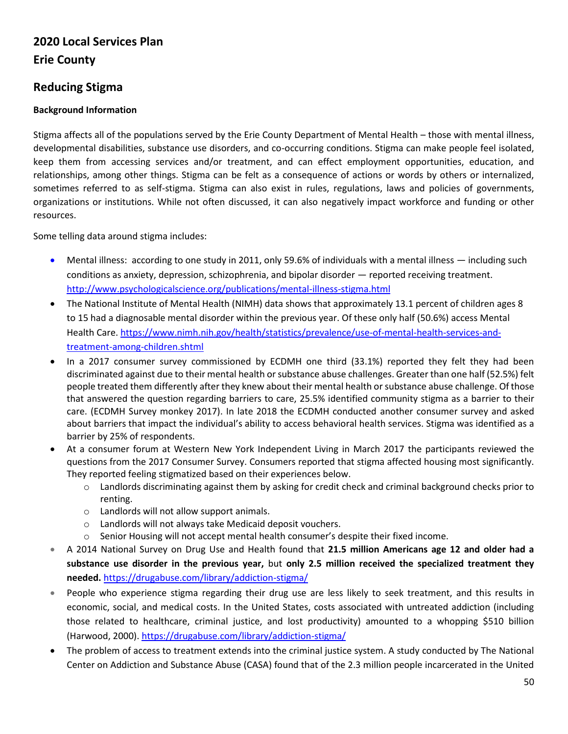## 2020 Local Services Plan
## Erie County

## Reducing Stigma

**Background Information**

Stigma affects all of the populations served by the Erie County Department of Mental Health – those with mental illness, developmental disabilities, substance use disorders, and co-occurring conditions. Stigma can make people feel isolated, keep them from accessing services and/or treatment, and can effect employment opportunities, education, and relationships, among other things. Stigma can be felt as a consequence of actions or words by others or internalized, sometimes referred to as self-stigma. Stigma can also exist in rules, regulations, laws and policies of governments, organizations or institutions. While not often discussed, it can also negatively impact workforce and funding or other resources.

Some telling data around stigma includes:

- Mental illness: according to one study in 2011, only 59.6% of individuals with a mental illness — including such conditions as anxiety, depression, schizophrenia, and bipolar disorder — reported receiving treatment. http://www.psychologicalscience.org/publications/mental-illness-stigma.html
- The National Institute of Mental Health (NIMH) data shows that approximately 13.1 percent of children ages 8 to 15 had a diagnosable mental disorder within the previous year. Of these only half (50.6%) access Mental Health Care. https://www.nimh.nih.gov/health/statistics/prevalence/use-of-mental-health-services-and-treatment-among-children.shtml
- In a 2017 consumer survey commissioned by ECDMH one third (33.1%) reported they felt they had been discriminated against due to their mental health or substance abuse challenges. Greater than one half (52.5%) felt people treated them differently after they knew about their mental health or substance abuse challenge. Of those that answered the question regarding barriers to care, 25.5% identified community stigma as a barrier to their care. (ECDMH Survey monkey 2017). In late 2018 the ECDMH conducted another consumer survey and asked about barriers that impact the individual's ability to access behavioral health services. Stigma was identified as a barrier by 25% of respondents.
- At a consumer forum at Western New York Independent Living in March 2017 the participants reviewed the questions from the 2017 Consumer Survey. Consumers reported that stigma affected housing most significantly. They reported feeling stigmatized based on their experiences below.
  - Landlords discriminating against them by asking for credit check and criminal background checks prior to renting.
  - Landlords will not allow support animals.
  - Landlords will not always take Medicaid deposit vouchers.
  - Senior Housing will not accept mental health consumer's despite their fixed income.
- A 2014 National Survey on Drug Use and Health found that **21.5 million Americans age 12 and older had a substance use disorder in the previous year,** but **only 2.5 million received the specialized treatment they needed.** https://drugabuse.com/library/addiction-stigma/
- People who experience stigma regarding their drug use are less likely to seek treatment, and this results in economic, social, and medical costs. In the United States, costs associated with untreated addiction (including those related to healthcare, criminal justice, and lost productivity) amounted to a whopping $510 billion (Harwood, 2000). https://drugabuse.com/library/addiction-stigma/
- The problem of access to treatment extends into the criminal justice system. A study conducted by The National Center on Addiction and Substance Abuse (CASA) found that of the 2.3 million people incarcerated in the United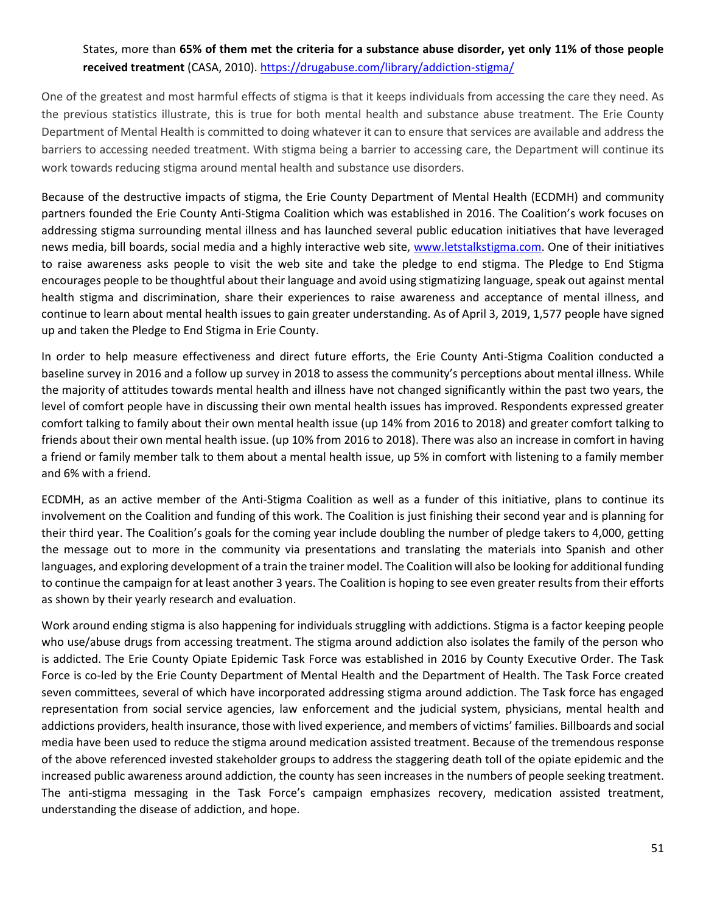States, more than **65% of them met the criteria for a substance abuse disorder, yet only 11% of those people received treatment** (CASA, 2010). https://drugabuse.com/library/addiction-stigma/

One of the greatest and most harmful effects of stigma is that it keeps individuals from accessing the care they need. As the previous statistics illustrate, this is true for both mental health and substance abuse treatment. The Erie County Department of Mental Health is committed to doing whatever it can to ensure that services are available and address the barriers to accessing needed treatment. With stigma being a barrier to accessing care, the Department will continue its work towards reducing stigma around mental health and substance use disorders.

Because of the destructive impacts of stigma, the Erie County Department of Mental Health (ECDMH) and community partners founded the Erie County Anti-Stigma Coalition which was established in 2016. The Coalition's work focuses on addressing stigma surrounding mental illness and has launched several public education initiatives that have leveraged news media, bill boards, social media and a highly interactive web site, www.letstalkstigma.com. One of their initiatives to raise awareness asks people to visit the web site and take the pledge to end stigma. The Pledge to End Stigma encourages people to be thoughtful about their language and avoid using stigmatizing language, speak out against mental health stigma and discrimination, share their experiences to raise awareness and acceptance of mental illness, and continue to learn about mental health issues to gain greater understanding. As of April 3, 2019, 1,577 people have signed up and taken the Pledge to End Stigma in Erie County.

In order to help measure effectiveness and direct future efforts, the Erie County Anti-Stigma Coalition conducted a baseline survey in 2016 and a follow up survey in 2018 to assess the community's perceptions about mental illness. While the majority of attitudes towards mental health and illness have not changed significantly within the past two years, the level of comfort people have in discussing their own mental health issues has improved. Respondents expressed greater comfort talking to family about their own mental health issue (up 14% from 2016 to 2018) and greater comfort talking to friends about their own mental health issue. (up 10% from 2016 to 2018). There was also an increase in comfort in having a friend or family member talk to them about a mental health issue, up 5% in comfort with listening to a family member and 6% with a friend.

ECDMH, as an active member of the Anti-Stigma Coalition as well as a funder of this initiative, plans to continue its involvement on the Coalition and funding of this work. The Coalition is just finishing their second year and is planning for their third year. The Coalition's goals for the coming year include doubling the number of pledge takers to 4,000, getting the message out to more in the community via presentations and translating the materials into Spanish and other languages, and exploring development of a train the trainer model. The Coalition will also be looking for additional funding to continue the campaign for at least another 3 years. The Coalition is hoping to see even greater results from their efforts as shown by their yearly research and evaluation.

Work around ending stigma is also happening for individuals struggling with addictions. Stigma is a factor keeping people who use/abuse drugs from accessing treatment. The stigma around addiction also isolates the family of the person who is addicted. The Erie County Opiate Epidemic Task Force was established in 2016 by County Executive Order. The Task Force is co-led by the Erie County Department of Mental Health and the Department of Health. The Task Force created seven committees, several of which have incorporated addressing stigma around addiction. The Task force has engaged representation from social service agencies, law enforcement and the judicial system, physicians, mental health and addictions providers, health insurance, those with lived experience, and members of victims' families. Billboards and social media have been used to reduce the stigma around medication assisted treatment. Because of the tremendous response of the above referenced invested stakeholder groups to address the staggering death toll of the opiate epidemic and the increased public awareness around addiction, the county has seen increases in the numbers of people seeking treatment. The anti-stigma messaging in the Task Force's campaign emphasizes recovery, medication assisted treatment, understanding the disease of addiction, and hope.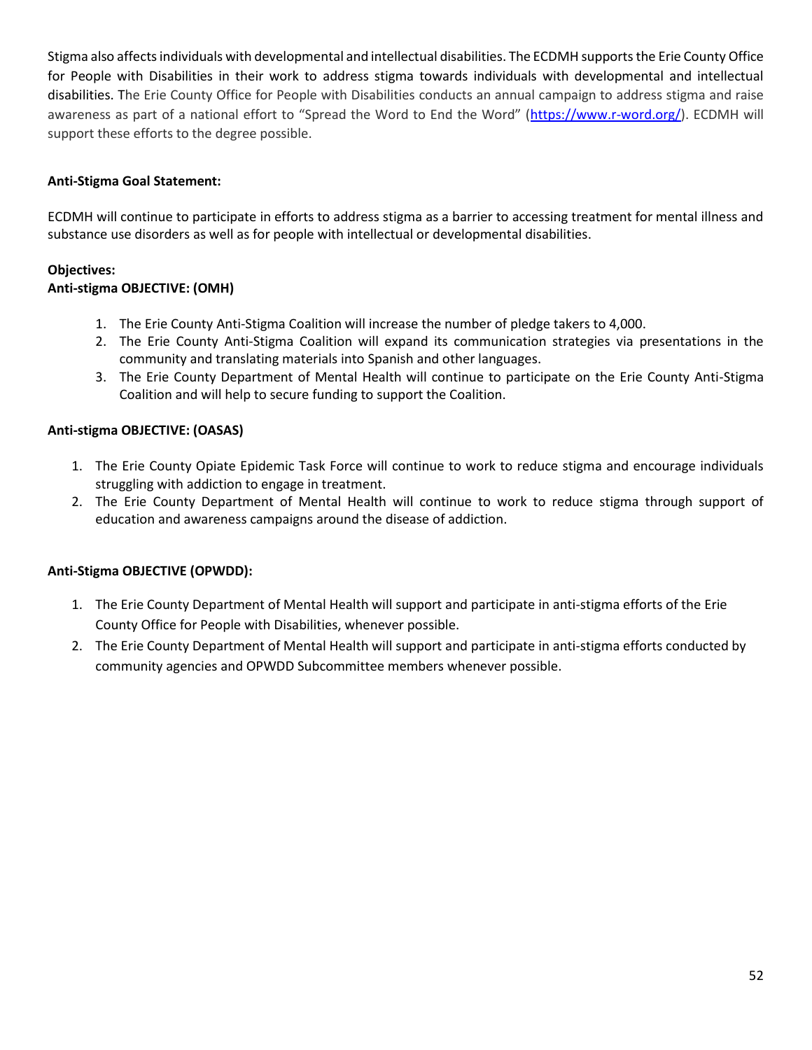Stigma also affects individuals with developmental and intellectual disabilities. The ECDMH supports the Erie County Office for People with Disabilities in their work to address stigma towards individuals with developmental and intellectual disabilities. The Erie County Office for People with Disabilities conducts an annual campaign to address stigma and raise awareness as part of a national effort to "Spread the Word to End the Word" (https://www.r-word.org/). ECDMH will support these efforts to the degree possible.

**Anti-Stigma Goal Statement:**

ECDMH will continue to participate in efforts to address stigma as a barrier to accessing treatment for mental illness and substance use disorders as well as for people with intellectual or developmental disabilities.

**Objectives:**

**Anti-stigma OBJECTIVE: (OMH)**

1. The Erie County Anti-Stigma Coalition will increase the number of pledge takers to 4,000.
2. The Erie County Anti-Stigma Coalition will expand its communication strategies via presentations in the community and translating materials into Spanish and other languages.
3. The Erie County Department of Mental Health will continue to participate on the Erie County Anti-Stigma Coalition and will help to secure funding to support the Coalition.

**Anti-stigma OBJECTIVE: (OASAS)**

1. The Erie County Opiate Epidemic Task Force will continue to work to reduce stigma and encourage individuals struggling with addiction to engage in treatment.
2. The Erie County Department of Mental Health will continue to work to reduce stigma through support of education and awareness campaigns around the disease of addiction.

**Anti-Stigma OBJECTIVE (OPWDD):**

1. The Erie County Department of Mental Health will support and participate in anti-stigma efforts of the Erie County Office for People with Disabilities, whenever possible.
2. The Erie County Department of Mental Health will support and participate in anti-stigma efforts conducted by community agencies and OPWDD Subcommittee members whenever possible.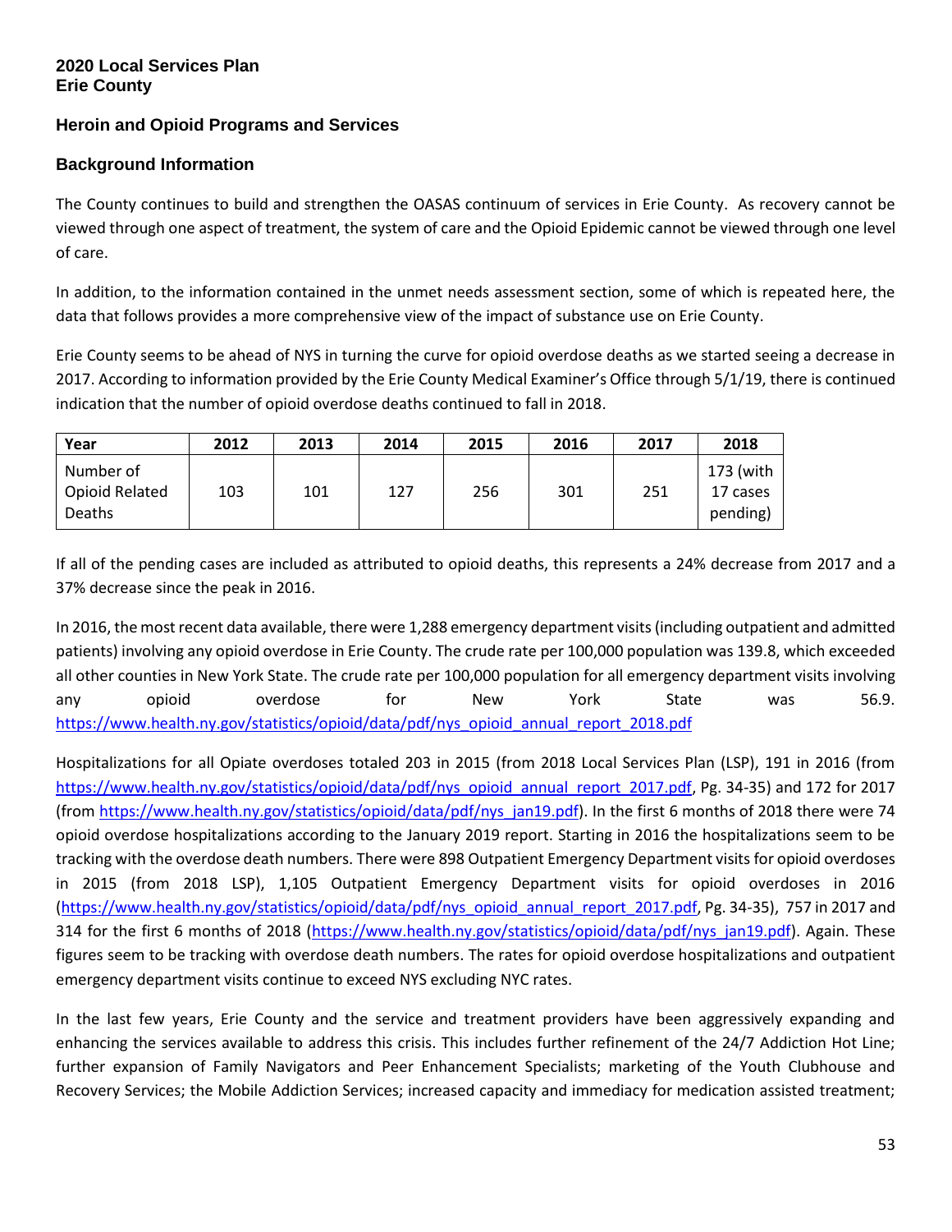**2020 Local Services Plan**
**Erie County**

### Heroin and Opioid Programs and Services

### Background Information

The County continues to build and strengthen the OASAS continuum of services in Erie County. As recovery cannot be viewed through one aspect of treatment, the system of care and the Opioid Epidemic cannot be viewed through one level of care.

In addition, to the information contained in the unmet needs assessment section, some of which is repeated here, the data that follows provides a more comprehensive view of the impact of substance use on Erie County.

Erie County seems to be ahead of NYS in turning the curve for opioid overdose deaths as we started seeing a decrease in 2017. According to information provided by the Erie County Medical Examiner's Office through 5/1/19, there is continued indication that the number of opioid overdose deaths continued to fall in 2018.

| Year | 2012 | 2013 | 2014 | 2015 | 2016 | 2017 | 2018 |
|---|---|---|---|---|---|---|---|
| Number of Opioid Related Deaths | 103 | 101 | 127 | 256 | 301 | 251 | 173 (with 17 cases pending) |

If all of the pending cases are included as attributed to opioid deaths, this represents a 24% decrease from 2017 and a 37% decrease since the peak in 2016.

In 2016, the most recent data available, there were 1,288 emergency department visits (including outpatient and admitted patients) involving any opioid overdose in Erie County. The crude rate per 100,000 population was 139.8, which exceeded all other counties in New York State. The crude rate per 100,000 population for all emergency department visits involving any opioid overdose for New York State was 56.9. https://www.health.ny.gov/statistics/opioid/data/pdf/nys_opioid_annual_report_2018.pdf

Hospitalizations for all Opiate overdoses totaled 203 in 2015 (from 2018 Local Services Plan (LSP), 191 in 2016 (from https://www.health.ny.gov/statistics/opioid/data/pdf/nys_opioid_annual_report_2017.pdf, Pg. 34-35) and 172 for 2017 (from https://www.health.ny.gov/statistics/opioid/data/pdf/nys_jan19.pdf). In the first 6 months of 2018 there were 74 opioid overdose hospitalizations according to the January 2019 report. Starting in 2016 the hospitalizations seem to be tracking with the overdose death numbers. There were 898 Outpatient Emergency Department visits for opioid overdoses in 2015 (from 2018 LSP), 1,105 Outpatient Emergency Department visits for opioid overdoses in 2016 (https://www.health.ny.gov/statistics/opioid/data/pdf/nys_opioid_annual_report_2017.pdf, Pg. 34-35), 757 in 2017 and 314 for the first 6 months of 2018 (https://www.health.ny.gov/statistics/opioid/data/pdf/nys_jan19.pdf). Again. These figures seem to be tracking with overdose death numbers. The rates for opioid overdose hospitalizations and outpatient emergency department visits continue to exceed NYS excluding NYC rates.

In the last few years, Erie County and the service and treatment providers have been aggressively expanding and enhancing the services available to address this crisis. This includes further refinement of the 24/7 Addiction Hot Line; further expansion of Family Navigators and Peer Enhancement Specialists; marketing of the Youth Clubhouse and Recovery Services; the Mobile Addiction Services; increased capacity and immediacy for medication assisted treatment;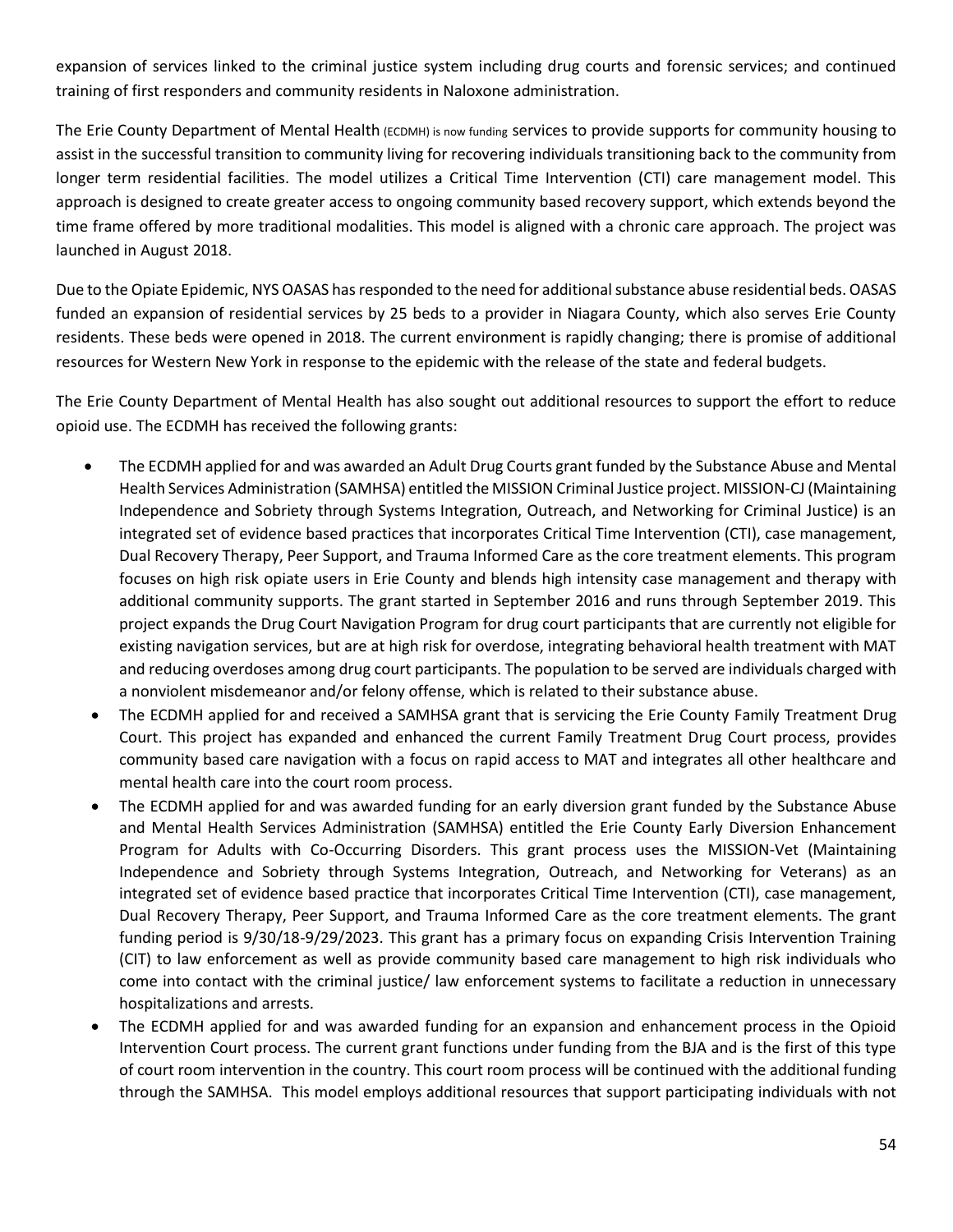expansion of services linked to the criminal justice system including drug courts and forensic services; and continued training of first responders and community residents in Naloxone administration.

The Erie County Department of Mental Health (ECDMH) is now funding services to provide supports for community housing to assist in the successful transition to community living for recovering individuals transitioning back to the community from longer term residential facilities. The model utilizes a Critical Time Intervention (CTI) care management model. This approach is designed to create greater access to ongoing community based recovery support, which extends beyond the time frame offered by more traditional modalities. This model is aligned with a chronic care approach. The project was launched in August 2018.

Due to the Opiate Epidemic, NYS OASAS has responded to the need for additional substance abuse residential beds. OASAS funded an expansion of residential services by 25 beds to a provider in Niagara County, which also serves Erie County residents. These beds were opened in 2018. The current environment is rapidly changing; there is promise of additional resources for Western New York in response to the epidemic with the release of the state and federal budgets.

The Erie County Department of Mental Health has also sought out additional resources to support the effort to reduce opioid use. The ECDMH has received the following grants:

- The ECDMH applied for and was awarded an Adult Drug Courts grant funded by the Substance Abuse and Mental Health Services Administration (SAMHSA) entitled the MISSION Criminal Justice project. MISSION-CJ (Maintaining Independence and Sobriety through Systems Integration, Outreach, and Networking for Criminal Justice) is an integrated set of evidence based practices that incorporates Critical Time Intervention (CTI), case management, Dual Recovery Therapy, Peer Support, and Trauma Informed Care as the core treatment elements. This program focuses on high risk opiate users in Erie County and blends high intensity case management and therapy with additional community supports. The grant started in September 2016 and runs through September 2019. This project expands the Drug Court Navigation Program for drug court participants that are currently not eligible for existing navigation services, but are at high risk for overdose, integrating behavioral health treatment with MAT and reducing overdoses among drug court participants. The population to be served are individuals charged with a nonviolent misdemeanor and/or felony offense, which is related to their substance abuse.
- The ECDMH applied for and received a SAMHSA grant that is servicing the Erie County Family Treatment Drug Court. This project has expanded and enhanced the current Family Treatment Drug Court process, provides community based care navigation with a focus on rapid access to MAT and integrates all other healthcare and mental health care into the court room process.
- The ECDMH applied for and was awarded funding for an early diversion grant funded by the Substance Abuse and Mental Health Services Administration (SAMHSA) entitled the Erie County Early Diversion Enhancement Program for Adults with Co-Occurring Disorders. This grant process uses the MISSION-Vet (Maintaining Independence and Sobriety through Systems Integration, Outreach, and Networking for Veterans) as an integrated set of evidence based practice that incorporates Critical Time Intervention (CTI), case management, Dual Recovery Therapy, Peer Support, and Trauma Informed Care as the core treatment elements. The grant funding period is 9/30/18-9/29/2023. This grant has a primary focus on expanding Crisis Intervention Training (CIT) to law enforcement as well as provide community based care management to high risk individuals who come into contact with the criminal justice/ law enforcement systems to facilitate a reduction in unnecessary hospitalizations and arrests.
- The ECDMH applied for and was awarded funding for an expansion and enhancement process in the Opioid Intervention Court process. The current grant functions under funding from the BJA and is the first of this type of court room intervention in the country. This court room process will be continued with the additional funding through the SAMHSA. This model employs additional resources that support participating individuals with not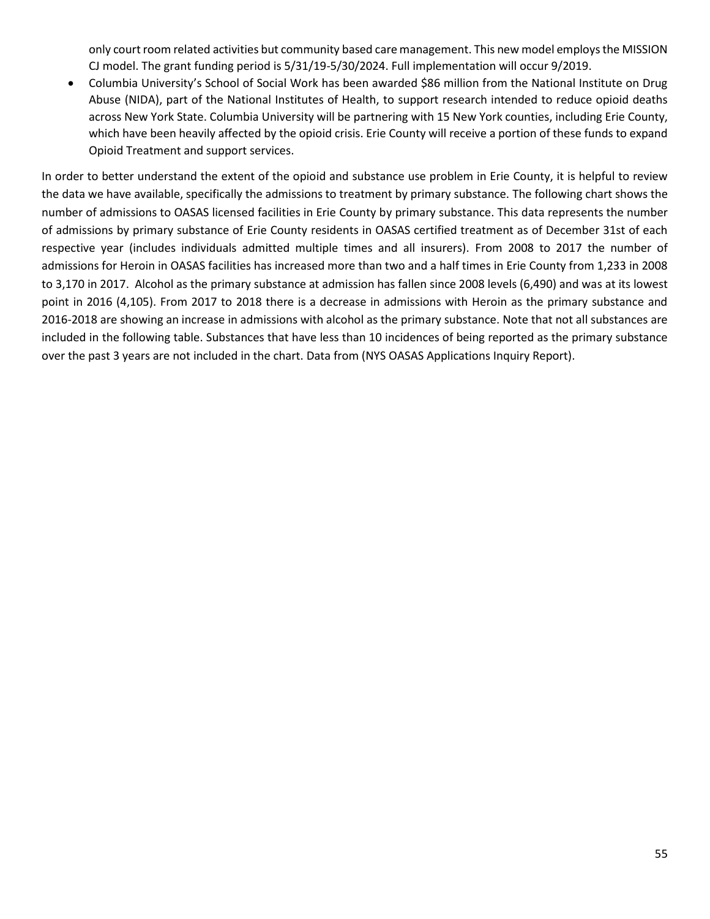only court room related activities but community based care management. This new model employs the MISSION CJ model. The grant funding period is 5/31/19-5/30/2024. Full implementation will occur 9/2019.

- Columbia University's School of Social Work has been awarded $86 million from the National Institute on Drug Abuse (NIDA), part of the National Institutes of Health, to support research intended to reduce opioid deaths across New York State. Columbia University will be partnering with 15 New York counties, including Erie County, which have been heavily affected by the opioid crisis. Erie County will receive a portion of these funds to expand Opioid Treatment and support services.

In order to better understand the extent of the opioid and substance use problem in Erie County, it is helpful to review the data we have available, specifically the admissions to treatment by primary substance. The following chart shows the number of admissions to OASAS licensed facilities in Erie County by primary substance. This data represents the number of admissions by primary substance of Erie County residents in OASAS certified treatment as of December 31st of each respective year (includes individuals admitted multiple times and all insurers). From 2008 to 2017 the number of admissions for Heroin in OASAS facilities has increased more than two and a half times in Erie County from 1,233 in 2008 to 3,170 in 2017. Alcohol as the primary substance at admission has fallen since 2008 levels (6,490) and was at its lowest point in 2016 (4,105). From 2017 to 2018 there is a decrease in admissions with Heroin as the primary substance and 2016-2018 are showing an increase in admissions with alcohol as the primary substance. Note that not all substances are included in the following table. Substances that have less than 10 incidences of being reported as the primary substance over the past 3 years are not included in the chart. Data from (NYS OASAS Applications Inquiry Report).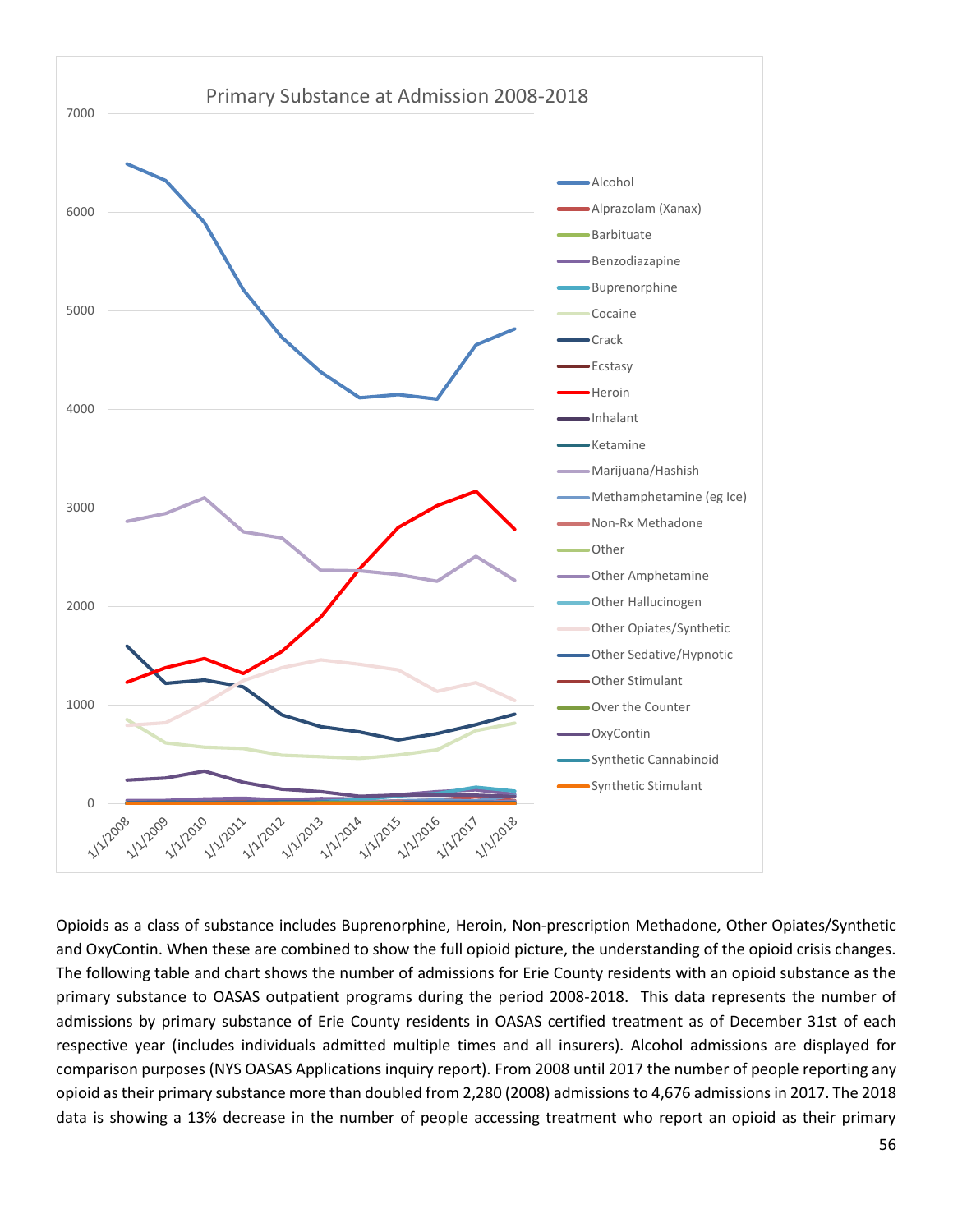Opioids as a class of substance includes Buprenorphine, Heroin, Non-prescription Methadone, Other Opiates/Synthetic and OxyContin. When these are combined to show the full opioid picture, the understanding of the opioid crisis changes. The following table and chart shows the number of admissions for Erie County residents with an opioid substance as the primary substance to OASAS outpatient programs during the period 2008-2018. This data represents the number of admissions by primary substance of Erie County residents in OASAS certified treatment as of December 31st of each respective year (includes individuals admitted multiple times and all insurers). Alcohol admissions are displayed for comparison purposes (NYS OASAS Applications inquiry report). From 2008 until 2017 the number of people reporting any opioid as their primary substance more than doubled from 2,280 (2008) admissions to 4,676 admissions in 2017. The 2018 data is showing a 13% decrease in the number of people accessing treatment who report an opioid as their primary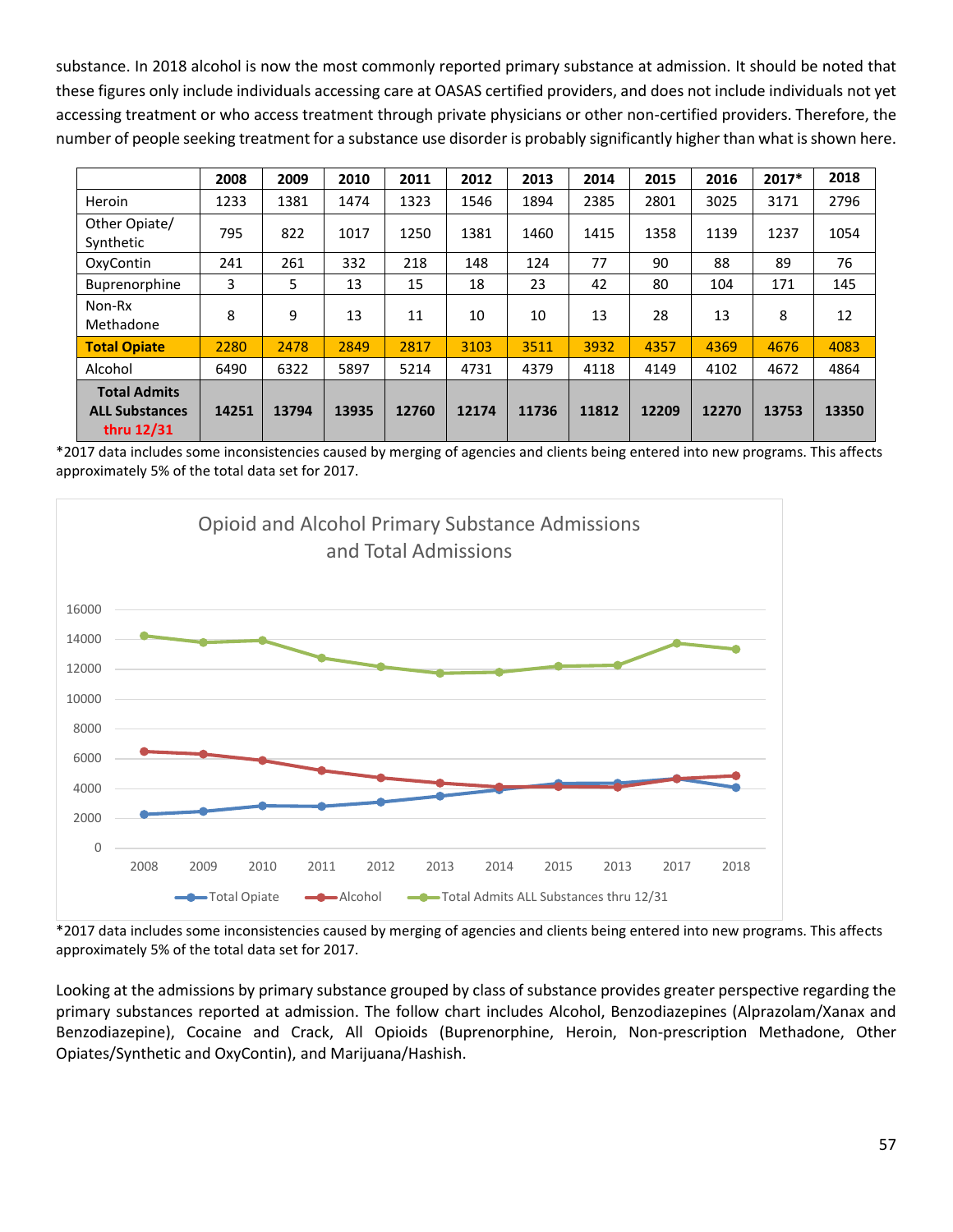substance. In 2018 alcohol is now the most commonly reported primary substance at admission. It should be noted that these figures only include individuals accessing care at OASAS certified providers, and does not include individuals not yet accessing treatment or who access treatment through private physicians or other non-certified providers. Therefore, the number of people seeking treatment for a substance use disorder is probably significantly higher than what is shown here.

| | 2008 | 2009 | 2010 | 2011 | 2012 | 2013 | 2014 | 2015 | 2016 | 2017* | 2018 |
|---|---|---|---|---|---|---|---|---|---|---|---|
| Heroin | 1233 | 1381 | 1474 | 1323 | 1546 | 1894 | 2385 | 2801 | 3025 | 3171 | 2796 |
| Other Opiate/ Synthetic | 795 | 822 | 1017 | 1250 | 1381 | 1460 | 1415 | 1358 | 1139 | 1237 | 1054 |
| OxyContin | 241 | 261 | 332 | 218 | 148 | 124 | 77 | 90 | 88 | 89 | 76 |
| Buprenorphine | 3 | 5 | 13 | 15 | 18 | 23 | 42 | 80 | 104 | 171 | 145 |
| Non-Rx Methadone | 8 | 9 | 13 | 11 | 10 | 10 | 13 | 28 | 13 | 8 | 12 |
| **Total Opiate** | 2280 | 2478 | 2849 | 2817 | 3103 | 3511 | 3932 | 4357 | 4369 | 4676 | 4083 |
| Alcohol | 6490 | 6322 | 5897 | 5214 | 4731 | 4379 | 4118 | 4149 | 4102 | 4672 | 4864 |
| **Total Admits ALL Substances thru 12/31** | **14251** | **13794** | **13935** | **12760** | **12174** | **11736** | **11812** | **12209** | **12270** | **13753** | **13350** |

*2017 data includes some inconsistencies caused by merging of agencies and clients being entered into new programs. This affects approximately 5% of the total data set for 2017.

**Opioid and Alcohol Primary Substance Admissions and Total Admissions**

*2017 data includes some inconsistencies caused by merging of agencies and clients being entered into new programs. This affects approximately 5% of the total data set for 2017.

Looking at the admissions by primary substance grouped by class of substance provides greater perspective regarding the primary substances reported at admission. The follow chart includes Alcohol, Benzodiazepines (Alprazolam/Xanax and Benzodiazepine), Cocaine and Crack, All Opioids (Buprenorphine, Heroin, Non-prescription Methadone, Other Opiates/Synthetic and OxyContin), and Marijuana/Hashish.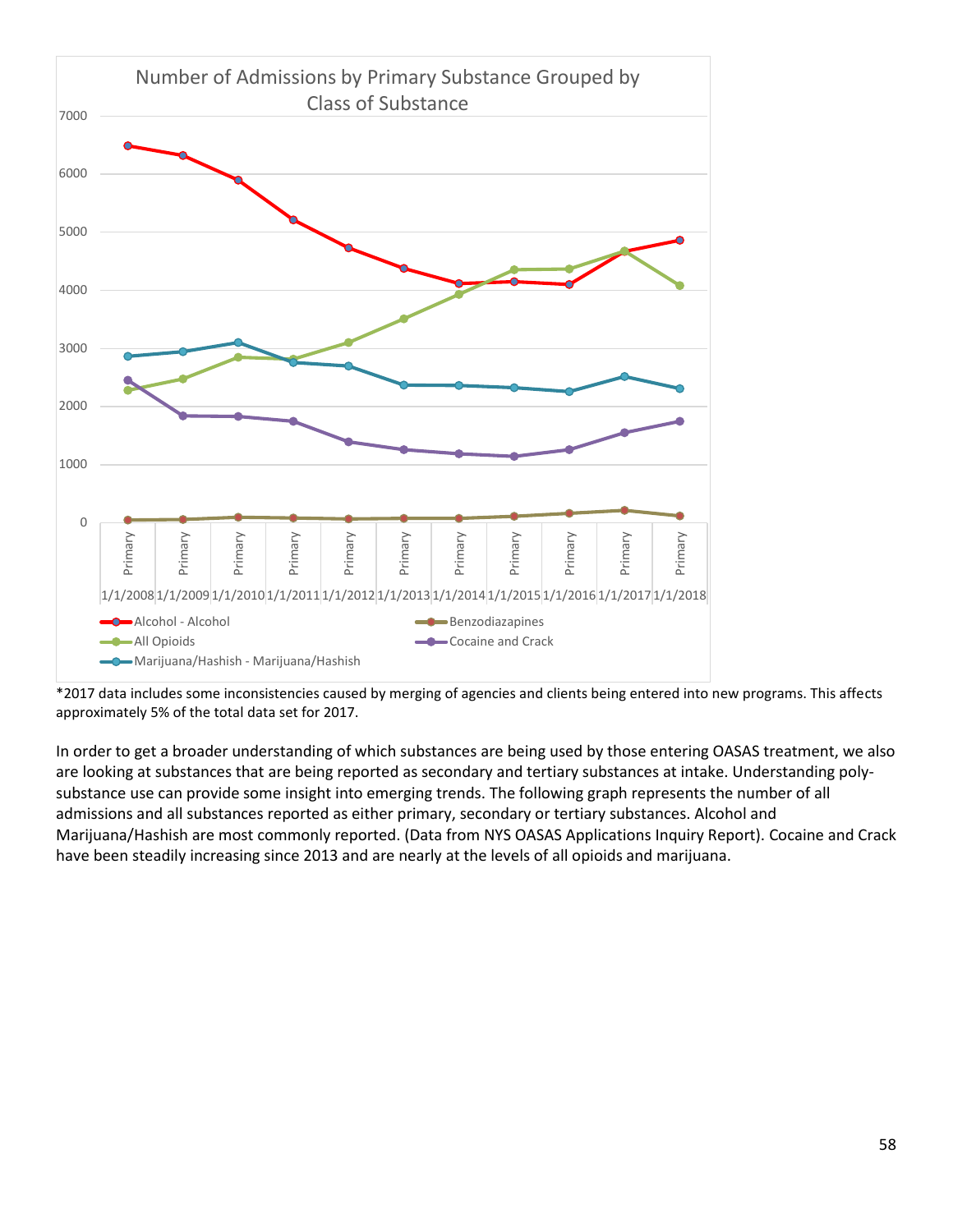*2017 data includes some inconsistencies caused by merging of agencies and clients being entered into new programs. This affects approximately 5% of the total data set for 2017.

In order to get a broader understanding of which substances are being used by those entering OASAS treatment, we also are looking at substances that are being reported as secondary and tertiary substances at intake. Understanding poly-substance use can provide some insight into emerging trends. The following graph represents the number of all admissions and all substances reported as either primary, secondary or tertiary substances. Alcohol and Marijuana/Hashish are most commonly reported. (Data from NYS OASAS Applications Inquiry Report). Cocaine and Crack have been steadily increasing since 2013 and are nearly at the levels of all opioids and marijuana.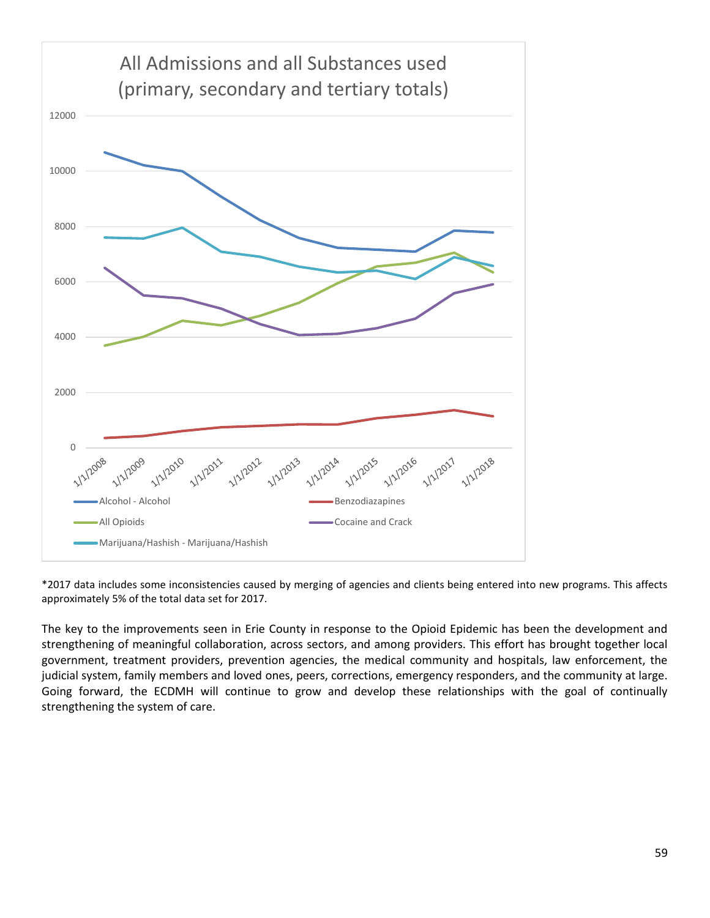*2017 data includes some inconsistencies caused by merging of agencies and clients being entered into new programs. This affects approximately 5% of the total data set for 2017.

The key to the improvements seen in Erie County in response to the Opioid Epidemic has been the development and strengthening of meaningful collaboration, across sectors, and among providers. This effort has brought together local government, treatment providers, prevention agencies, the medical community and hospitals, law enforcement, the judicial system, family members and loved ones, peers, corrections, emergency responders, and the community at large. Going forward, the ECDMH will continue to grow and develop these relationships with the goal of continually strengthening the system of care.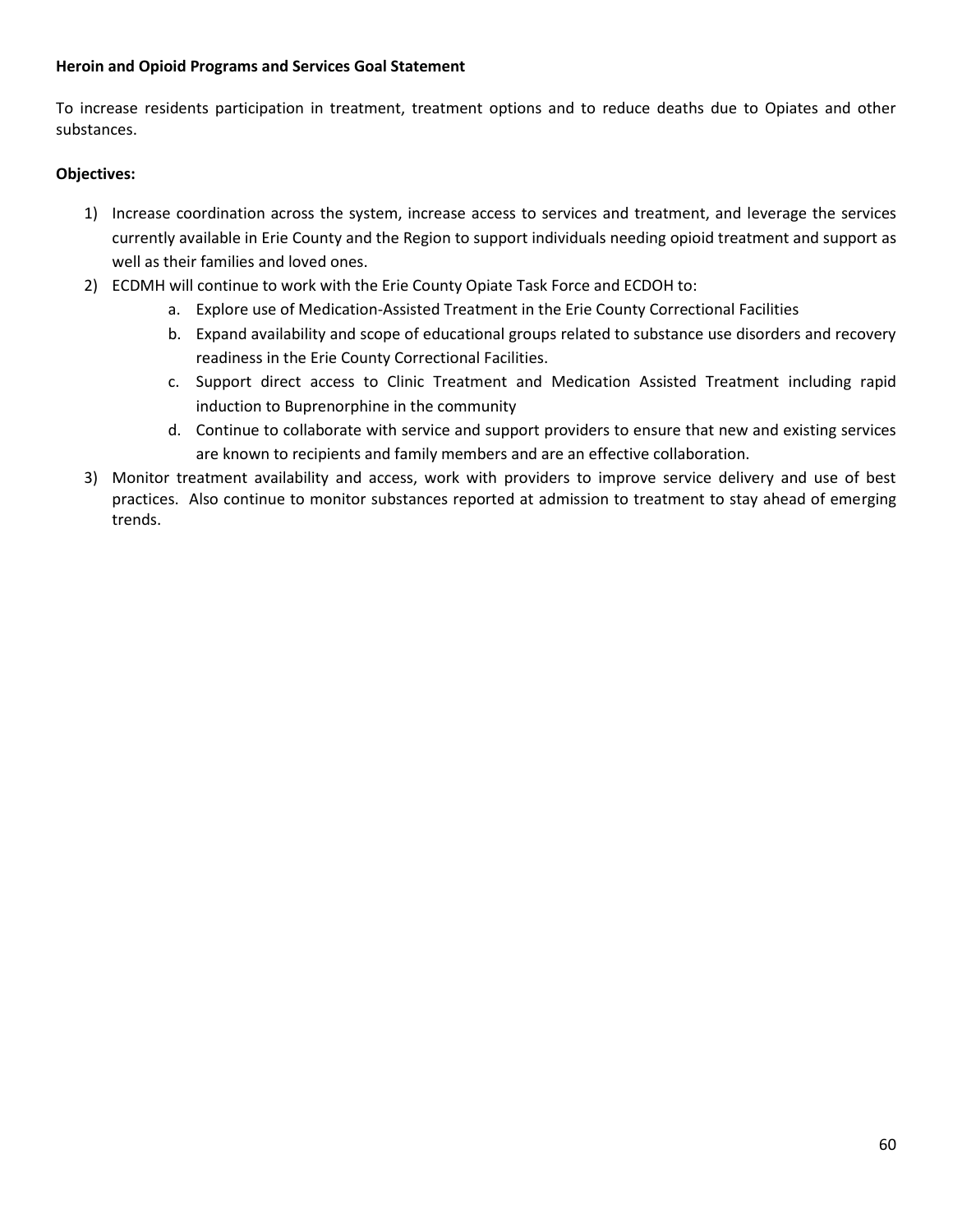**Heroin and Opioid Programs and Services Goal Statement**

To increase residents participation in treatment, treatment options and to reduce deaths due to Opiates and other substances.

**Objectives:**

1) Increase coordination across the system, increase access to services and treatment, and leverage the services currently available in Erie County and the Region to support individuals needing opioid treatment and support as well as their families and loved ones.
2) ECDMH will continue to work with the Erie County Opiate Task Force and ECDOH to:
    a. Explore use of Medication-Assisted Treatment in the Erie County Correctional Facilities
    b. Expand availability and scope of educational groups related to substance use disorders and recovery readiness in the Erie County Correctional Facilities.
    c. Support direct access to Clinic Treatment and Medication Assisted Treatment including rapid induction to Buprenorphine in the community
    d. Continue to collaborate with service and support providers to ensure that new and existing services are known to recipients and family members and are an effective collaboration.
3) Monitor treatment availability and access, work with providers to improve service delivery and use of best practices. Also continue to monitor substances reported at admission to treatment to stay ahead of emerging trends.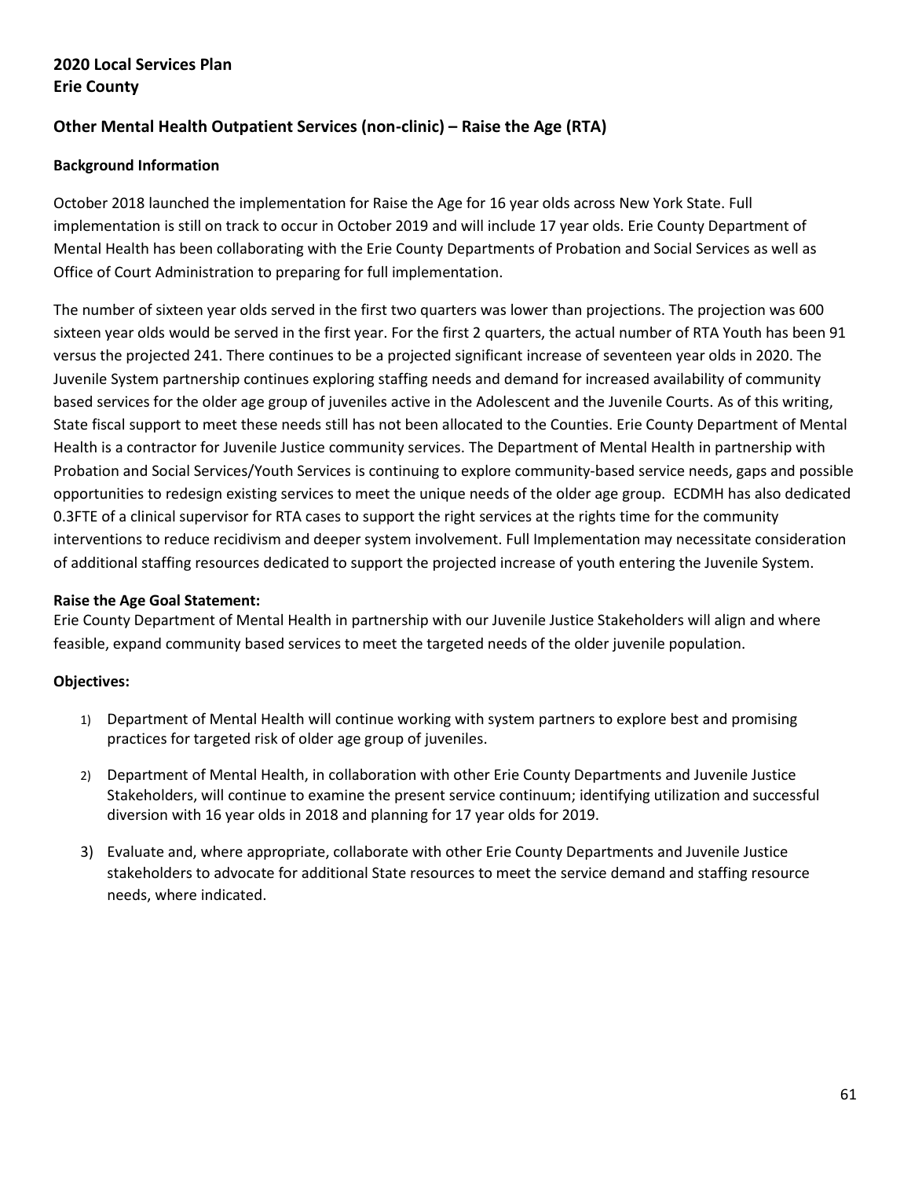**2020 Local Services Plan**
**Erie County**

## Other Mental Health Outpatient Services (non-clinic) – Raise the Age (RTA)

**Background Information**

October 2018 launched the implementation for Raise the Age for 16 year olds across New York State. Full implementation is still on track to occur in October 2019 and will include 17 year olds. Erie County Department of Mental Health has been collaborating with the Erie County Departments of Probation and Social Services as well as Office of Court Administration to preparing for full implementation.

The number of sixteen year olds served in the first two quarters was lower than projections. The projection was 600 sixteen year olds would be served in the first year. For the first 2 quarters, the actual number of RTA Youth has been 91 versus the projected 241. There continues to be a projected significant increase of seventeen year olds in 2020. The Juvenile System partnership continues exploring staffing needs and demand for increased availability of community based services for the older age group of juveniles active in the Adolescent and the Juvenile Courts. As of this writing, State fiscal support to meet these needs still has not been allocated to the Counties. Erie County Department of Mental Health is a contractor for Juvenile Justice community services. The Department of Mental Health in partnership with Probation and Social Services/Youth Services is continuing to explore community-based service needs, gaps and possible opportunities to redesign existing services to meet the unique needs of the older age group. ECDMH has also dedicated 0.3FTE of a clinical supervisor for RTA cases to support the right services at the rights time for the community interventions to reduce recidivism and deeper system involvement. Full Implementation may necessitate consideration of additional staffing resources dedicated to support the projected increase of youth entering the Juvenile System.

**Raise the Age Goal Statement:**
Erie County Department of Mental Health in partnership with our Juvenile Justice Stakeholders will align and where feasible, expand community based services to meet the targeted needs of the older juvenile population.

**Objectives:**

1) Department of Mental Health will continue working with system partners to explore best and promising practices for targeted risk of older age group of juveniles.
2) Department of Mental Health, in collaboration with other Erie County Departments and Juvenile Justice Stakeholders, will continue to examine the present service continuum; identifying utilization and successful diversion with 16 year olds in 2018 and planning for 17 year olds for 2019.
3) Evaluate and, where appropriate, collaborate with other Erie County Departments and Juvenile Justice stakeholders to advocate for additional State resources to meet the service demand and staffing resource needs, where indicated.